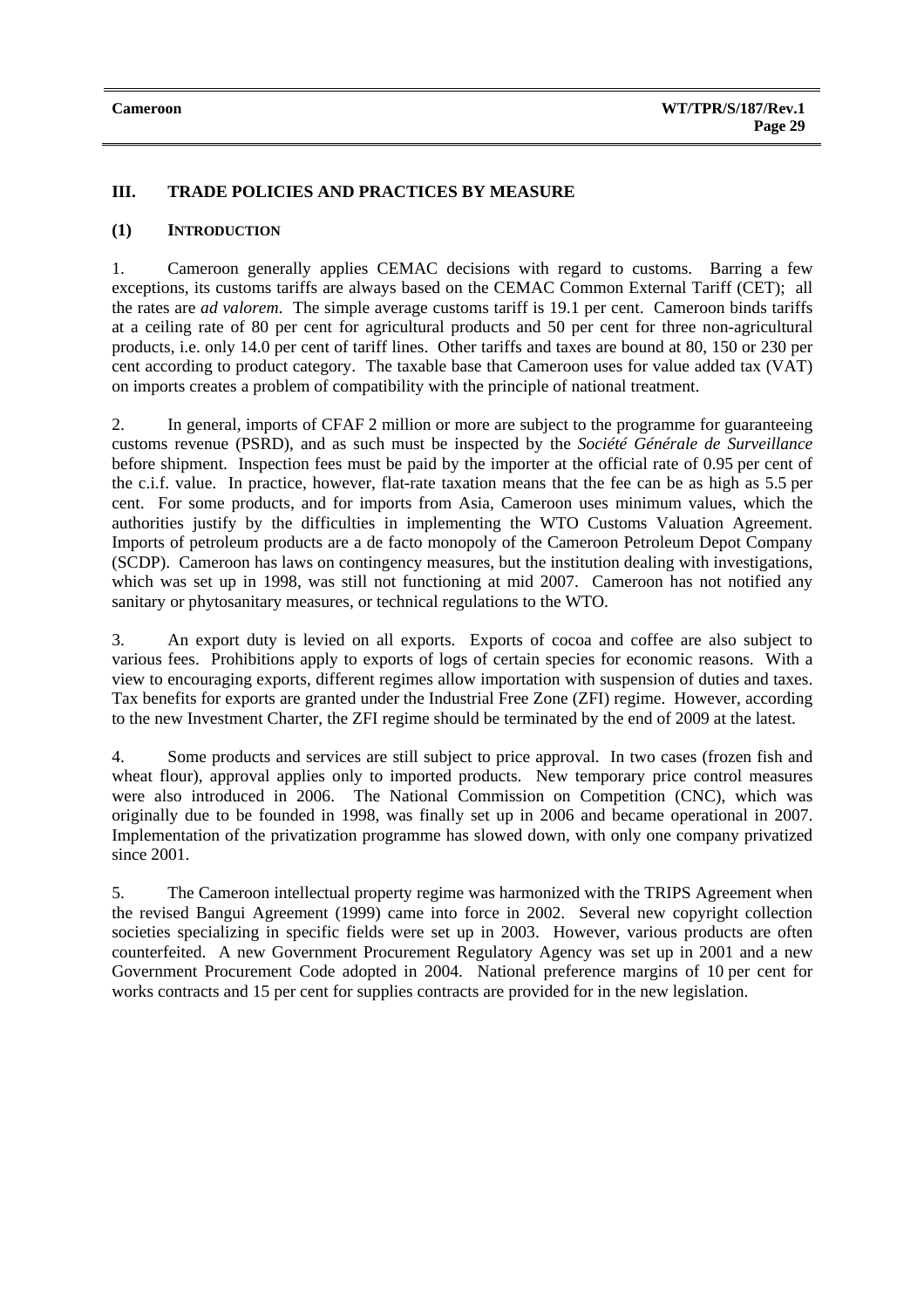## III. TRADE POLICIES AND PRACTICES BY MEASURE

### (1) INTRODUCTION

1. Cameroon generally applies CEMAC decisions with regard to customs. Barring a few exceptions, its customs tariffs are always based on the CEMAC Common External Tariff (CET); all the rates are *ad valorem*. The simple average customs tariff is 19.1 per cent. Cameroon binds tariffs at a ceiling rate of 80 per cent for agricultural products and 50 per cent for three non-agricultural products, i.e. only 14.0 per cent of tariff lines. Other tariffs and taxes are bound at 80, 150 or 230 per cent according to product category. The taxable base that Cameroon uses for value added tax (VAT) on imports creates a problem of compatibility with the principle of national treatment.

2. In general, imports of CFAF 2 million or more are subject to the programme for guaranteeing customs revenue (PSRD), and as such must be inspected by the *Société Générale de Surveillance* before shipment. Inspection fees must be paid by the importer at the official rate of 0.95 per cent of the c.i.f. value. In practice, however, flat-rate taxation means that the fee can be as high as 5.5 per cent. For some products, and for imports from Asia, Cameroon uses minimum values, which the authorities justify by the difficulties in implementing the WTO Customs Valuation Agreement. Imports of petroleum products are a de facto monopoly of the Cameroon Petroleum Depot Company (SCDP). Cameroon has laws on contingency measures, but the institution dealing with investigations, which was set up in 1998, was still not functioning at mid 2007. Cameroon has not notified any sanitary or phytosanitary measures, or technical regulations to the WTO.

3. An export duty is levied on all exports. Exports of cocoa and coffee are also subject to various fees. Prohibitions apply to exports of logs of certain species for economic reasons. With a view to encouraging exports, different regimes allow importation with suspension of duties and taxes. Tax benefits for exports are granted under the Industrial Free Zone (ZFI) regime. However, according to the new Investment Charter, the ZFI regime should be terminated by the end of 2009 at the latest.

4. Some products and services are still subject to price approval. In two cases (frozen fish and wheat flour), approval applies only to imported products. New temporary price control measures were also introduced in 2006. The National Commission on Competition (CNC), which was originally due to be founded in 1998, was finally set up in 2006 and became operational in 2007. Implementation of the privatization programme has slowed down, with only one company privatized since 2001.

5. The Cameroon intellectual property regime was harmonized with the TRIPS Agreement when the revised Bangui Agreement (1999) came into force in 2002. Several new copyright collection societies specializing in specific fields were set up in 2003. However, various products are often counterfeited. A new Government Procurement Regulatory Agency was set up in 2001 and a new Government Procurement Code adopted in 2004. National preference margins of 10 per cent for works contracts and 15 per cent for supplies contracts are provided for in the new legislation.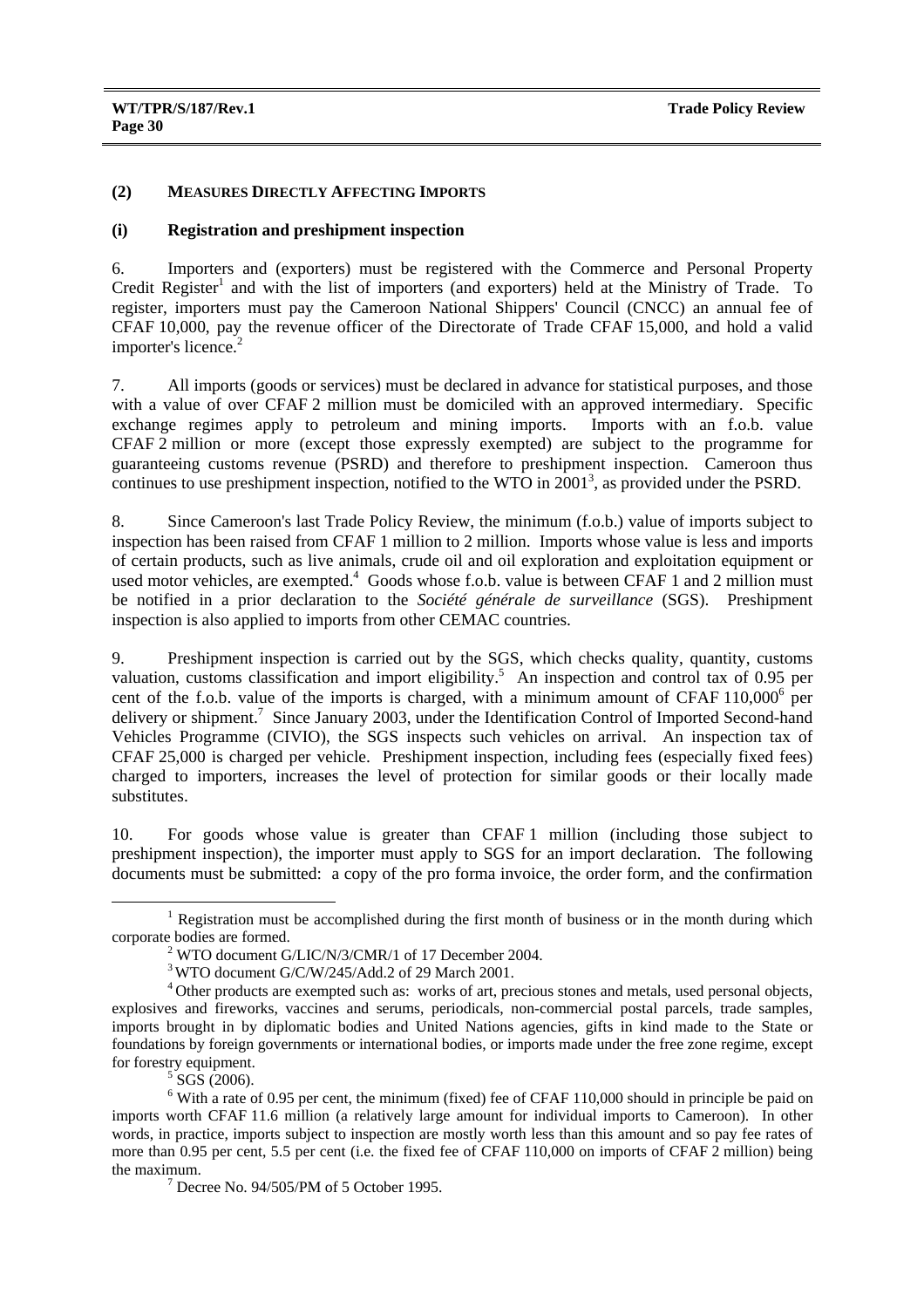## (2) MEASURES DIRECTLY AFFECTING IMPORTS

### (i) Registration and preshipment inspection

6. Importers and (exporters) must be registered with the Commerce and Personal Property Credit Register[1] and with the list of importers (and exporters) held at the Ministry of Trade. To register, importers must pay the Cameroon National Shippers' Council (CNCC) an annual fee of CFAF 10,000, pay the revenue officer of the Directorate of Trade CFAF 15,000, and hold a valid importer's licence.[2]

7. All imports (goods or services) must be declared in advance for statistical purposes, and those with a value of over CFAF 2 million must be domiciled with an approved intermediary. Specific exchange regimes apply to petroleum and mining imports. Imports with an f.o.b. value CFAF 2 million or more (except those expressly exempted) are subject to the programme for guaranteeing customs revenue (PSRD) and therefore to preshipment inspection. Cameroon thus continues to use preshipment inspection, notified to the WTO in 2001[3], as provided under the PSRD.

8. Since Cameroon's last Trade Policy Review, the minimum (f.o.b.) value of imports subject to inspection has been raised from CFAF 1 million to 2 million. Imports whose value is less and imports of certain products, such as live animals, crude oil and oil exploration and exploitation equipment or used motor vehicles, are exempted.[4] Goods whose f.o.b. value is between CFAF 1 and 2 million must be notified in a prior declaration to the *Société générale de surveillance* (SGS). Preshipment inspection is also applied to imports from other CEMAC countries.

9. Preshipment inspection is carried out by the SGS, which checks quality, quantity, customs valuation, customs classification and import eligibility.[5] An inspection and control tax of 0.95 per cent of the f.o.b. value of the imports is charged, with a minimum amount of CFAF 110,000[6] per delivery or shipment.[7] Since January 2003, under the Identification Control of Imported Second-hand Vehicles Programme (CIVIO), the SGS inspects such vehicles on arrival. An inspection tax of CFAF 25,000 is charged per vehicle. Preshipment inspection, including fees (especially fixed fees) charged to importers, increases the level of protection for similar goods or their locally made substitutes.

10. For goods whose value is greater than CFAF 1 million (including those subject to preshipment inspection), the importer must apply to SGS for an import declaration. The following documents must be submitted: a copy of the pro forma invoice, the order form, and the confirmation

---

[1] Registration must be accomplished during the first month of business or in the month during which corporate bodies are formed.

[2] WTO document G/LIC/N/3/CMR/1 of 17 December 2004.

[3] WTO document G/C/W/245/Add.2 of 29 March 2001.

[4] Other products are exempted such as: works of art, precious stones and metals, used personal objects, explosives and fireworks, vaccines and serums, periodicals, non-commercial postal parcels, trade samples, imports brought in by diplomatic bodies and United Nations agencies, gifts in kind made to the State or foundations by foreign governments or international bodies, or imports made under the free zone regime, except for forestry equipment.

[5] SGS (2006).

[6] With a rate of 0.95 per cent, the minimum (fixed) fee of CFAF 110,000 should in principle be paid on imports worth CFAF 11.6 million (a relatively large amount for individual imports to Cameroon). In other words, in practice, imports subject to inspection are mostly worth less than this amount and so pay fee rates of more than 0.95 per cent, 5.5 per cent (i.e. the fixed fee of CFAF 110,000 on imports of CFAF 2 million) being the maximum.

[7] Decree No. 94/505/PM of 5 October 1995.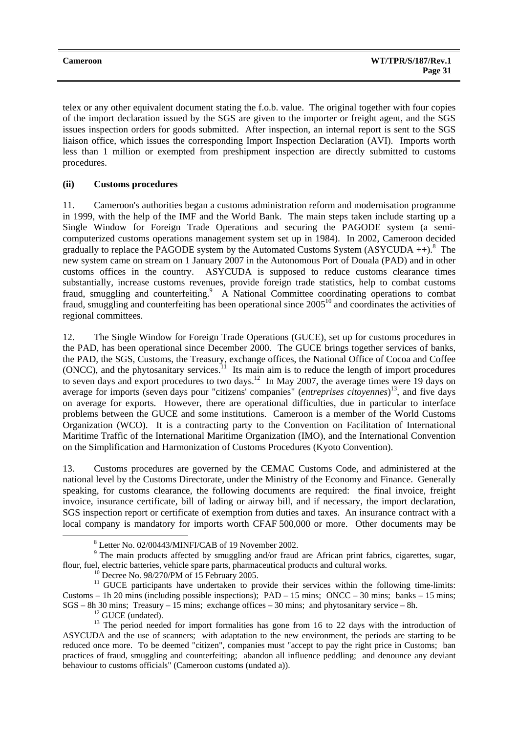telex or any other equivalent document stating the f.o.b. value. The original together with four copies of the import declaration issued by the SGS are given to the importer or freight agent, and the SGS issues inspection orders for goods submitted. After inspection, an internal report is sent to the SGS liaison office, which issues the corresponding Import Inspection Declaration (AVI). Imports worth less than 1 million or exempted from preshipment inspection are directly submitted to customs procedures.

#### (ii) Customs procedures

11. Cameroon's authorities began a customs administration reform and modernisation programme in 1999, with the help of the IMF and the World Bank. The main steps taken include starting up a Single Window for Foreign Trade Operations and securing the PAGODE system (a semi-computerized customs operations management system set up in 1984). In 2002, Cameroon decided gradually to replace the PAGODE system by the Automated Customs System (ASYCUDA ++).[8] The new system came on stream on 1 January 2007 in the Autonomous Port of Douala (PAD) and in other customs offices in the country. ASYCUDA is supposed to reduce customs clearance times substantially, increase customs revenues, provide foreign trade statistics, help to combat customs fraud, smuggling and counterfeiting.[9] A National Committee coordinating operations to combat fraud, smuggling and counterfeiting has been operational since 2005[10] and coordinates the activities of regional committees.

12. The Single Window for Foreign Trade Operations (GUCE), set up for customs procedures in the PAD, has been operational since December 2000. The GUCE brings together services of banks, the PAD, the SGS, Customs, the Treasury, exchange offices, the National Office of Cocoa and Coffee (ONCC), and the phytosanitary services.[11] Its main aim is to reduce the length of import procedures to seven days and export procedures to two days.[12] In May 2007, the average times were 19 days on average for imports (seven days pour "citizens' companies" (*entreprises citoyennes*)[13], and five days on average for exports. However, there are operational difficulties, due in particular to interface problems between the GUCE and some institutions. Cameroon is a member of the World Customs Organization (WCO). It is a contracting party to the Convention on Facilitation of International Maritime Traffic of the International Maritime Organization (IMO), and the International Convention on the Simplification and Harmonization of Customs Procedures (Kyoto Convention).

13. Customs procedures are governed by the CEMAC Customs Code, and administered at the national level by the Customs Directorate, under the Ministry of the Economy and Finance. Generally speaking, for customs clearance, the following documents are required: the final invoice, freight invoice, insurance certificate, bill of lading or airway bill, and if necessary, the import declaration, SGS inspection report or certificate of exemption from duties and taxes. An insurance contract with a local company is mandatory for imports worth CFAF 500,000 or more. Other documents may be

---

[8] Letter No. 02/00443/MINFI/CAB of 19 November 2002.

[9] The main products affected by smuggling and/or fraud are African print fabrics, cigarettes, sugar, flour, fuel, electric batteries, vehicle spare parts, pharmaceutical products and cultural works.

[10] Decree No. 98/270/PM of 15 February 2005.

[11] GUCE participants have undertaken to provide their services within the following time-limits: Customs – 1h 20 mins (including possible inspections); PAD – 15 mins; ONCC – 30 mins; banks – 15 mins; SGS – 8h 30 mins; Treasury – 15 mins; exchange offices – 30 mins; and phytosanitary service – 8h.

[12] GUCE (undated).

[13] The period needed for import formalities has gone from 16 to 22 days with the introduction of ASYCUDA and the use of scanners; with adaptation to the new environment, the periods are starting to be reduced once more. To be deemed "citizen", companies must "accept to pay the right price in Customs; ban practices of fraud, smuggling and counterfeiting; abandon all influence peddling; and denounce any deviant behaviour to customs officials" (Cameroon customs (undated a)).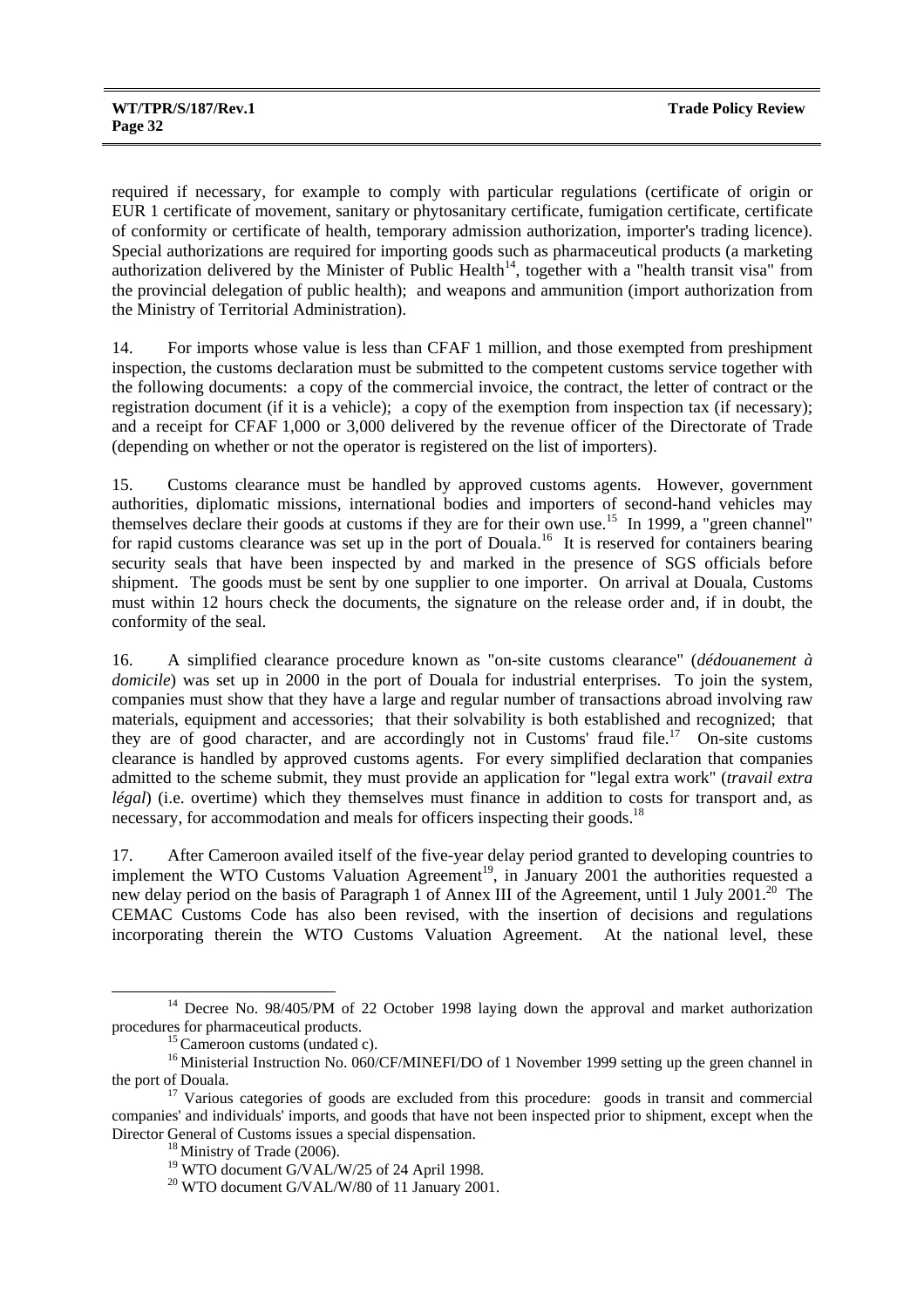required if necessary, for example to comply with particular regulations (certificate of origin or EUR 1 certificate of movement, sanitary or phytosanitary certificate, fumigation certificate, certificate of conformity or certificate of health, temporary admission authorization, importer's trading licence). Special authorizations are required for importing goods such as pharmaceutical products (a marketing authorization delivered by the Minister of Public Health[14], together with a "health transit visa" from the provincial delegation of public health); and weapons and ammunition (import authorization from the Ministry of Territorial Administration).

14. For imports whose value is less than CFAF 1 million, and those exempted from preshipment inspection, the customs declaration must be submitted to the competent customs service together with the following documents: a copy of the commercial invoice, the contract, the letter of contract or the registration document (if it is a vehicle); a copy of the exemption from inspection tax (if necessary); and a receipt for CFAF 1,000 or 3,000 delivered by the revenue officer of the Directorate of Trade (depending on whether or not the operator is registered on the list of importers).

15. Customs clearance must be handled by approved customs agents. However, government authorities, diplomatic missions, international bodies and importers of second-hand vehicles may themselves declare their goods at customs if they are for their own use.[15] In 1999, a "green channel" for rapid customs clearance was set up in the port of Douala.[16] It is reserved for containers bearing security seals that have been inspected by and marked in the presence of SGS officials before shipment. The goods must be sent by one supplier to one importer. On arrival at Douala, Customs must within 12 hours check the documents, the signature on the release order and, if in doubt, the conformity of the seal.

16. A simplified clearance procedure known as "on-site customs clearance" (*dédouanement à domicile*) was set up in 2000 in the port of Douala for industrial enterprises. To join the system, companies must show that they have a large and regular number of transactions abroad involving raw materials, equipment and accessories; that their solvability is both established and recognized; that they are of good character, and are accordingly not in Customs' fraud file.[17] On-site customs clearance is handled by approved customs agents. For every simplified declaration that companies admitted to the scheme submit, they must provide an application for "legal extra work" (*travail extra légal*) (i.e. overtime) which they themselves must finance in addition to costs for transport and, as necessary, for accommodation and meals for officers inspecting their goods.[18]

17. After Cameroon availed itself of the five-year delay period granted to developing countries to implement the WTO Customs Valuation Agreement[19], in January 2001 the authorities requested a new delay period on the basis of Paragraph 1 of Annex III of the Agreement, until 1 July 2001.[20] The CEMAC Customs Code has also been revised, with the insertion of decisions and regulations incorporating therein the WTO Customs Valuation Agreement. At the national level, these

---

[14] Decree No. 98/405/PM of 22 October 1998 laying down the approval and market authorization procedures for pharmaceutical products.

[15] Cameroon customs (undated c).

[16] Ministerial Instruction No. 060/CF/MINEFI/DO of 1 November 1999 setting up the green channel in the port of Douala.

[17] Various categories of goods are excluded from this procedure: goods in transit and commercial companies' and individuals' imports, and goods that have not been inspected prior to shipment, except when the Director General of Customs issues a special dispensation.

[18] Ministry of Trade (2006).

[19] WTO document G/VAL/W/25 of 24 April 1998.

[20] WTO document G/VAL/W/80 of 11 January 2001.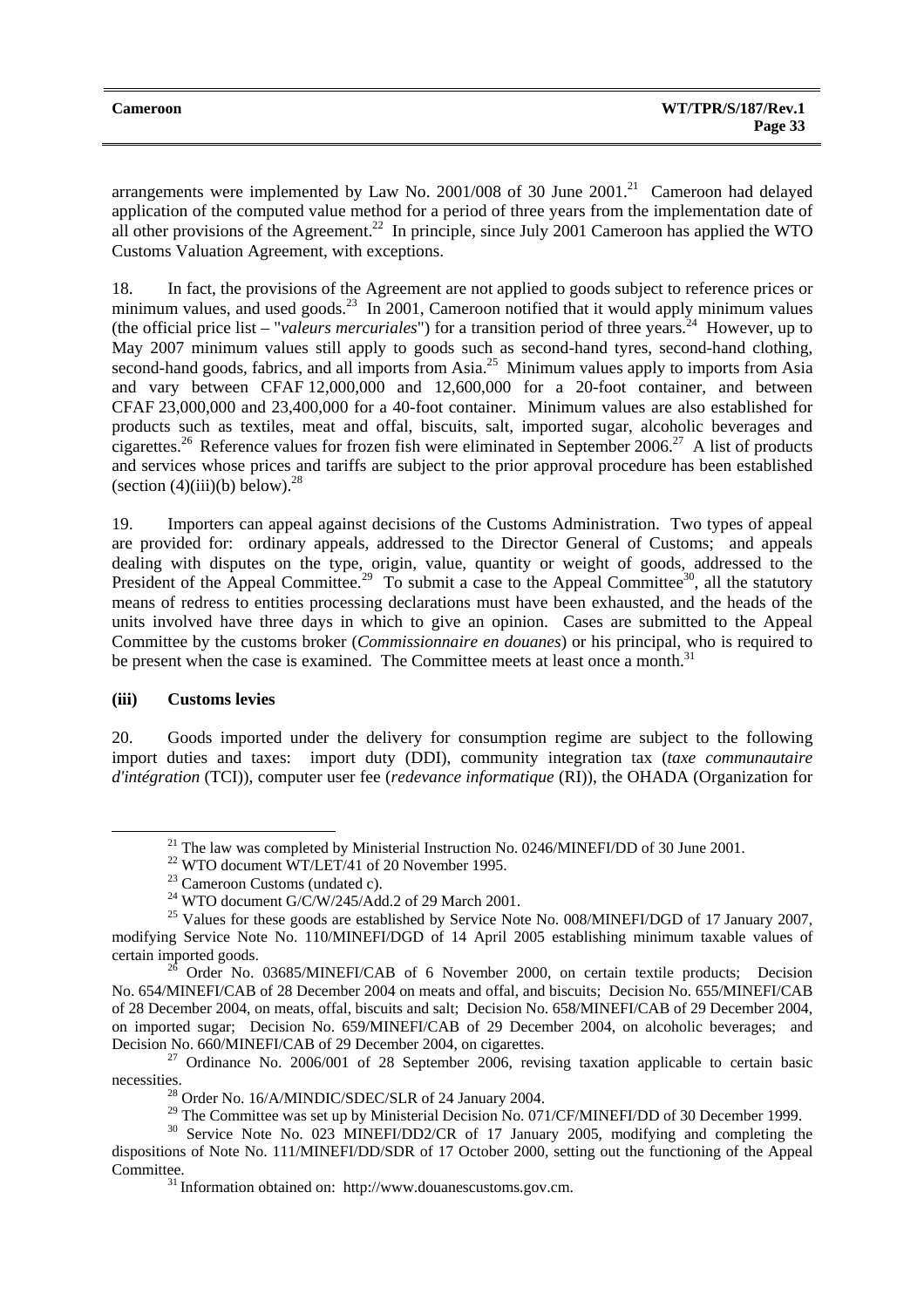arrangements were implemented by Law No. 2001/008 of 30 June 2001.[21] Cameroon had delayed application of the computed value method for a period of three years from the implementation date of all other provisions of the Agreement.[22] In principle, since July 2001 Cameroon has applied the WTO Customs Valuation Agreement, with exceptions.

18. In fact, the provisions of the Agreement are not applied to goods subject to reference prices or minimum values, and used goods.[23] In 2001, Cameroon notified that it would apply minimum values (the official price list – "*valeurs mercuriales*") for a transition period of three years.[24] However, up to May 2007 minimum values still apply to goods such as second-hand tyres, second-hand clothing, second-hand goods, fabrics, and all imports from Asia.[25] Minimum values apply to imports from Asia and vary between CFAF 12,000,000 and 12,600,000 for a 20-foot container, and between CFAF 23,000,000 and 23,400,000 for a 40-foot container. Minimum values are also established for products such as textiles, meat and offal, biscuits, salt, imported sugar, alcoholic beverages and cigarettes.[26] Reference values for frozen fish were eliminated in September 2006.[27] A list of products and services whose prices and tariffs are subject to the prior approval procedure has been established (section (4)(iii)(b) below).[28]

19. Importers can appeal against decisions of the Customs Administration. Two types of appeal are provided for: ordinary appeals, addressed to the Director General of Customs; and appeals dealing with disputes on the type, origin, value, quantity or weight of goods, addressed to the President of the Appeal Committee.[29] To submit a case to the Appeal Committee[30], all the statutory means of redress to entities processing declarations must have been exhausted, and the heads of the units involved have three days in which to give an opinion. Cases are submitted to the Appeal Committee by the customs broker (*Commissionnaire en douanes*) or his principal, who is required to be present when the case is examined. The Committee meets at least once a month.[31]

#### (iii) Customs levies

20. Goods imported under the delivery for consumption regime are subject to the following import duties and taxes: import duty (DDI), community integration tax (*taxe communautaire d'intégration* (TCI)), computer user fee (*redevance informatique* (RI)), the OHADA (Organization for

---

[21] The law was completed by Ministerial Instruction No. 0246/MINEFI/DD of 30 June 2001.

[22] WTO document WT/LET/41 of 20 November 1995.

[23] Cameroon Customs (undated c).

[24] WTO document G/C/W/245/Add.2 of 29 March 2001.

[25] Values for these goods are established by Service Note No. 008/MINEFI/DGD of 17 January 2007, modifying Service Note No. 110/MINEFI/DGD of 14 April 2005 establishing minimum taxable values of certain imported goods.

[26] Order No. 03685/MINEFI/CAB of 6 November 2000, on certain textile products; Decision No. 654/MINEFI/CAB of 28 December 2004 on meats and offal, and biscuits; Decision No. 655/MINEFI/CAB of 28 December 2004, on meats, offal, biscuits and salt; Decision No. 658/MINEFI/CAB of 29 December 2004, on imported sugar; Decision No. 659/MINEFI/CAB of 29 December 2004, on alcoholic beverages; and Decision No. 660/MINEFI/CAB of 29 December 2004, on cigarettes.

[27] Ordinance No. 2006/001 of 28 September 2006, revising taxation applicable to certain basic necessities.

[28] Order No. 16/A/MINDIC/SDEC/SLR of 24 January 2004.

[29] The Committee was set up by Ministerial Decision No. 071/CF/MINEFI/DD of 30 December 1999.

[30] Service Note No. 023 MINEFI/DD2/CR of 17 January 2005, modifying and completing the dispositions of Note No. 111/MINEFI/DD/SDR of 17 October 2000, setting out the functioning of the Appeal Committee.

[31] Information obtained on: http://www.douanescustoms.gov.cm.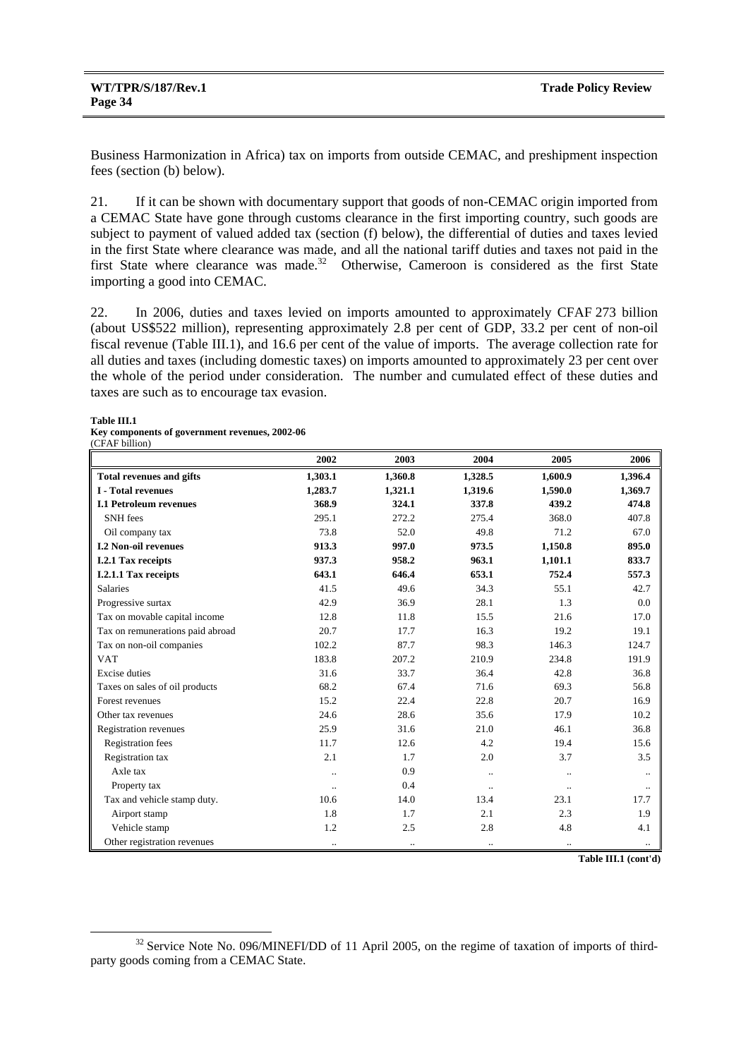Business Harmonization in Africa) tax on imports from outside CEMAC, and preshipment inspection fees (section (b) below).

21. If it can be shown with documentary support that goods of non-CEMAC origin imported from a CEMAC State have gone through customs clearance in the first importing country, such goods are subject to payment of valued added tax (section (f) below), the differential of duties and taxes levied in the first State where clearance was made, and all the national tariff duties and taxes not paid in the first State where clearance was made.[32] Otherwise, Cameroon is considered as the first State importing a good into CEMAC.

22. In 2006, duties and taxes levied on imports amounted to approximately CFAF 273 billion (about US$522 million), representing approximately 2.8 per cent of GDP, 33.2 per cent of non-oil fiscal revenue (Table III.1), and 16.6 per cent of the value of imports. The average collection rate for all duties and taxes (including domestic taxes) on imports amounted to approximately 23 per cent over the whole of the period under consideration. The number and cumulated effect of these duties and taxes are such as to encourage tax evasion.

**Table III.1**
**Key components of government revenues, 2002-06**
(CFAF billion)

| | 2002 | 2003 | 2004 | 2005 | 2006 |
|---|---|---|---|---|---|
| **Total revenues and gifts** | **1,303.1** | **1,360.8** | **1,328.5** | **1,600.9** | **1,396.4** |
| **I - Total revenues** | **1,283.7** | **1,321.1** | **1,319.6** | **1,590.0** | **1,369.7** |
| **I.1 Petroleum revenues** | **368.9** | **324.1** | **337.8** | **439.2** | **474.8** |
| SNH fees | 295.1 | 272.2 | 275.4 | 368.0 | 407.8 |
| Oil company tax | 73.8 | 52.0 | 49.8 | 71.2 | 67.0 |
| **I.2 Non-oil revenues** | **913.3** | **997.0** | **973.5** | **1,150.8** | **895.0** |
| **I.2.1 Tax receipts** | **937.3** | **958.2** | **963.1** | **1,101.1** | **833.7** |
| **I.2.1.1 Tax receipts** | **643.1** | **646.4** | **653.1** | **752.4** | **557.3** |
| Salaries | 41.5 | 49.6 | 34.3 | 55.1 | 42.7 |
| Progressive surtax | 42.9 | 36.9 | 28.1 | 1.3 | 0.0 |
| Tax on movable capital income | 12.8 | 11.8 | 15.5 | 21.6 | 17.0 |
| Tax on remunerations paid abroad | 20.7 | 17.7 | 16.3 | 19.2 | 19.1 |
| Tax on non-oil companies | 102.2 | 87.7 | 98.3 | 146.3 | 124.7 |
| VAT | 183.8 | 207.2 | 210.9 | 234.8 | 191.9 |
| Excise duties | 31.6 | 33.7 | 36.4 | 42.8 | 36.8 |
| Taxes on sales of oil products | 68.2 | 67.4 | 71.6 | 69.3 | 56.8 |
| Forest revenues | 15.2 | 22.4 | 22.8 | 20.7 | 16.9 |
| Other tax revenues | 24.6 | 28.6 | 35.6 | 17.9 | 10.2 |
| Registration revenues | 25.9 | 31.6 | 21.0 | 46.1 | 36.8 |
| Registration fees | 11.7 | 12.6 | 4.2 | 19.4 | 15.6 |
| Registration tax | 2.1 | 1.7 | 2.0 | 3.7 | 3.5 |
| Axle tax | .. | 0.9 | .. | .. | .. |
| Property tax | .. | 0.4 | .. | .. | .. |
| Tax and vehicle stamp duty. | 10.6 | 14.0 | 13.4 | 23.1 | 17.7 |
| Airport stamp | 1.8 | 1.7 | 2.1 | 2.3 | 1.9 |
| Vehicle stamp | 1.2 | 2.5 | 2.8 | 4.8 | 4.1 |
| Other registration revenues | .. | .. | .. | .. | .. |

**Table III.1 (cont'd)**

[32] Service Note No. 096/MINEFI/DD of 11 April 2005, on the regime of taxation of imports of third-party goods coming from a CEMAC State.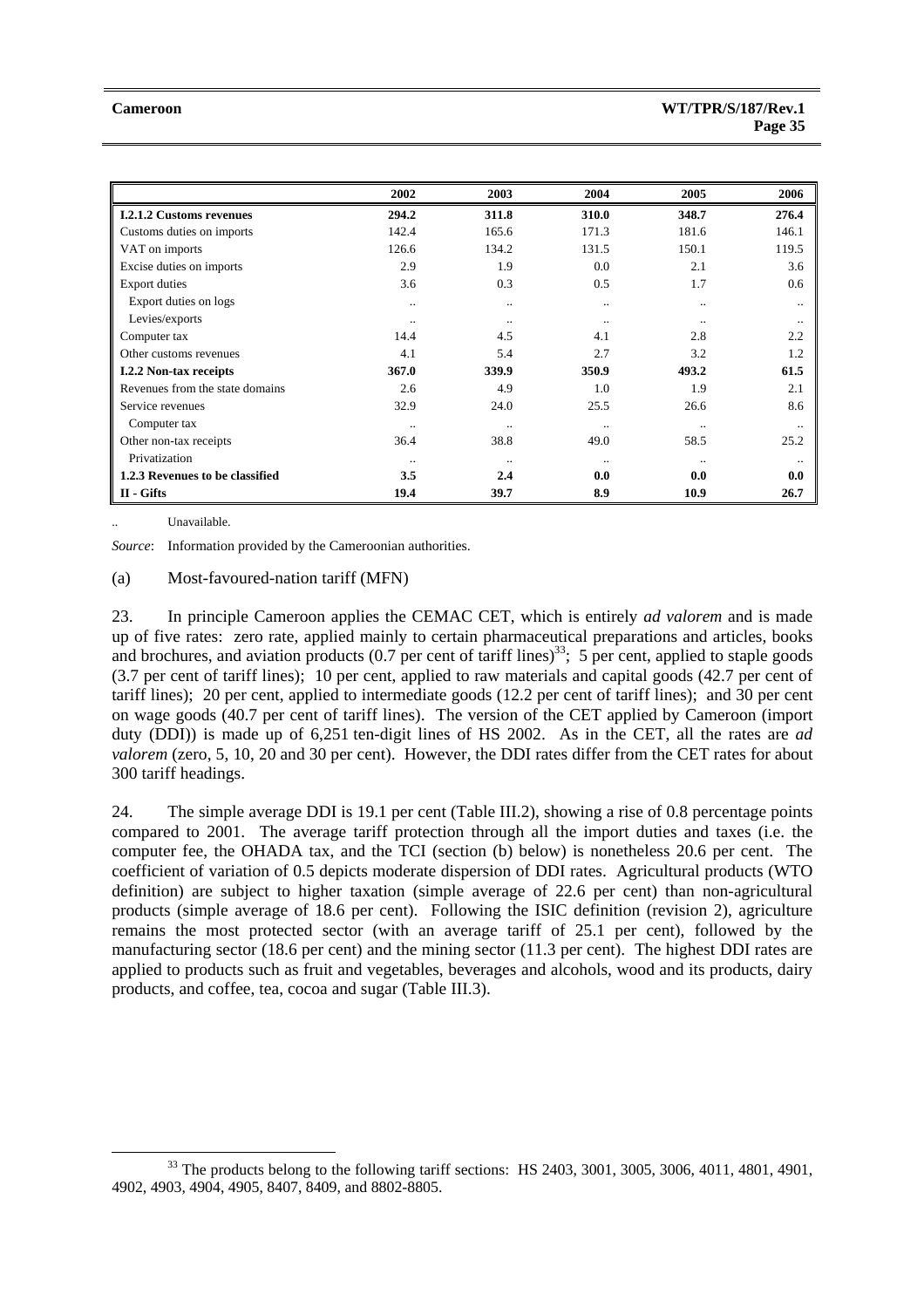| | 2002 | 2003 | 2004 | 2005 | 2006 |
|---|---|---|---|---|---|
| **I.2.1.2 Customs revenues** | **294.2** | **311.8** | **310.0** | **348.7** | **276.4** |
| Customs duties on imports | 142.4 | 165.6 | 171.3 | 181.6 | 146.1 |
| VAT on imports | 126.6 | 134.2 | 131.5 | 150.1 | 119.5 |
| Excise duties on imports | 2.9 | 1.9 | 0.0 | 2.1 | 3.6 |
| Export duties | 3.6 | 0.3 | 0.5 | 1.7 | 0.6 |
| Export duties on logs | .. | .. | .. | .. | .. |
| Levies/exports | .. | .. | .. | .. | .. |
| Computer tax | 14.4 | 4.5 | 4.1 | 2.8 | 2.2 |
| Other customs revenues | 4.1 | 5.4 | 2.7 | 3.2 | 1.2 |
| **I.2.2 Non-tax receipts** | **367.0** | **339.9** | **350.9** | **493.2** | **61.5** |
| Revenues from the state domains | 2.6 | 4.9 | 1.0 | 1.9 | 2.1 |
| Service revenues | 32.9 | 24.0 | 25.5 | 26.6 | 8.6 |
| Computer tax | .. | .. | .. | .. | .. |
| Other non-tax receipts | 36.4 | 38.8 | 49.0 | 58.5 | 25.2 |
| Privatization | .. | .. | .. | .. | .. |
| **1.2.3 Revenues to be classified** | **3.5** | **2.4** | **0.0** | **0.0** | **0.0** |
| **II - Gifts** | **19.4** | **39.7** | **8.9** | **10.9** | **26.7** |

.. Unavailable.

*Source*: Information provided by the Cameroonian authorities.

(a) Most-favoured-nation tariff (MFN)

23. In principle Cameroon applies the CEMAC CET, which is entirely *ad valorem* and is made up of five rates: zero rate, applied mainly to certain pharmaceutical preparations and articles, books and brochures, and aviation products (0.7 per cent of tariff lines)[33]; 5 per cent, applied to staple goods (3.7 per cent of tariff lines); 10 per cent, applied to raw materials and capital goods (42.7 per cent of tariff lines); 20 per cent, applied to intermediate goods (12.2 per cent of tariff lines); and 30 per cent on wage goods (40.7 per cent of tariff lines). The version of the CET applied by Cameroon (import duty (DDI)) is made up of 6,251 ten-digit lines of HS 2002. As in the CET, all the rates are *ad valorem* (zero, 5, 10, 20 and 30 per cent). However, the DDI rates differ from the CET rates for about 300 tariff headings.

24. The simple average DDI is 19.1 per cent (Table III.2), showing a rise of 0.8 percentage points compared to 2001. The average tariff protection through all the import duties and taxes (i.e. the computer fee, the OHADA tax, and the TCI (section (b) below) is nonetheless 20.6 per cent. The coefficient of variation of 0.5 depicts moderate dispersion of DDI rates. Agricultural products (WTO definition) are subject to higher taxation (simple average of 22.6 per cent) than non-agricultural products (simple average of 18.6 per cent). Following the ISIC definition (revision 2), agriculture remains the most protected sector (with an average tariff of 25.1 per cent), followed by the manufacturing sector (18.6 per cent) and the mining sector (11.3 per cent). The highest DDI rates are applied to products such as fruit and vegetables, beverages and alcohols, wood and its products, dairy products, and coffee, tea, cocoa and sugar (Table III.3).

[33] The products belong to the following tariff sections: HS 2403, 3001, 3005, 3006, 4011, 4801, 4901, 4902, 4903, 4904, 4905, 8407, 8409, and 8802-8805.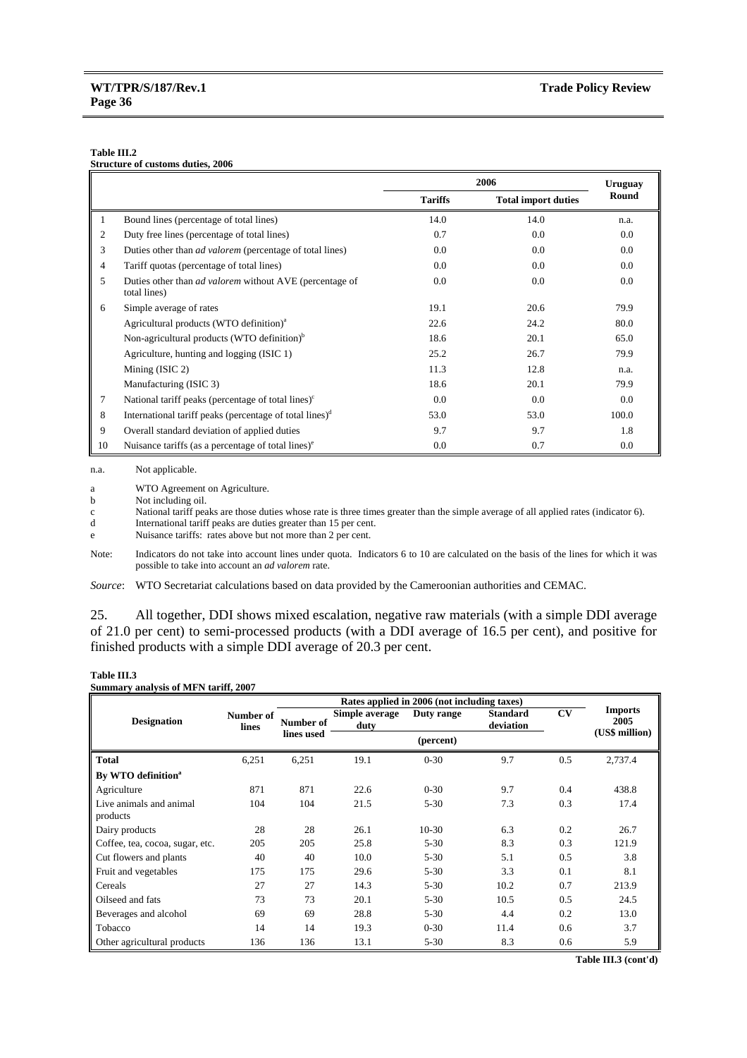**Table III.2**
**Structure of customs duties, 2006**

| | | 2006 | | Uruguay Round |
|---|---|---|---|---|
| | | **Tariffs** | **Total import duties** | |
| 1 | Bound lines (percentage of total lines) | 14.0 | 14.0 | n.a. |
| 2 | Duty free lines (percentage of total lines) | 0.7 | 0.0 | 0.0 |
| 3 | Duties other than *ad valorem* (percentage of total lines) | 0.0 | 0.0 | 0.0 |
| 4 | Tariff quotas (percentage of total lines) | 0.0 | 0.0 | 0.0 |
| 5 | Duties other than *ad valorem* without AVE (percentage of total lines) | 0.0 | 0.0 | 0.0 |
| 6 | Simple average of rates | 19.1 | 20.6 | 79.9 |
| | Agricultural products (WTO definition)[a] | 22.6 | 24.2 | 80.0 |
| | Non-agricultural products (WTO definition)[b] | 18.6 | 20.1 | 65.0 |
| | Agriculture, hunting and logging (ISIC 1) | 25.2 | 26.7 | 79.9 |
| | Mining (ISIC 2) | 11.3 | 12.8 | n.a. |
| | Manufacturing (ISIC 3) | 18.6 | 20.1 | 79.9 |
| 7 | National tariff peaks (percentage of total lines)[c] | 0.0 | 0.0 | 0.0 |
| 8 | International tariff peaks (percentage of total lines)[d] | 53.0 | 53.0 | 100.0 |
| 9 | Overall standard deviation of applied duties | 9.7 | 9.7 | 1.8 |
| 10 | Nuisance tariffs (as a percentage of total lines)[e] | 0.0 | 0.7 | 0.0 |

n.a. Not applicable.

a WTO Agreement on Agriculture.
b Not including oil.
c National tariff peaks are those duties whose rate is three times greater than the simple average of all applied rates (indicator 6).
d International tariff peaks are duties greater than 15 per cent.
e Nuisance tariffs: rates above but not more than 2 per cent.

Note: Indicators do not take into account lines under quota. Indicators 6 to 10 are calculated on the basis of the lines for which it was possible to take into account an *ad valorem* rate.

*Source*: WTO Secretariat calculations based on data provided by the Cameroonian authorities and CEMAC.

25. All together, DDI shows mixed escalation, negative raw materials (with a simple DDI average of 21.0 per cent) to semi-processed products (with a DDI average of 16.5 per cent), and positive for finished products with a simple DDI average of 20.3 per cent.

**Table III.3**
**Summary analysis of MFN tariff, 2007**

| Designation | Number of lines | Rates applied in 2006 (not including taxes) | | | | CV | Imports 2005 (US$ million) |
|---|---|---|---|---|---|---|---|
| | | Number of lines used | Simple average duty | Duty range | Standard deviation | | |
| | | | (percent) | | | | |
| **Total** | 6,251 | 6,251 | 19.1 | 0-30 | 9.7 | 0.5 | 2,737.4 |
| **By WTO definition**[a] | | | | | | | |
| Agriculture | 871 | 871 | 22.6 | 0-30 | 9.7 | 0.4 | 438.8 |
| Live animals and animal products | 104 | 104 | 21.5 | 5-30 | 7.3 | 0.3 | 17.4 |
| Dairy products | 28 | 28 | 26.1 | 10-30 | 6.3 | 0.2 | 26.7 |
| Coffee, tea, cocoa, sugar, etc. | 205 | 205 | 25.8 | 5-30 | 8.3 | 0.3 | 121.9 |
| Cut flowers and plants | 40 | 40 | 10.0 | 5-30 | 5.1 | 0.5 | 3.8 |
| Fruit and vegetables | 175 | 175 | 29.6 | 5-30 | 3.3 | 0.1 | 8.1 |
| Cereals | 27 | 27 | 14.3 | 5-30 | 10.2 | 0.7 | 213.9 |
| Oilseed and fats | 73 | 73 | 20.1 | 5-30 | 10.5 | 0.5 | 24.5 |
| Beverages and alcohol | 69 | 69 | 28.8 | 5-30 | 4.4 | 0.2 | 13.0 |
| Tobacco | 14 | 14 | 19.3 | 0-30 | 11.4 | 0.6 | 3.7 |
| Other agricultural products | 136 | 136 | 13.1 | 5-30 | 8.3 | 0.6 | 5.9 |

**Table III.3 (cont'd)**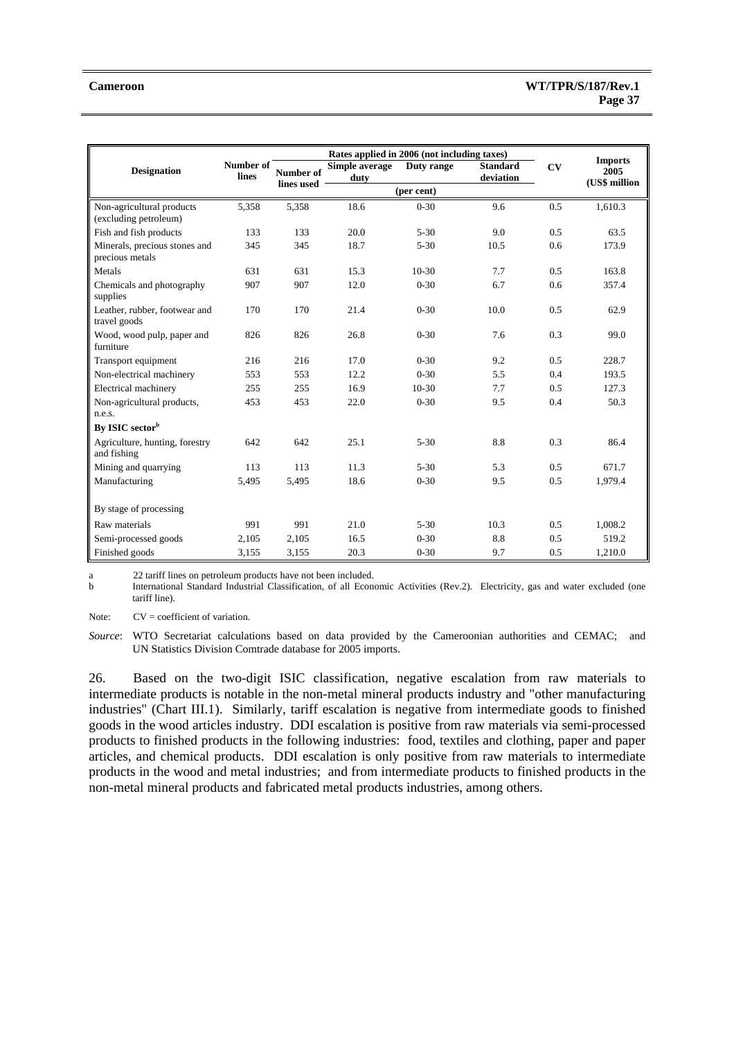| Designation | Number of lines | Rates applied in 2006 (not including taxes) | | | | CV | Imports 2005 (US$ million |
|---|---|---|---|---|---|---|---|
| | | Number of lines used | Simple average duty | Duty range | Standard deviation | | |
| | | | (per cent) | | | | |
| Non-agricultural products (excluding petroleum) | 5,358 | 5,358 | 18.6 | 0-30 | 9.6 | 0.5 | 1,610.3 |
| Fish and fish products | 133 | 133 | 20.0 | 5-30 | 9.0 | 0.5 | 63.5 |
| Minerals, precious stones and precious metals | 345 | 345 | 18.7 | 5-30 | 10.5 | 0.6 | 173.9 |
| Metals | 631 | 631 | 15.3 | 10-30 | 7.7 | 0.5 | 163.8 |
| Chemicals and photography supplies | 907 | 907 | 12.0 | 0-30 | 6.7 | 0.6 | 357.4 |
| Leather, rubber, footwear and travel goods | 170 | 170 | 21.4 | 0-30 | 10.0 | 0.5 | 62.9 |
| Wood, wood pulp, paper and furniture | 826 | 826 | 26.8 | 0-30 | 7.6 | 0.3 | 99.0 |
| Transport equipment | 216 | 216 | 17.0 | 0-30 | 9.2 | 0.5 | 228.7 |
| Non-electrical machinery | 553 | 553 | 12.2 | 0-30 | 5.5 | 0.4 | 193.5 |
| Electrical machinery | 255 | 255 | 16.9 | 10-30 | 7.7 | 0.5 | 127.3 |
| Non-agricultural products, n.e.s. | 453 | 453 | 22.0 | 0-30 | 9.5 | 0.4 | 50.3 |
| **By ISIC sector[b]** | | | | | | | |
| Agriculture, hunting, forestry and fishing | 642 | 642 | 25.1 | 5-30 | 8.8 | 0.3 | 86.4 |
| Mining and quarrying | 113 | 113 | 11.3 | 5-30 | 5.3 | 0.5 | 671.7 |
| Manufacturing | 5,495 | 5,495 | 18.6 | 0-30 | 9.5 | 0.5 | 1,979.4 |
| By stage of processing | | | | | | | |
| Raw materials | 991 | 991 | 21.0 | 5-30 | 10.3 | 0.5 | 1,008.2 |
| Semi-processed goods | 2,105 | 2,105 | 16.5 | 0-30 | 8.8 | 0.5 | 519.2 |
| Finished goods | 3,155 | 3,155 | 20.3 | 0-30 | 9.7 | 0.5 | 1,210.0 |

a 22 tariff lines on petroleum products have not been included.
b International Standard Industrial Classification, of all Economic Activities (Rev.2). Electricity, gas and water excluded (one tariff line).

Note: CV = coefficient of variation.

*Source*: WTO Secretariat calculations based on data provided by the Cameroonian authorities and CEMAC; and UN Statistics Division Comtrade database for 2005 imports.

26. Based on the two-digit ISIC classification, negative escalation from raw materials to intermediate products is notable in the non-metal mineral products industry and "other manufacturing industries" (Chart III.1). Similarly, tariff escalation is negative from intermediate goods to finished goods in the wood articles industry. DDI escalation is positive from raw materials via semi-processed products to finished products in the following industries: food, textiles and clothing, paper and paper articles, and chemical products. DDI escalation is only positive from raw materials to intermediate products in the wood and metal industries; and from intermediate products to finished products in the non-metal mineral products and fabricated metal products industries, among others.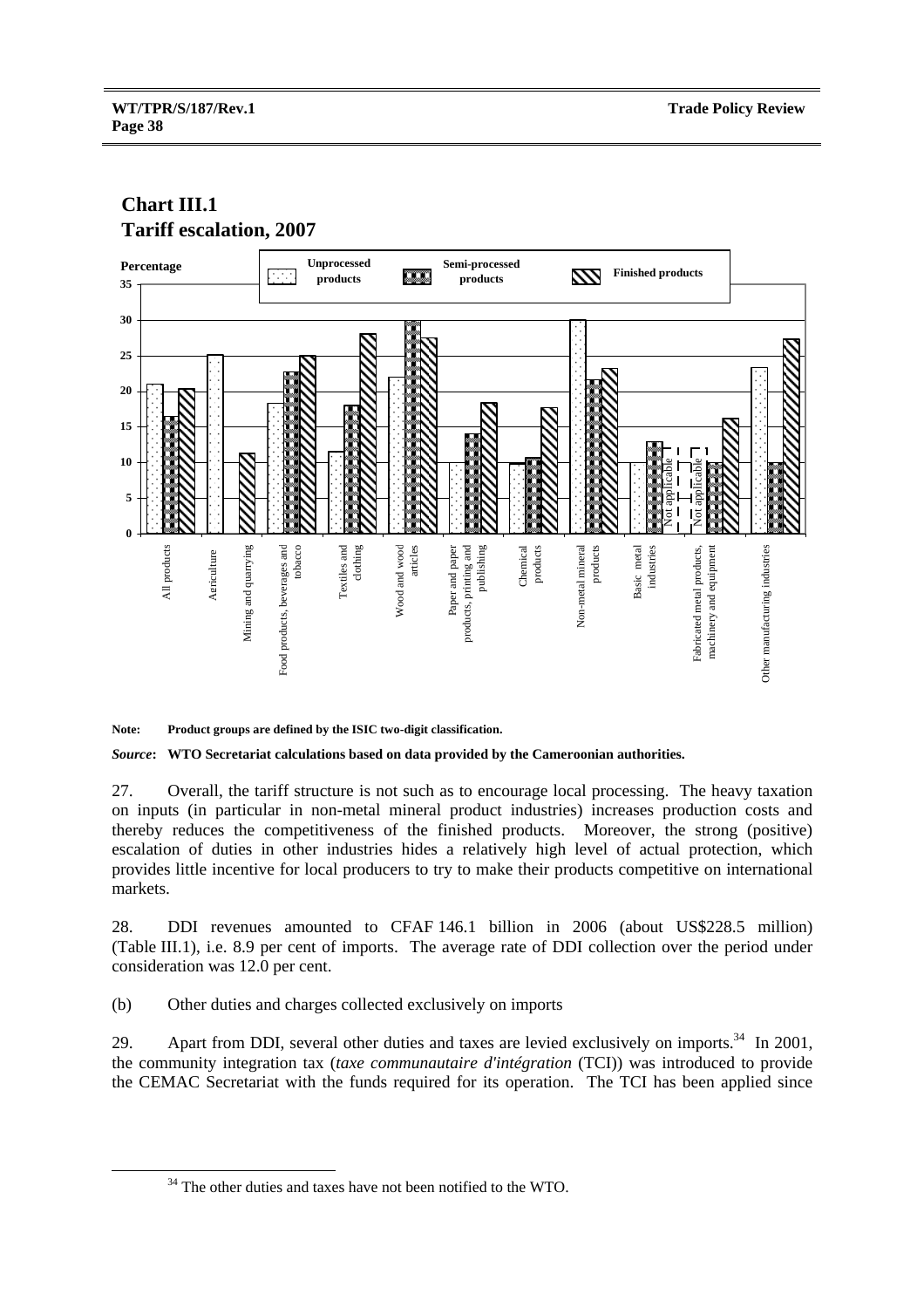## Chart III.1
## Tariff escalation, 2007

**Note:** Product groups are defined by the ISIC two-digit classification.

***Source*:** WTO Secretariat calculations based on data provided by the Cameroonian authorities.

27. Overall, the tariff structure is not such as to encourage local processing. The heavy taxation on inputs (in particular in non-metal mineral product industries) increases production costs and thereby reduces the competitiveness of the finished products. Moreover, the strong (positive) escalation of duties in other industries hides a relatively high level of actual protection, which provides little incentive for local producers to try to make their products competitive on international markets.

28. DDI revenues amounted to CFAF 146.1 billion in 2006 (about US$228.5 million) (Table III.1), i.e. 8.9 per cent of imports. The average rate of DDI collection over the period under consideration was 12.0 per cent.

(b) Other duties and charges collected exclusively on imports

29. Apart from DDI, several other duties and taxes are levied exclusively on imports.[34] In 2001, the community integration tax (*taxe communautaire d'intégration* (TCI)) was introduced to provide the CEMAC Secretariat with the funds required for its operation. The TCI has been applied since

[34] The other duties and taxes have not been notified to the WTO.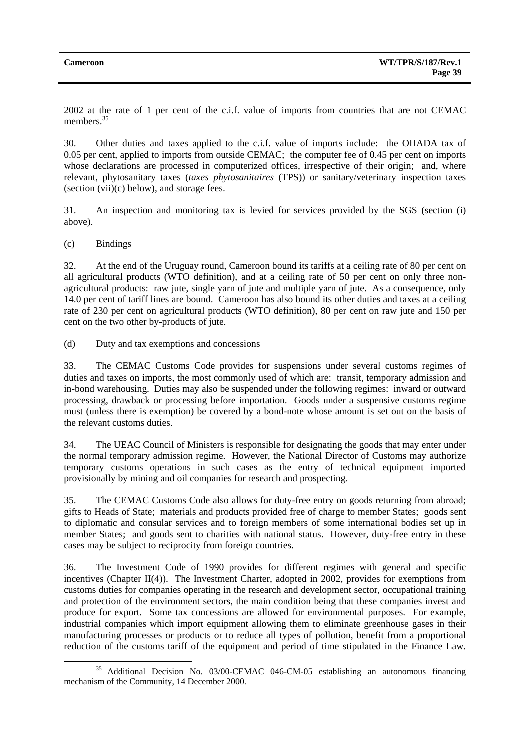2002 at the rate of 1 per cent of the c.i.f. value of imports from countries that are not CEMAC members.[35]

30. Other duties and taxes applied to the c.i.f. value of imports include: the OHADA tax of 0.05 per cent, applied to imports from outside CEMAC; the computer fee of 0.45 per cent on imports whose declarations are processed in computerized offices, irrespective of their origin; and, where relevant, phytosanitary taxes (*taxes phytosanitaires* (TPS)) or sanitary/veterinary inspection taxes (section (vii)(c) below), and storage fees.

31. An inspection and monitoring tax is levied for services provided by the SGS (section (i) above).

(c) Bindings

32. At the end of the Uruguay round, Cameroon bound its tariffs at a ceiling rate of 80 per cent on all agricultural products (WTO definition), and at a ceiling rate of 50 per cent on only three non-agricultural products: raw jute, single yarn of jute and multiple yarn of jute. As a consequence, only 14.0 per cent of tariff lines are bound. Cameroon has also bound its other duties and taxes at a ceiling rate of 230 per cent on agricultural products (WTO definition), 80 per cent on raw jute and 150 per cent on the two other by-products of jute.

(d) Duty and tax exemptions and concessions

33. The CEMAC Customs Code provides for suspensions under several customs regimes of duties and taxes on imports, the most commonly used of which are: transit, temporary admission and in-bond warehousing. Duties may also be suspended under the following regimes: inward or outward processing, drawback or processing before importation. Goods under a suspensive customs regime must (unless there is exemption) be covered by a bond-note whose amount is set out on the basis of the relevant customs duties.

34. The UEAC Council of Ministers is responsible for designating the goods that may enter under the normal temporary admission regime. However, the National Director of Customs may authorize temporary customs operations in such cases as the entry of technical equipment imported provisionally by mining and oil companies for research and prospecting.

35. The CEMAC Customs Code also allows for duty-free entry on goods returning from abroad; gifts to Heads of State; materials and products provided free of charge to member States; goods sent to diplomatic and consular services and to foreign members of some international bodies set up in member States; and goods sent to charities with national status. However, duty-free entry in these cases may be subject to reciprocity from foreign countries.

36. The Investment Code of 1990 provides for different regimes with general and specific incentives (Chapter II(4)). The Investment Charter, adopted in 2002, provides for exemptions from customs duties for companies operating in the research and development sector, occupational training and protection of the environment sectors, the main condition being that these companies invest and produce for export. Some tax concessions are allowed for environmental purposes. For example, industrial companies which import equipment allowing them to eliminate greenhouse gases in their manufacturing processes or products or to reduce all types of pollution, benefit from a proportional reduction of the customs tariff of the equipment and period of time stipulated in the Finance Law.

[35] Additional Decision No. 03/00-CEMAC 046-CM-05 establishing an autonomous financing mechanism of the Community, 14 December 2000.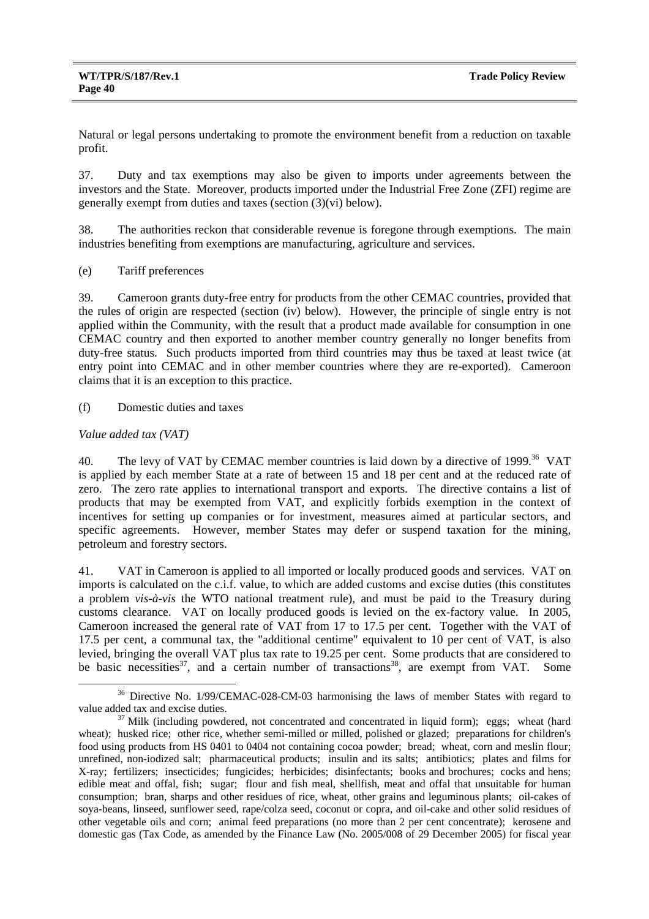Natural or legal persons undertaking to promote the environment benefit from a reduction on taxable profit.

37. Duty and tax exemptions may also be given to imports under agreements between the investors and the State. Moreover, products imported under the Industrial Free Zone (ZFI) regime are generally exempt from duties and taxes (section (3)(vi) below).

38. The authorities reckon that considerable revenue is foregone through exemptions. The main industries benefiting from exemptions are manufacturing, agriculture and services.

(e) Tariff preferences

39. Cameroon grants duty-free entry for products from the other CEMAC countries, provided that the rules of origin are respected (section (iv) below). However, the principle of single entry is not applied within the Community, with the result that a product made available for consumption in one CEMAC country and then exported to another member country generally no longer benefits from duty-free status. Such products imported from third countries may thus be taxed at least twice (at entry point into CEMAC and in other member countries where they are re-exported). Cameroon claims that it is an exception to this practice.

(f) Domestic duties and taxes

*Value added tax (VAT)*

40. The levy of VAT by CEMAC member countries is laid down by a directive of 1999.[36] VAT is applied by each member State at a rate of between 15 and 18 per cent and at the reduced rate of zero. The zero rate applies to international transport and exports. The directive contains a list of products that may be exempted from VAT, and explicitly forbids exemption in the context of incentives for setting up companies or for investment, measures aimed at particular sectors, and specific agreements. However, member States may defer or suspend taxation for the mining, petroleum and forestry sectors.

41. VAT in Cameroon is applied to all imported or locally produced goods and services. VAT on imports is calculated on the c.i.f. value, to which are added customs and excise duties (this constitutes a problem *vis-à-vis* the WTO national treatment rule), and must be paid to the Treasury during customs clearance. VAT on locally produced goods is levied on the ex-factory value. In 2005, Cameroon increased the general rate of VAT from 17 to 17.5 per cent. Together with the VAT of 17.5 per cent, a communal tax, the "additional centime" equivalent to 10 per cent of VAT, is also levied, bringing the overall VAT plus tax rate to 19.25 per cent. Some products that are considered to be basic necessities[37], and a certain number of transactions[38], are exempt from VAT. Some

---

[36] Directive No. 1/99/CEMAC-028-CM-03 harmonising the laws of member States with regard to value added tax and excise duties.

[37] Milk (including powdered, not concentrated and concentrated in liquid form); eggs; wheat (hard wheat); husked rice; other rice, whether semi-milled or milled, polished or glazed; preparations for children's food using products from HS 0401 to 0404 not containing cocoa powder; bread; wheat, corn and meslin flour; unrefined, non-iodized salt; pharmaceutical products; insulin and its salts; antibiotics; plates and films for X-ray; fertilizers; insecticides; fungicides; herbicides; disinfectants; books and brochures; cocks and hens; edible meat and offal, fish; sugar; flour and fish meal, shellfish, meat and offal that unsuitable for human consumption; bran, sharps and other residues of rice, wheat, other grains and leguminous plants; oil-cakes of soya-beans, linseed, sunflower seed, rape/colza seed, coconut or copra, and oil-cake and other solid residues of other vegetable oils and corn; animal feed preparations (no more than 2 per cent concentrate); kerosene and domestic gas (Tax Code, as amended by the Finance Law (No. 2005/008 of 29 December 2005) for fiscal year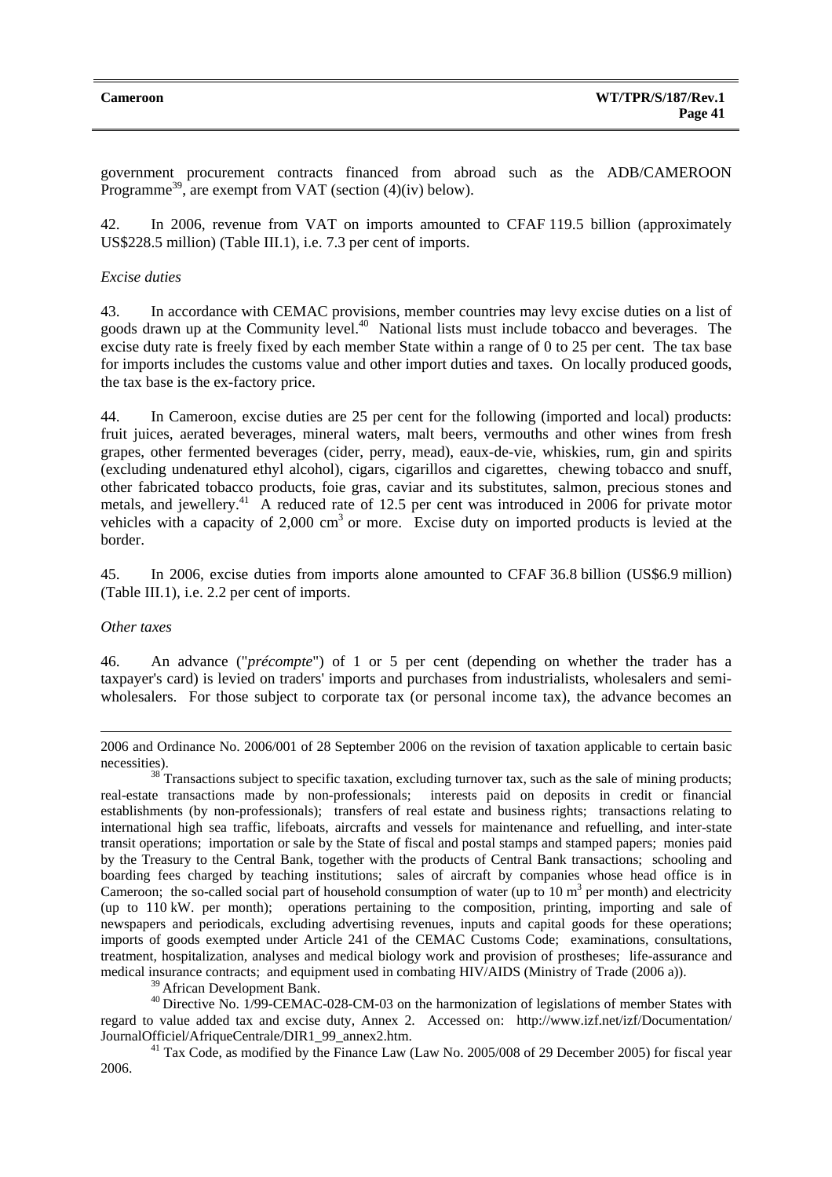government procurement contracts financed from abroad such as the ADB/CAMEROON Programme[39], are exempt from VAT (section (4)(iv) below).

42. In 2006, revenue from VAT on imports amounted to CFAF 119.5 billion (approximately US$228.5 million) (Table III.1), i.e. 7.3 per cent of imports.

*Excise duties*

43. In accordance with CEMAC provisions, member countries may levy excise duties on a list of goods drawn up at the Community level.[40] National lists must include tobacco and beverages. The excise duty rate is freely fixed by each member State within a range of 0 to 25 per cent. The tax base for imports includes the customs value and other import duties and taxes. On locally produced goods, the tax base is the ex-factory price.

44. In Cameroon, excise duties are 25 per cent for the following (imported and local) products: fruit juices, aerated beverages, mineral waters, malt beers, vermouths and other wines from fresh grapes, other fermented beverages (cider, perry, mead), eaux-de-vie, whiskies, rum, gin and spirits (excluding undenatured ethyl alcohol), cigars, cigarillos and cigarettes, chewing tobacco and snuff, other fabricated tobacco products, foie gras, caviar and its substitutes, salmon, precious stones and metals, and jewellery.[41] A reduced rate of 12.5 per cent was introduced in 2006 for private motor vehicles with a capacity of 2,000 $cm^3$ or more. Excise duty on imported products is levied at the border.

45. In 2006, excise duties from imports alone amounted to CFAF 36.8 billion (US$6.9 million) (Table III.1), i.e. 2.2 per cent of imports.

*Other taxes*

46. An advance ("*précompte*") of 1 or 5 per cent (depending on whether the trader has a taxpayer's card) is levied on traders' imports and purchases from industrialists, wholesalers and semi-wholesalers. For those subject to corporate tax (or personal income tax), the advance becomes an

---

2006 and Ordinance No. 2006/001 of 28 September 2006 on the revision of taxation applicable to certain basic necessities).

[38] Transactions subject to specific taxation, excluding turnover tax, such as the sale of mining products; real-estate transactions made by non-professionals; interests paid on deposits in credit or financial establishments (by non-professionals); transfers of real estate and business rights; transactions relating to international high sea traffic, lifeboats, aircrafts and vessels for maintenance and refuelling, and inter-state transit operations; importation or sale by the State of fiscal and postal stamps and stamped papers; monies paid by the Treasury to the Central Bank, together with the products of Central Bank transactions; schooling and boarding fees charged by teaching institutions; sales of aircraft by companies whose head office is in Cameroon; the so-called social part of household consumption of water (up to 10 $m^3$ per month) and electricity (up to 110 kW. per month); operations pertaining to the composition, printing, importing and sale of newspapers and periodicals, excluding advertising revenues, inputs and capital goods for these operations; imports of goods exempted under Article 241 of the CEMAC Customs Code; examinations, consultations, treatment, hospitalization, analyses and medical biology work and provision of prostheses; life-assurance and medical insurance contracts; and equipment used in combating HIV/AIDS (Ministry of Trade (2006 a)).

[39] African Development Bank.

[40] Directive No. 1/99-CEMAC-028-CM-03 on the harmonization of legislations of member States with regard to value added tax and excise duty, Annex 2. Accessed on: http://www.izf.net/izf/Documentation/JournalOfficiel/AfriqueCentrale/DIR1_99_annex2.htm.

[41] Tax Code, as modified by the Finance Law (Law No. 2005/008 of 29 December 2005) for fiscal year 2006.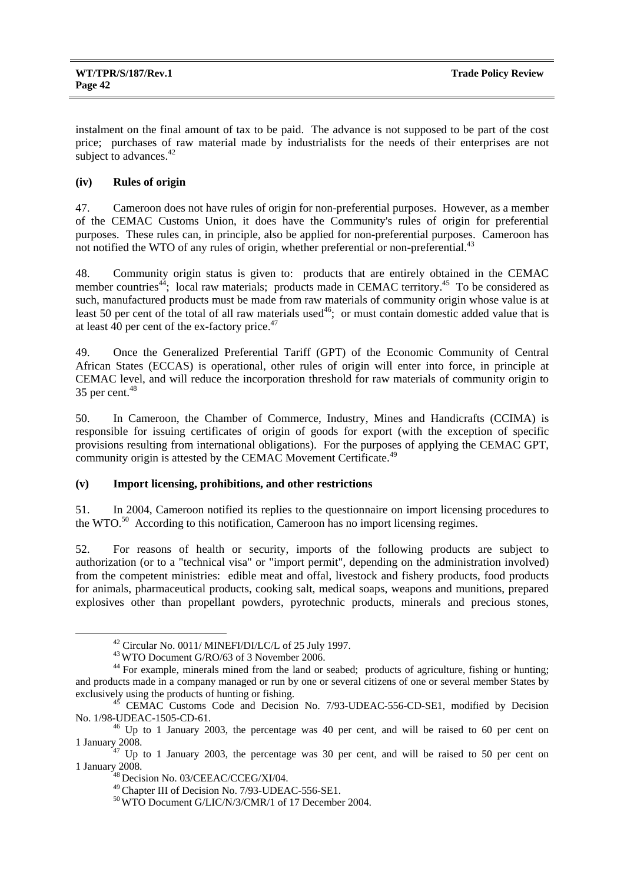instalment on the final amount of tax to be paid. The advance is not supposed to be part of the cost price; purchases of raw material made by industrialists for the needs of their enterprises are not subject to advances.[42]

#### (iv) Rules of origin

47. Cameroon does not have rules of origin for non-preferential purposes. However, as a member of the CEMAC Customs Union, it does have the Community's rules of origin for preferential purposes. These rules can, in principle, also be applied for non-preferential purposes. Cameroon has not notified the WTO of any rules of origin, whether preferential or non-preferential.[43]

48. Community origin status is given to: products that are entirely obtained in the CEMAC member countries[44]; local raw materials; products made in CEMAC territory.[45] To be considered as such, manufactured products must be made from raw materials of community origin whose value is at least 50 per cent of the total of all raw materials used[46]; or must contain domestic added value that is at least 40 per cent of the ex-factory price.[47]

49. Once the Generalized Preferential Tariff (GPT) of the Economic Community of Central African States (ECCAS) is operational, other rules of origin will enter into force, in principle at CEMAC level, and will reduce the incorporation threshold for raw materials of community origin to 35 per cent.[48]

50. In Cameroon, the Chamber of Commerce, Industry, Mines and Handicrafts (CCIMA) is responsible for issuing certificates of origin of goods for export (with the exception of specific provisions resulting from international obligations). For the purposes of applying the CEMAC GPT, community origin is attested by the CEMAC Movement Certificate.[49]

#### (v) Import licensing, prohibitions, and other restrictions

51. In 2004, Cameroon notified its replies to the questionnaire on import licensing procedures to the WTO.[50] According to this notification, Cameroon has no import licensing regimes.

52. For reasons of health or security, imports of the following products are subject to authorization (or to a "technical visa" or "import permit", depending on the administration involved) from the competent ministries: edible meat and offal, livestock and fishery products, food products for animals, pharmaceutical products, cooking salt, medical soaps, weapons and munitions, prepared explosives other than propellant powders, pyrotechnic products, minerals and precious stones,

---

[42] Circular No. 0011/ MINEFI/DI/LC/L of 25 July 1997.

[43] WTO Document G/RO/63 of 3 November 2006.

[44] For example, minerals mined from the land or seabed; products of agriculture, fishing or hunting; and products made in a company managed or run by one or several citizens of one or several member States by exclusively using the products of hunting or fishing.

[45] CEMAC Customs Code and Decision No. 7/93-UDEAC-556-CD-SE1, modified by Decision No. 1/98-UDEAC-1505-CD-61.

[46] Up to 1 January 2003, the percentage was 40 per cent, and will be raised to 60 per cent on 1 January 2008.

[47] Up to 1 January 2003, the percentage was 30 per cent, and will be raised to 50 per cent on 1 January 2008.

[48] Decision No. 03/CEEAC/CCEG/XI/04.

[49] Chapter III of Decision No. 7/93-UDEAC-556-SE1.

[50] WTO Document G/LIC/N/3/CMR/1 of 17 December 2004.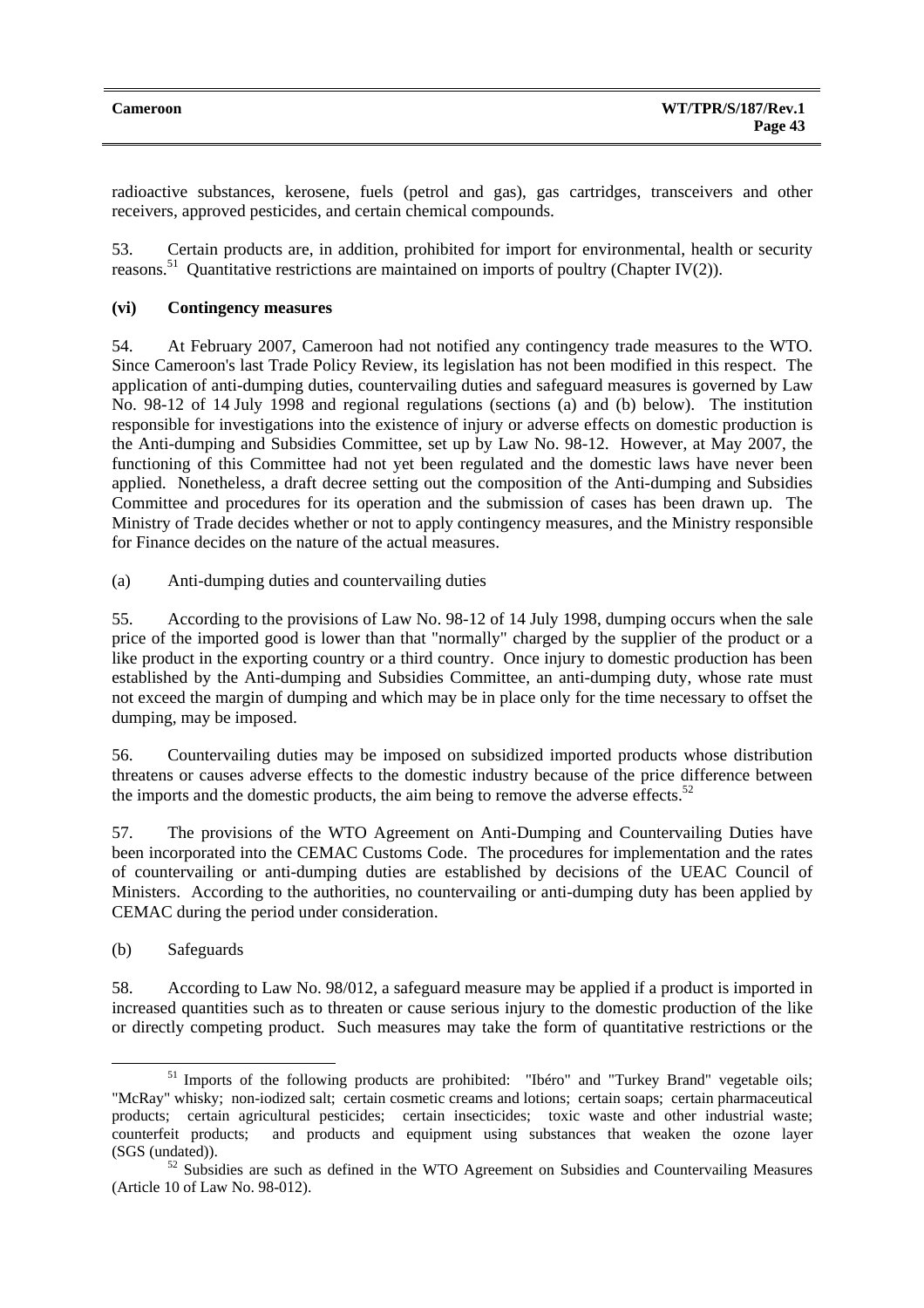radioactive substances, kerosene, fuels (petrol and gas), gas cartridges, transceivers and other receivers, approved pesticides, and certain chemical compounds.

53. Certain products are, in addition, prohibited for import for environmental, health or security reasons.[51] Quantitative restrictions are maintained on imports of poultry (Chapter IV(2)).

#### (vi) Contingency measures

54. At February 2007, Cameroon had not notified any contingency trade measures to the WTO. Since Cameroon's last Trade Policy Review, its legislation has not been modified in this respect. The application of anti-dumping duties, countervailing duties and safeguard measures is governed by Law No. 98-12 of 14 July 1998 and regional regulations (sections (a) and (b) below). The institution responsible for investigations into the existence of injury or adverse effects on domestic production is the Anti-dumping and Subsidies Committee, set up by Law No. 98-12. However, at May 2007, the functioning of this Committee had not yet been regulated and the domestic laws have never been applied. Nonetheless, a draft decree setting out the composition of the Anti-dumping and Subsidies Committee and procedures for its operation and the submission of cases has been drawn up. The Ministry of Trade decides whether or not to apply contingency measures, and the Ministry responsible for Finance decides on the nature of the actual measures.

(a) Anti-dumping duties and countervailing duties

55. According to the provisions of Law No. 98-12 of 14 July 1998, dumping occurs when the sale price of the imported good is lower than that "normally" charged by the supplier of the product or a like product in the exporting country or a third country. Once injury to domestic production has been established by the Anti-dumping and Subsidies Committee, an anti-dumping duty, whose rate must not exceed the margin of dumping and which may be in place only for the time necessary to offset the dumping, may be imposed.

56. Countervailing duties may be imposed on subsidized imported products whose distribution threatens or causes adverse effects to the domestic industry because of the price difference between the imports and the domestic products, the aim being to remove the adverse effects.[52]

57. The provisions of the WTO Agreement on Anti-Dumping and Countervailing Duties have been incorporated into the CEMAC Customs Code. The procedures for implementation and the rates of countervailing or anti-dumping duties are established by decisions of the UEAC Council of Ministers. According to the authorities, no countervailing or anti-dumping duty has been applied by CEMAC during the period under consideration.

(b) Safeguards

58. According to Law No. 98/012, a safeguard measure may be applied if a product is imported in increased quantities such as to threaten or cause serious injury to the domestic production of the like or directly competing product. Such measures may take the form of quantitative restrictions or the

---

[51] Imports of the following products are prohibited: "Ibéro" and "Turkey Brand" vegetable oils; "McRay" whisky; non-iodized salt; certain cosmetic creams and lotions; certain soaps; certain pharmaceutical products; certain agricultural pesticides; certain insecticides; toxic waste and other industrial waste; counterfeit products; and products and equipment using substances that weaken the ozone layer (SGS (undated)).

[52] Subsidies are such as defined in the WTO Agreement on Subsidies and Countervailing Measures (Article 10 of Law No. 98-012).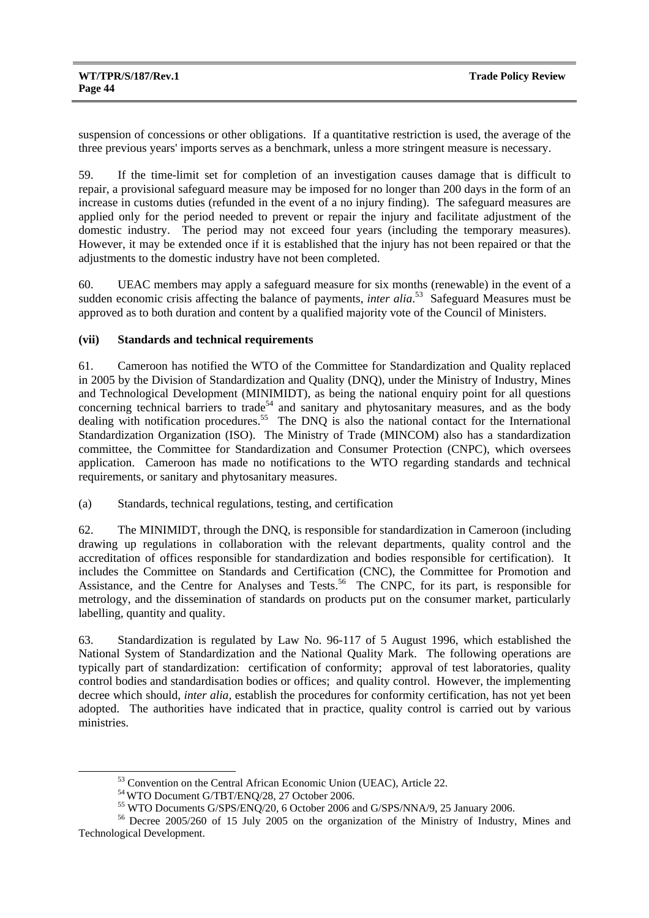suspension of concessions or other obligations. If a quantitative restriction is used, the average of the three previous years' imports serves as a benchmark, unless a more stringent measure is necessary.

59. If the time-limit set for completion of an investigation causes damage that is difficult to repair, a provisional safeguard measure may be imposed for no longer than 200 days in the form of an increase in customs duties (refunded in the event of a no injury finding). The safeguard measures are applied only for the period needed to prevent or repair the injury and facilitate adjustment of the domestic industry. The period may not exceed four years (including the temporary measures). However, it may be extended once if it is established that the injury has not been repaired or that the adjustments to the domestic industry have not been completed.

60. UEAC members may apply a safeguard measure for six months (renewable) in the event of a sudden economic crisis affecting the balance of payments, *inter alia*.[53] Safeguard Measures must be approved as to both duration and content by a qualified majority vote of the Council of Ministers.

### (vii) Standards and technical requirements

61. Cameroon has notified the WTO of the Committee for Standardization and Quality replaced in 2005 by the Division of Standardization and Quality (DNQ), under the Ministry of Industry, Mines and Technological Development (MINIMIDT), as being the national enquiry point for all questions concerning technical barriers to trade[54] and sanitary and phytosanitary measures, and as the body dealing with notification procedures.[55] The DNQ is also the national contact for the International Standardization Organization (ISO). The Ministry of Trade (MINCOM) also has a standardization committee, the Committee for Standardization and Consumer Protection (CNPC), which oversees application. Cameroon has made no notifications to the WTO regarding standards and technical requirements, or sanitary and phytosanitary measures.

(a) Standards, technical regulations, testing, and certification

62. The MINIMIDT, through the DNQ, is responsible for standardization in Cameroon (including drawing up regulations in collaboration with the relevant departments, quality control and the accreditation of offices responsible for standardization and bodies responsible for certification). It includes the Committee on Standards and Certification (CNC), the Committee for Promotion and Assistance, and the Centre for Analyses and Tests.[56] The CNPC, for its part, is responsible for metrology, and the dissemination of standards on products put on the consumer market, particularly labelling, quantity and quality.

63. Standardization is regulated by Law No. 96-117 of 5 August 1996, which established the National System of Standardization and the National Quality Mark. The following operations are typically part of standardization: certification of conformity; approval of test laboratories, quality control bodies and standardisation bodies or offices; and quality control. However, the implementing decree which should, *inter alia*, establish the procedures for conformity certification, has not yet been adopted. The authorities have indicated that in practice, quality control is carried out by various ministries.

---

[53] Convention on the Central African Economic Union (UEAC), Article 22.

[54] WTO Document G/TBT/ENQ/28, 27 October 2006.

[55] WTO Documents G/SPS/ENQ/20, 6 October 2006 and G/SPS/NNA/9, 25 January 2006.

[56] Decree 2005/260 of 15 July 2005 on the organization of the Ministry of Industry, Mines and Technological Development.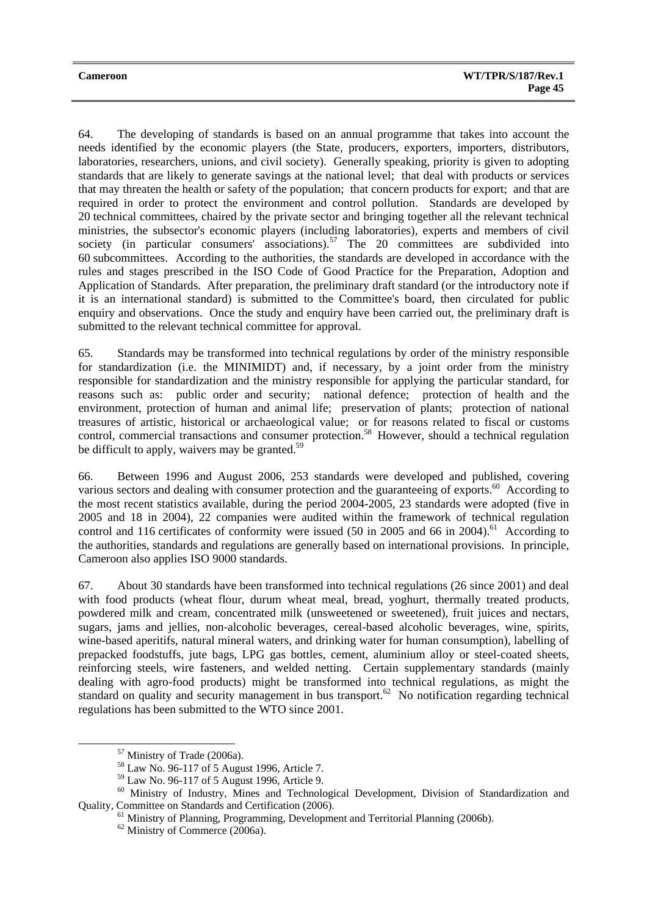64. The developing of standards is based on an annual programme that takes into account the needs identified by the economic players (the State, producers, exporters, importers, distributors, laboratories, researchers, unions, and civil society). Generally speaking, priority is given to adopting standards that are likely to generate savings at the national level; that deal with products or services that may threaten the health or safety of the population; that concern products for export; and that are required in order to protect the environment and control pollution. Standards are developed by 20 technical committees, chaired by the private sector and bringing together all the relevant technical ministries, the subsector's economic players (including laboratories), experts and members of civil society (in particular consumers' associations).[57] The 20 committees are subdivided into 60 subcommittees. According to the authorities, the standards are developed in accordance with the rules and stages prescribed in the ISO Code of Good Practice for the Preparation, Adoption and Application of Standards. After preparation, the preliminary draft standard (or the introductory note if it is an international standard) is submitted to the Committee's board, then circulated for public enquiry and observations. Once the study and enquiry have been carried out, the preliminary draft is submitted to the relevant technical committee for approval.

65. Standards may be transformed into technical regulations by order of the ministry responsible for standardization (i.e. the MINIMIDT) and, if necessary, by a joint order from the ministry responsible for standardization and the ministry responsible for applying the particular standard, for reasons such as: public order and security; national defence; protection of health and the environment, protection of human and animal life; preservation of plants; protection of national treasures of artistic, historical or archaeological value; or for reasons related to fiscal or customs control, commercial transactions and consumer protection.[58] However, should a technical regulation be difficult to apply, waivers may be granted.[59]

66. Between 1996 and August 2006, 253 standards were developed and published, covering various sectors and dealing with consumer protection and the guaranteeing of exports.[60] According to the most recent statistics available, during the period 2004-2005, 23 standards were adopted (five in 2005 and 18 in 2004), 22 companies were audited within the framework of technical regulation control and 116 certificates of conformity were issued (50 in 2005 and 66 in 2004).[61] According to the authorities, standards and regulations are generally based on international provisions. In principle, Cameroon also applies ISO 9000 standards.

67. About 30 standards have been transformed into technical regulations (26 since 2001) and deal with food products (wheat flour, durum wheat meal, bread, yoghurt, thermally treated products, powdered milk and cream, concentrated milk (unsweetened or sweetened), fruit juices and nectars, sugars, jams and jellies, non-alcoholic beverages, cereal-based alcoholic beverages, wine, spirits, wine-based aperitifs, natural mineral waters, and drinking water for human consumption), labelling of prepacked foodstuffs, jute bags, LPG gas bottles, cement, aluminium alloy or steel-coated sheets, reinforcing steels, wire fasteners, and welded netting. Certain supplementary standards (mainly dealing with agro-food products) might be transformed into technical regulations, as might the standard on quality and security management in bus transport.[62] No notification regarding technical regulations has been submitted to the WTO since 2001.

---

[57] Ministry of Trade (2006a).

[58] Law No. 96-117 of 5 August 1996, Article 7.

[59] Law No. 96-117 of 5 August 1996, Article 9.

[60] Ministry of Industry, Mines and Technological Development, Division of Standardization and Quality, Committee on Standards and Certification (2006).

[61] Ministry of Planning, Programming, Development and Territorial Planning (2006b).

[62] Ministry of Commerce (2006a).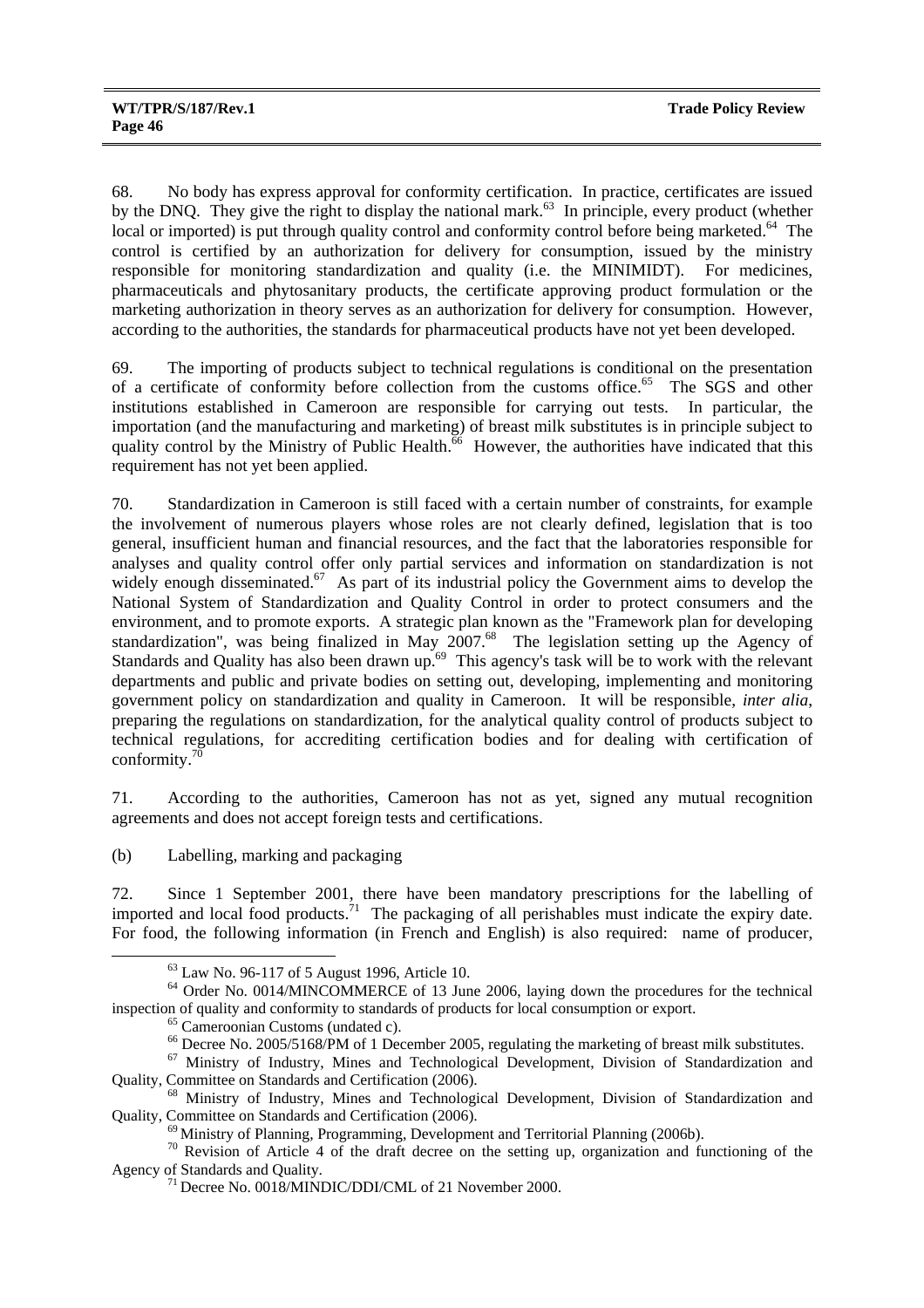68. No body has express approval for conformity certification. In practice, certificates are issued by the DNQ. They give the right to display the national mark.[63] In principle, every product (whether local or imported) is put through quality control and conformity control before being marketed.[64] The control is certified by an authorization for delivery for consumption, issued by the ministry responsible for monitoring standardization and quality (i.e. the MINIMIDT). For medicines, pharmaceuticals and phytosanitary products, the certificate approving product formulation or the marketing authorization in theory serves as an authorization for delivery for consumption. However, according to the authorities, the standards for pharmaceutical products have not yet been developed.

69. The importing of products subject to technical regulations is conditional on the presentation of a certificate of conformity before collection from the customs office.[65] The SGS and other institutions established in Cameroon are responsible for carrying out tests. In particular, the importation (and the manufacturing and marketing) of breast milk substitutes is in principle subject to quality control by the Ministry of Public Health.[66] However, the authorities have indicated that this requirement has not yet been applied.

70. Standardization in Cameroon is still faced with a certain number of constraints, for example the involvement of numerous players whose roles are not clearly defined, legislation that is too general, insufficient human and financial resources, and the fact that the laboratories responsible for analyses and quality control offer only partial services and information on standardization is not widely enough disseminated.[67] As part of its industrial policy the Government aims to develop the National System of Standardization and Quality Control in order to protect consumers and the environment, and to promote exports. A strategic plan known as the "Framework plan for developing standardization", was being finalized in May 2007.[68] The legislation setting up the Agency of Standards and Quality has also been drawn up.[69] This agency's task will be to work with the relevant departments and public and private bodies on setting out, developing, implementing and monitoring government policy on standardization and quality in Cameroon. It will be responsible, *inter alia*, preparing the regulations on standardization, for the analytical quality control of products subject to technical regulations, for accrediting certification bodies and for dealing with certification of conformity.[70]

71. According to the authorities, Cameroon has not as yet, signed any mutual recognition agreements and does not accept foreign tests and certifications.

(b) Labelling, marking and packaging

72. Since 1 September 2001, there have been mandatory prescriptions for the labelling of imported and local food products.[71] The packaging of all perishables must indicate the expiry date. For food, the following information (in French and English) is also required: name of producer,

---

[63] Law No. 96-117 of 5 August 1996, Article 10.

[64] Order No. 0014/MINCOMMERCE of 13 June 2006, laying down the procedures for the technical inspection of quality and conformity to standards of products for local consumption or export.

[65] Cameroonian Customs (undated c).

[66] Decree No. 2005/5168/PM of 1 December 2005, regulating the marketing of breast milk substitutes.

[67] Ministry of Industry, Mines and Technological Development, Division of Standardization and Quality, Committee on Standards and Certification (2006).

[68] Ministry of Industry, Mines and Technological Development, Division of Standardization and Quality, Committee on Standards and Certification (2006).

[69] Ministry of Planning, Programming, Development and Territorial Planning (2006b).

[70] Revision of Article 4 of the draft decree on the setting up, organization and functioning of the Agency of Standards and Quality.

[71] Decree No. 0018/MINDIC/DDI/CML of 21 November 2000.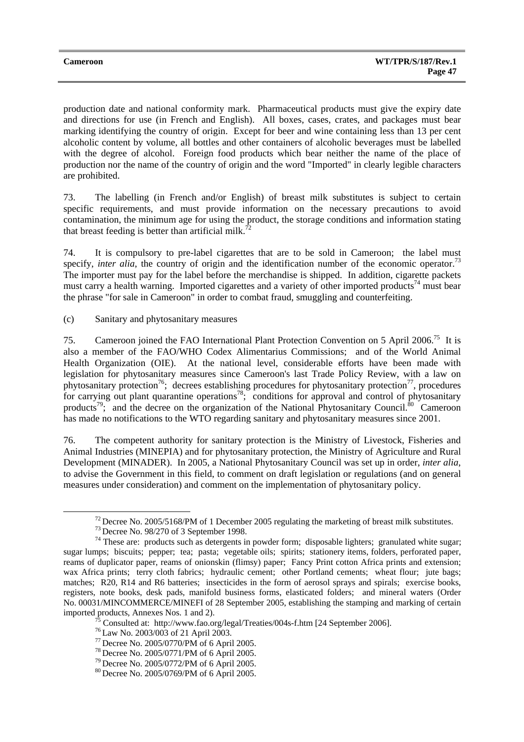production date and national conformity mark. Pharmaceutical products must give the expiry date and directions for use (in French and English). All boxes, cases, crates, and packages must bear marking identifying the country of origin. Except for beer and wine containing less than 13 per cent alcoholic content by volume, all bottles and other containers of alcoholic beverages must be labelled with the degree of alcohol. Foreign food products which bear neither the name of the place of production nor the name of the country of origin and the word "Imported" in clearly legible characters are prohibited.

73. The labelling (in French and/or English) of breast milk substitutes is subject to certain specific requirements, and must provide information on the necessary precautions to avoid contamination, the minimum age for using the product, the storage conditions and information stating that breast feeding is better than artificial milk.[72]

74. It is compulsory to pre-label cigarettes that are to be sold in Cameroon; the label must specify, *inter alia*, the country of origin and the identification number of the economic operator.[73] The importer must pay for the label before the merchandise is shipped. In addition, cigarette packets must carry a health warning. Imported cigarettes and a variety of other imported products[74] must bear the phrase "for sale in Cameroon" in order to combat fraud, smuggling and counterfeiting.

(c) Sanitary and phytosanitary measures

75. Cameroon joined the FAO International Plant Protection Convention on 5 April 2006.[75] It is also a member of the FAO/WHO Codex Alimentarius Commissions; and of the World Animal Health Organization (OIE). At the national level, considerable efforts have been made with legislation for phytosanitary measures since Cameroon's last Trade Policy Review, with a law on phytosanitary protection[76]; decrees establishing procedures for phytosanitary protection[77], procedures for carrying out plant quarantine operations[78]; conditions for approval and control of phytosanitary products[79]; and the decree on the organization of the National Phytosanitary Council.[80] Cameroon has made no notifications to the WTO regarding sanitary and phytosanitary measures since 2001.

76. The competent authority for sanitary protection is the Ministry of Livestock, Fisheries and Animal Industries (MINEPIA) and for phytosanitary protection, the Ministry of Agriculture and Rural Development (MINADER). In 2005, a National Phytosanitary Council was set up in order, *inter alia*, to advise the Government in this field, to comment on draft legislation or regulations (and on general measures under consideration) and comment on the implementation of phytosanitary policy.

---

[72] Decree No. 2005/5168/PM of 1 December 2005 regulating the marketing of breast milk substitutes.

[73] Decree No. 98/270 of 3 September 1998.

[74] These are: products such as detergents in powder form; disposable lighters; granulated white sugar; sugar lumps; biscuits; pepper; tea; pasta; vegetable oils; spirits; stationery items, folders, perforated paper, reams of duplicator paper, reams of onionskin (flimsy) paper; Fancy Print cotton Africa prints and extension; wax Africa prints; terry cloth fabrics; hydraulic cement; other Portland cements; wheat flour; jute bags; matches; R20, R14 and R6 batteries; insecticides in the form of aerosol sprays and spirals; exercise books, registers, note books, desk pads, manifold business forms, elasticated folders; and mineral waters (Order No. 00031/MINCOMMERCE/MINEFI of 28 September 2005, establishing the stamping and marking of certain imported products, Annexes Nos. 1 and 2).

[75] Consulted at: http://www.fao.org/legal/Treaties/004s-f.htm [24 September 2006].

[76] Law No. 2003/003 of 21 April 2003.

[77] Decree No. 2005/0770/PM of 6 April 2005.

[78] Decree No. 2005/0771/PM of 6 April 2005.

[79] Decree No. 2005/0772/PM of 6 April 2005.

[80] Decree No. 2005/0769/PM of 6 April 2005.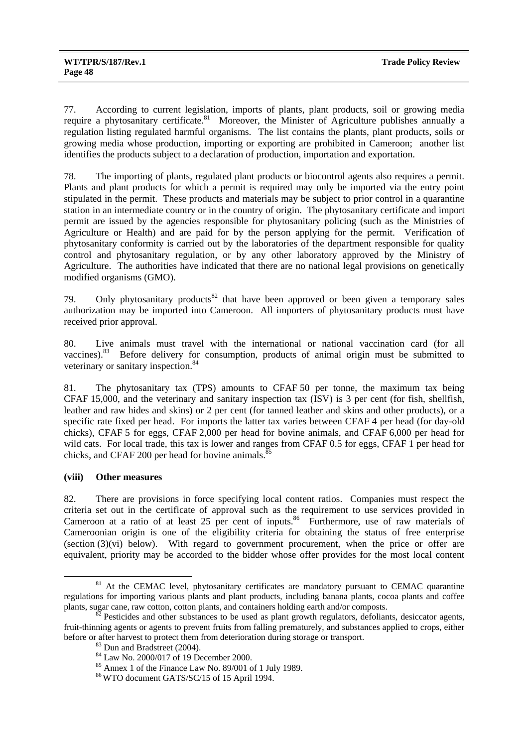77. According to current legislation, imports of plants, plant products, soil or growing media require a phytosanitary certificate.[81] Moreover, the Minister of Agriculture publishes annually a regulation listing regulated harmful organisms. The list contains the plants, plant products, soils or growing media whose production, importing or exporting are prohibited in Cameroon; another list identifies the products subject to a declaration of production, importation and exportation.

78. The importing of plants, regulated plant products or biocontrol agents also requires a permit. Plants and plant products for which a permit is required may only be imported via the entry point stipulated in the permit. These products and materials may be subject to prior control in a quarantine station in an intermediate country or in the country of origin. The phytosanitary certificate and import permit are issued by the agencies responsible for phytosanitary policing (such as the Ministries of Agriculture or Health) and are paid for by the person applying for the permit. Verification of phytosanitary conformity is carried out by the laboratories of the department responsible for quality control and phytosanitary regulation, or by any other laboratory approved by the Ministry of Agriculture. The authorities have indicated that there are no national legal provisions on genetically modified organisms (GMO).

79. Only phytosanitary products[82] that have been approved or been given a temporary sales authorization may be imported into Cameroon. All importers of phytosanitary products must have received prior approval.

80. Live animals must travel with the international or national vaccination card (for all vaccines).[83] Before delivery for consumption, products of animal origin must be submitted to veterinary or sanitary inspection.[84]

81. The phytosanitary tax (TPS) amounts to CFAF 50 per tonne, the maximum tax being CFAF 15,000, and the veterinary and sanitary inspection tax (ISV) is 3 per cent (for fish, shellfish, leather and raw hides and skins) or 2 per cent (for tanned leather and skins and other products), or a specific rate fixed per head. For imports the latter tax varies between CFAF 4 per head (for day-old chicks), CFAF 5 for eggs, CFAF 2,000 per head for bovine animals, and CFAF 6,000 per head for wild cats. For local trade, this tax is lower and ranges from CFAF 0.5 for eggs, CFAF 1 per head for chicks, and CFAF 200 per head for bovine animals.[85]

#### (viii) Other measures

82. There are provisions in force specifying local content ratios. Companies must respect the criteria set out in the certificate of approval such as the requirement to use services provided in Cameroon at a ratio of at least 25 per cent of inputs.[86] Furthermore, use of raw materials of Cameroonian origin is one of the eligibility criteria for obtaining the status of free enterprise (section (3)(vi) below). With regard to government procurement, when the price or offer are equivalent, priority may be accorded to the bidder whose offer provides for the most local content

---

[81] At the CEMAC level, phytosanitary certificates are mandatory pursuant to CEMAC quarantine regulations for importing various plants and plant products, including banana plants, cocoa plants and coffee plants, sugar cane, raw cotton, cotton plants, and containers holding earth and/or composts.

[82] Pesticides and other substances to be used as plant growth regulators, defoliants, desiccator agents, fruit-thinning agents or agents to prevent fruits from falling prematurely, and substances applied to crops, either before or after harvest to protect them from deterioration during storage or transport.

[83] Dun and Bradstreet (2004).

[84] Law No. 2000/017 of 19 December 2000.

[85] Annex 1 of the Finance Law No. 89/001 of 1 July 1989.

[86] WTO document GATS/SC/15 of 15 April 1994.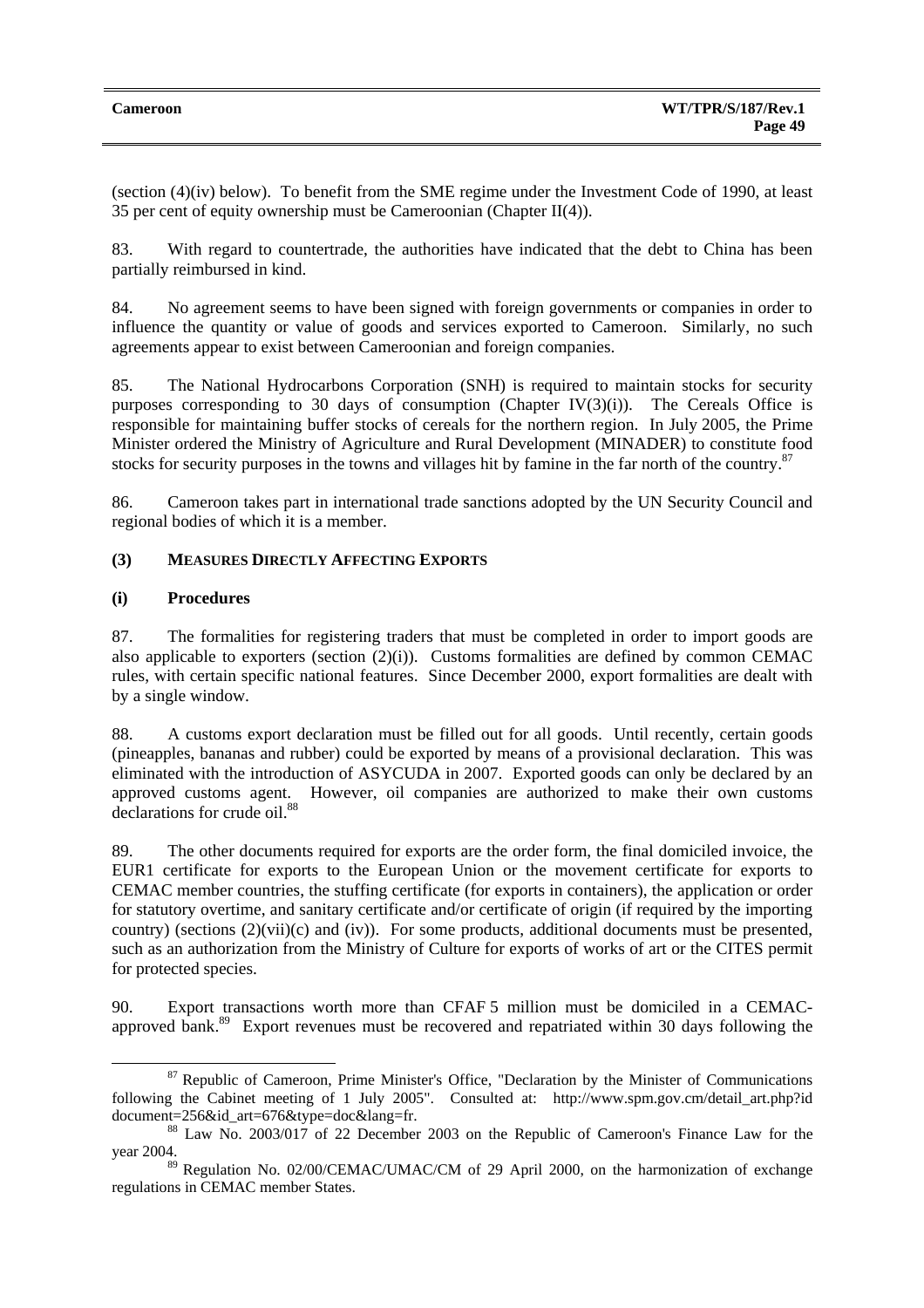(section (4)(iv) below). To benefit from the SME regime under the Investment Code of 1990, at least 35 per cent of equity ownership must be Cameroonian (Chapter II(4)).

83. With regard to countertrade, the authorities have indicated that the debt to China has been partially reimbursed in kind.

84. No agreement seems to have been signed with foreign governments or companies in order to influence the quantity or value of goods and services exported to Cameroon. Similarly, no such agreements appear to exist between Cameroonian and foreign companies.

85. The National Hydrocarbons Corporation (SNH) is required to maintain stocks for security purposes corresponding to 30 days of consumption (Chapter IV(3)(i)). The Cereals Office is responsible for maintaining buffer stocks of cereals for the northern region. In July 2005, the Prime Minister ordered the Ministry of Agriculture and Rural Development (MINADER) to constitute food stocks for security purposes in the towns and villages hit by famine in the far north of the country.[87]

86. Cameroon takes part in international trade sanctions adopted by the UN Security Council and regional bodies of which it is a member.

### (3) MEASURES DIRECTLY AFFECTING EXPORTS

#### (i) Procedures

87. The formalities for registering traders that must be completed in order to import goods are also applicable to exporters (section (2)(i)). Customs formalities are defined by common CEMAC rules, with certain specific national features. Since December 2000, export formalities are dealt with by a single window.

88. A customs export declaration must be filled out for all goods. Until recently, certain goods (pineapples, bananas and rubber) could be exported by means of a provisional declaration. This was eliminated with the introduction of ASYCUDA in 2007. Exported goods can only be declared by an approved customs agent. However, oil companies are authorized to make their own customs declarations for crude oil.[88]

89. The other documents required for exports are the order form, the final domiciled invoice, the EUR1 certificate for exports to the European Union or the movement certificate for exports to CEMAC member countries, the stuffing certificate (for exports in containers), the application or order for statutory overtime, and sanitary certificate and/or certificate of origin (if required by the importing country) (sections (2)(vii)(c) and (iv)). For some products, additional documents must be presented, such as an authorization from the Ministry of Culture for exports of works of art or the CITES permit for protected species.

90. Export transactions worth more than CFAF 5 million must be domiciled in a CEMAC-approved bank.[89] Export revenues must be recovered and repatriated within 30 days following the

---

[87] Republic of Cameroon, Prime Minister's Office, "Declaration by the Minister of Communications following the Cabinet meeting of 1 July 2005". Consulted at: http://www.spm.gov.cm/detail_art.php?id document=256&id_art=676&type=doc&lang=fr.

[88] Law No. 2003/017 of 22 December 2003 on the Republic of Cameroon's Finance Law for the year 2004.

[89] Regulation No. 02/00/CEMAC/UMAC/CM of 29 April 2000, on the harmonization of exchange regulations in CEMAC member States.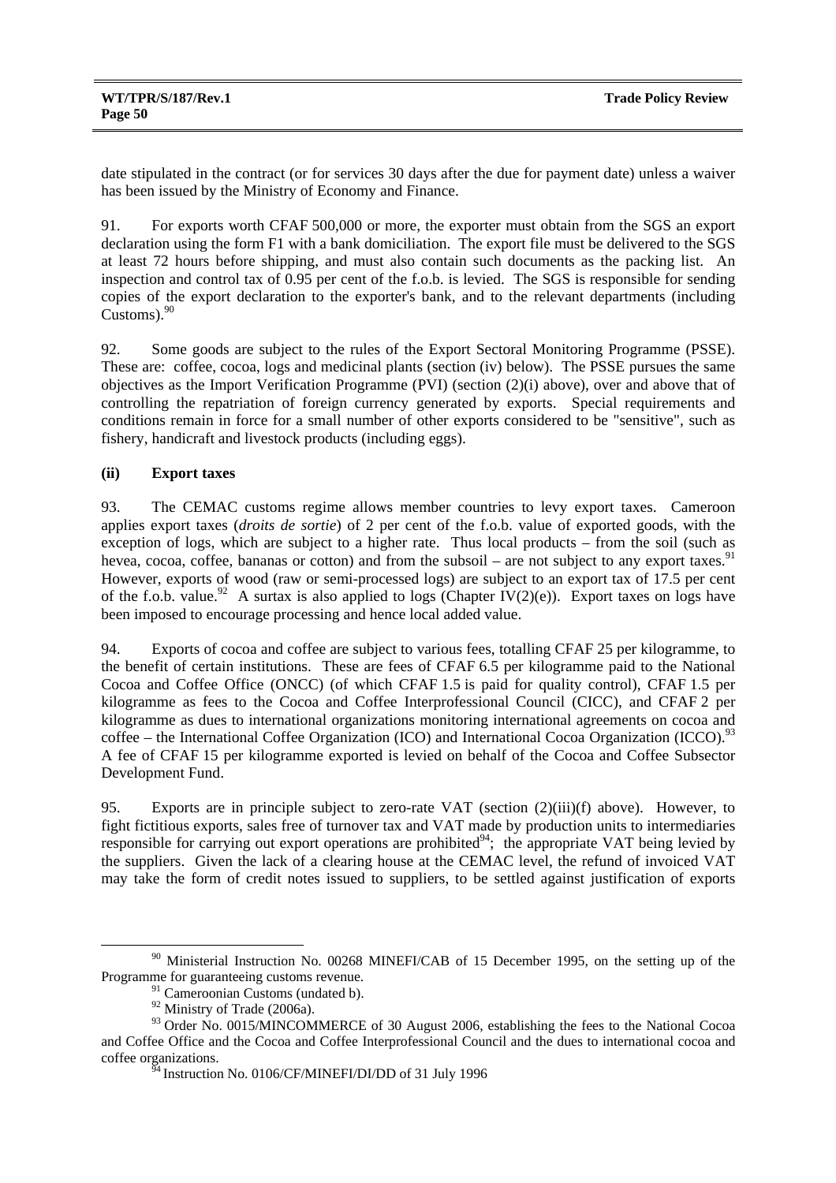date stipulated in the contract (or for services 30 days after the due for payment date) unless a waiver has been issued by the Ministry of Economy and Finance.

91. For exports worth CFAF 500,000 or more, the exporter must obtain from the SGS an export declaration using the form F1 with a bank domiciliation. The export file must be delivered to the SGS at least 72 hours before shipping, and must also contain such documents as the packing list. An inspection and control tax of 0.95 per cent of the f.o.b. is levied. The SGS is responsible for sending copies of the export declaration to the exporter's bank, and to the relevant departments (including Customs).[90]

92. Some goods are subject to the rules of the Export Sectoral Monitoring Programme (PSSE). These are: coffee, cocoa, logs and medicinal plants (section (iv) below). The PSSE pursues the same objectives as the Import Verification Programme (PVI) (section (2)(i) above), over and above that of controlling the repatriation of foreign currency generated by exports. Special requirements and conditions remain in force for a small number of other exports considered to be "sensitive", such as fishery, handicraft and livestock products (including eggs).

### (ii) Export taxes

93. The CEMAC customs regime allows member countries to levy export taxes. Cameroon applies export taxes (*droits de sortie*) of 2 per cent of the f.o.b. value of exported goods, with the exception of logs, which are subject to a higher rate. Thus local products – from the soil (such as hevea, cocoa, coffee, bananas or cotton) and from the subsoil – are not subject to any export taxes.[91] However, exports of wood (raw or semi-processed logs) are subject to an export tax of 17.5 per cent of the f.o.b. value.[92] A surtax is also applied to logs (Chapter IV(2)(e)). Export taxes on logs have been imposed to encourage processing and hence local added value.

94. Exports of cocoa and coffee are subject to various fees, totalling CFAF 25 per kilogramme, to the benefit of certain institutions. These are fees of CFAF 6.5 per kilogramme paid to the National Cocoa and Coffee Office (ONCC) (of which CFAF 1.5 is paid for quality control), CFAF 1.5 per kilogramme as fees to the Cocoa and Coffee Interprofessional Council (CICC), and CFAF 2 per kilogramme as dues to international organizations monitoring international agreements on cocoa and coffee – the International Coffee Organization (ICO) and International Cocoa Organization (ICCO).[93] A fee of CFAF 15 per kilogramme exported is levied on behalf of the Cocoa and Coffee Subsector Development Fund.

95. Exports are in principle subject to zero-rate VAT (section (2)(iii)(f) above). However, to fight fictitious exports, sales free of turnover tax and VAT made by production units to intermediaries responsible for carrying out export operations are prohibited[94]; the appropriate VAT being levied by the suppliers. Given the lack of a clearing house at the CEMAC level, the refund of invoiced VAT may take the form of credit notes issued to suppliers, to be settled against justification of exports

---

[90] Ministerial Instruction No. 00268 MINEFI/CAB of 15 December 1995, on the setting up of the Programme for guaranteeing customs revenue.

[91] Cameroonian Customs (undated b).

[92] Ministry of Trade (2006a).

[93] Order No. 0015/MINCOMMERCE of 30 August 2006, establishing the fees to the National Cocoa and Coffee Office and the Cocoa and Coffee Interprofessional Council and the dues to international cocoa and coffee organizations.

[94] Instruction No. 0106/CF/MINEFI/DI/DD of 31 July 1996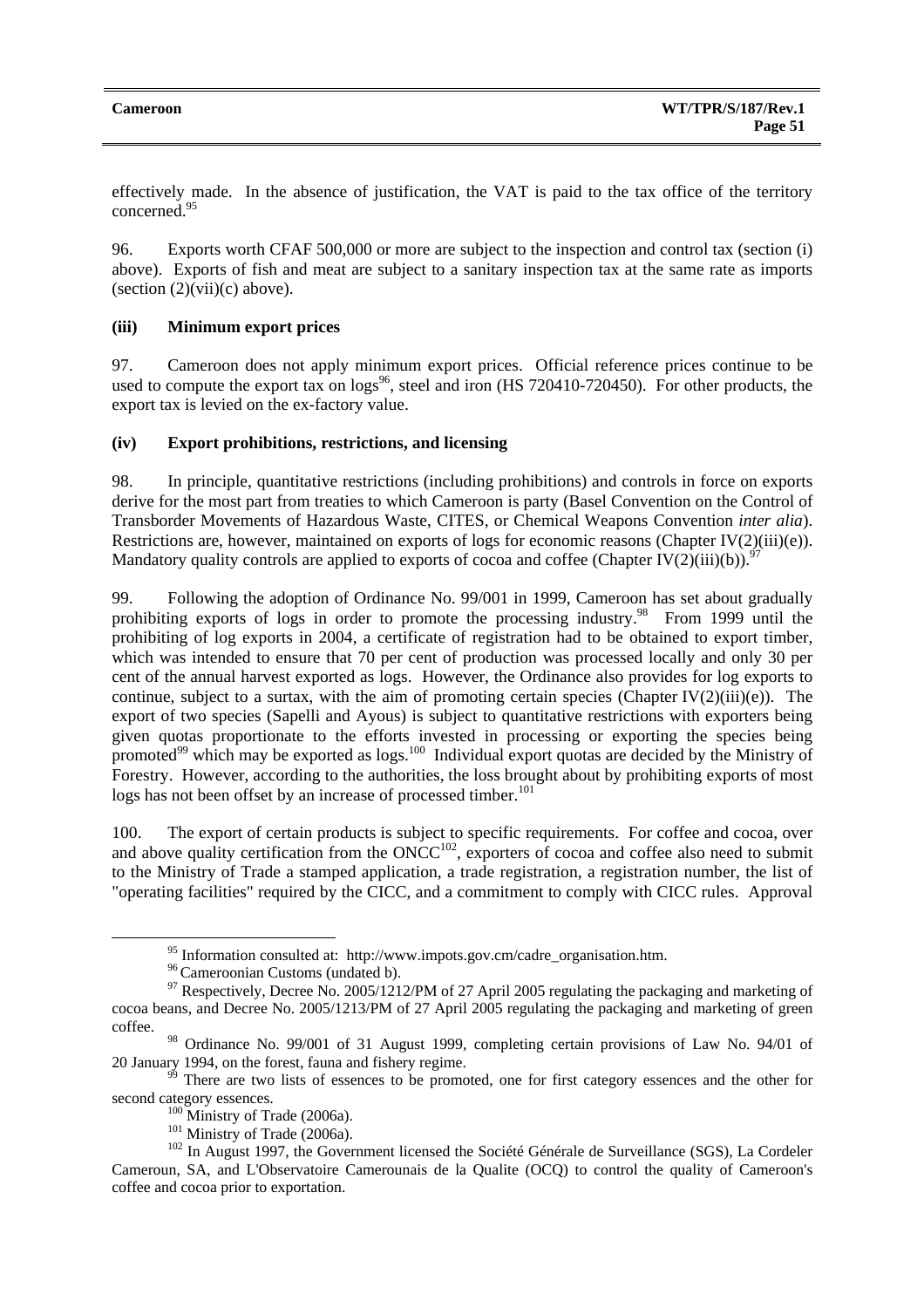effectively made. In the absence of justification, the VAT is paid to the tax office of the territory concerned.[95]

96. Exports worth CFAF 500,000 or more are subject to the inspection and control tax (section (i) above). Exports of fish and meat are subject to a sanitary inspection tax at the same rate as imports (section (2)(vii)(c) above).

### (iii) Minimum export prices

97. Cameroon does not apply minimum export prices. Official reference prices continue to be used to compute the export tax on logs[96], steel and iron (HS 720410-720450). For other products, the export tax is levied on the ex-factory value.

### (iv) Export prohibitions, restrictions, and licensing

98. In principle, quantitative restrictions (including prohibitions) and controls in force on exports derive for the most part from treaties to which Cameroon is party (Basel Convention on the Control of Transborder Movements of Hazardous Waste, CITES, or Chemical Weapons Convention *inter alia*). Restrictions are, however, maintained on exports of logs for economic reasons (Chapter IV(2)(iii)(e)). Mandatory quality controls are applied to exports of cocoa and coffee (Chapter IV(2)(iii)(b)).[97]

99. Following the adoption of Ordinance No. 99/001 in 1999, Cameroon has set about gradually prohibiting exports of logs in order to promote the processing industry.[98] From 1999 until the prohibiting of log exports in 2004, a certificate of registration had to be obtained to export timber, which was intended to ensure that 70 per cent of production was processed locally and only 30 per cent of the annual harvest exported as logs. However, the Ordinance also provides for log exports to continue, subject to a surtax, with the aim of promoting certain species (Chapter IV(2)(iii)(e)). The export of two species (Sapelli and Ayous) is subject to quantitative restrictions with exporters being given quotas proportionate to the efforts invested in processing or exporting the species being promoted[99] which may be exported as logs.[100] Individual export quotas are decided by the Ministry of Forestry. However, according to the authorities, the loss brought about by prohibiting exports of most logs has not been offset by an increase of processed timber.[101]

100. The export of certain products is subject to specific requirements. For coffee and cocoa, over and above quality certification from the ONCC[102], exporters of cocoa and coffee also need to submit to the Ministry of Trade a stamped application, a trade registration, a registration number, the list of "operating facilities" required by the CICC, and a commitment to comply with CICC rules. Approval

---

[95] Information consulted at: http://www.impots.gov.cm/cadre_organisation.htm.

[96] Cameroonian Customs (undated b).

[97] Respectively, Decree No. 2005/1212/PM of 27 April 2005 regulating the packaging and marketing of cocoa beans, and Decree No. 2005/1213/PM of 27 April 2005 regulating the packaging and marketing of green coffee.

[98] Ordinance No. 99/001 of 31 August 1999, completing certain provisions of Law No. 94/01 of 20 January 1994, on the forest, fauna and fishery regime.

[99] There are two lists of essences to be promoted, one for first category essences and the other for second category essences.

[100] Ministry of Trade (2006a).

[101] Ministry of Trade (2006a).

[102] In August 1997, the Government licensed the Société Générale de Surveillance (SGS), La Cordeler Cameroun, SA, and L'Observatoire Camerounais de la Qualite (OCQ) to control the quality of Cameroon's coffee and cocoa prior to exportation.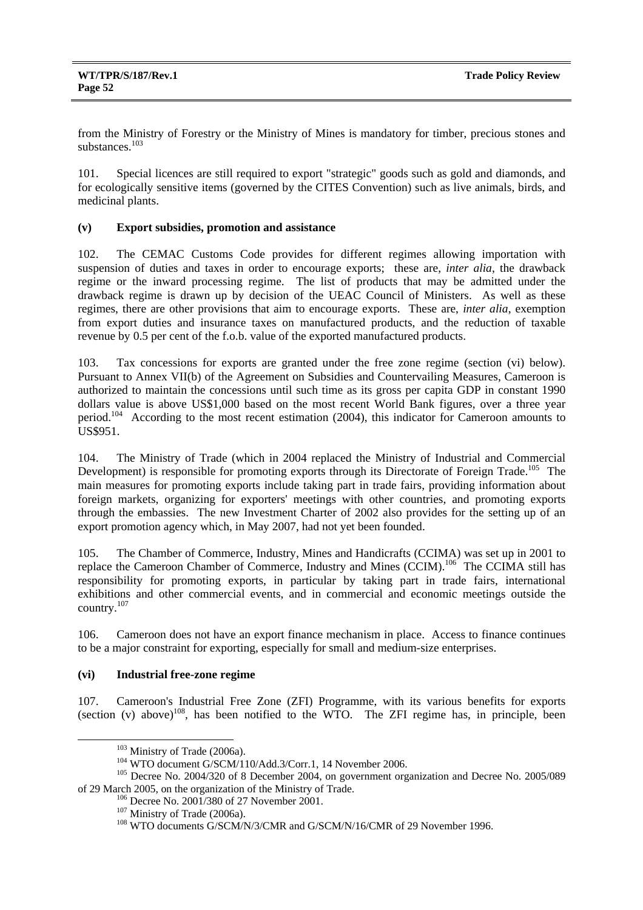from the Ministry of Forestry or the Ministry of Mines is mandatory for timber, precious stones and substances.[103]

101. Special licences are still required to export "strategic" goods such as gold and diamonds, and for ecologically sensitive items (governed by the CITES Convention) such as live animals, birds, and medicinal plants.

#### (v) Export subsidies, promotion and assistance

102. The CEMAC Customs Code provides for different regimes allowing importation with suspension of duties and taxes in order to encourage exports; these are, *inter alia*, the drawback regime or the inward processing regime. The list of products that may be admitted under the drawback regime is drawn up by decision of the UEAC Council of Ministers. As well as these regimes, there are other provisions that aim to encourage exports. These are, *inter alia*, exemption from export duties and insurance taxes on manufactured products, and the reduction of taxable revenue by 0.5 per cent of the f.o.b. value of the exported manufactured products.

103. Tax concessions for exports are granted under the free zone regime (section (vi) below). Pursuant to Annex VII(b) of the Agreement on Subsidies and Countervailing Measures, Cameroon is authorized to maintain the concessions until such time as its gross per capita GDP in constant 1990 dollars value is above US$1,000 based on the most recent World Bank figures, over a three year period.[104] According to the most recent estimation (2004), this indicator for Cameroon amounts to US$951.

104. The Ministry of Trade (which in 2004 replaced the Ministry of Industrial and Commercial Development) is responsible for promoting exports through its Directorate of Foreign Trade.[105] The main measures for promoting exports include taking part in trade fairs, providing information about foreign markets, organizing for exporters' meetings with other countries, and promoting exports through the embassies. The new Investment Charter of 2002 also provides for the setting up of an export promotion agency which, in May 2007, had not yet been founded.

105. The Chamber of Commerce, Industry, Mines and Handicrafts (CCIMA) was set up in 2001 to replace the Cameroon Chamber of Commerce, Industry and Mines (CCIM).[106] The CCIMA still has responsibility for promoting exports, in particular by taking part in trade fairs, international exhibitions and other commercial events, and in commercial and economic meetings outside the country.[107]

106. Cameroon does not have an export finance mechanism in place. Access to finance continues to be a major constraint for exporting, especially for small and medium-size enterprises.

#### (vi) Industrial free-zone regime

107. Cameroon's Industrial Free Zone (ZFI) Programme, with its various benefits for exports (section (v) above)[108], has been notified to the WTO. The ZFI regime has, in principle, been

---

[103] Ministry of Trade (2006a).

[104] WTO document G/SCM/110/Add.3/Corr.1, 14 November 2006.

[105] Decree No. 2004/320 of 8 December 2004, on government organization and Decree No. 2005/089 of 29 March 2005, on the organization of the Ministry of Trade.

[106] Decree No. 2001/380 of 27 November 2001.

[107] Ministry of Trade (2006a).

[108] WTO documents G/SCM/N/3/CMR and G/SCM/N/16/CMR of 29 November 1996.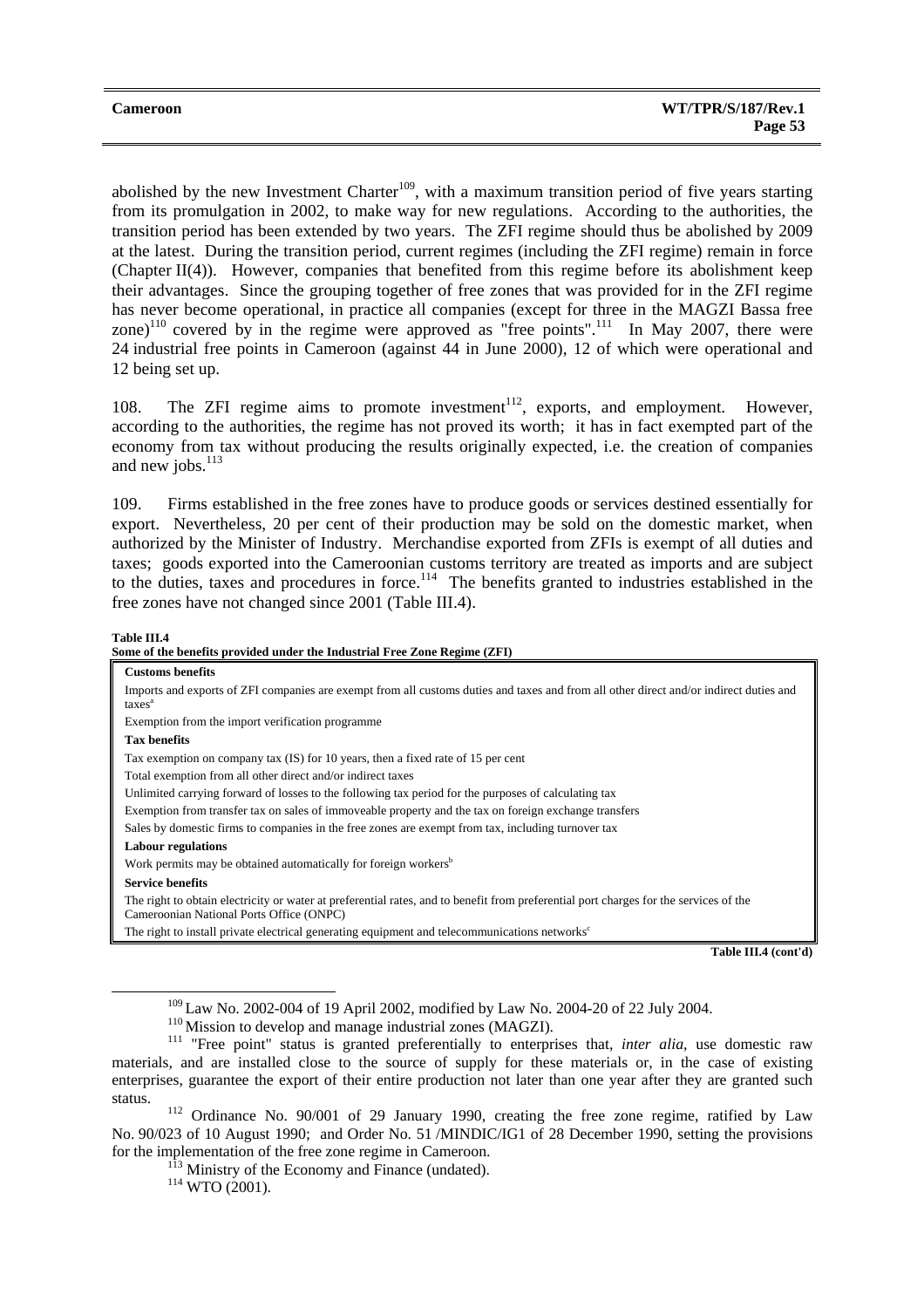abolished by the new Investment Charter[109], with a maximum transition period of five years starting from its promulgation in 2002, to make way for new regulations. According to the authorities, the transition period has been extended by two years. The ZFI regime should thus be abolished by 2009 at the latest. During the transition period, current regimes (including the ZFI regime) remain in force (Chapter II(4)). However, companies that benefited from this regime before its abolishment keep their advantages. Since the grouping together of free zones that was provided for in the ZFI regime has never become operational, in practice all companies (except for three in the MAGZI Bassa free zone)[110] covered by in the regime were approved as "free points".[111] In May 2007, there were 24 industrial free points in Cameroon (against 44 in June 2000), 12 of which were operational and 12 being set up.

108. The ZFI regime aims to promote investment[112], exports, and employment. However, according to the authorities, the regime has not proved its worth; it has in fact exempted part of the economy from tax without producing the results originally expected, i.e. the creation of companies and new jobs.[113]

109. Firms established in the free zones have to produce goods or services destined essentially for export. Nevertheless, 20 per cent of their production may be sold on the domestic market, when authorized by the Minister of Industry. Merchandise exported from ZFIs is exempt of all duties and taxes; goods exported into the Cameroonian customs territory are treated as imports and are subject to the duties, taxes and procedures in force.[114] The benefits granted to industries established in the free zones have not changed since 2001 (Table III.4).

**Table III.4**
**Some of the benefits provided under the Industrial Free Zone Regime (ZFI)**

| |
|---|
| **Customs benefits** |
| Imports and exports of ZFI companies are exempt from all customs duties and taxes and from all other direct and/or indirect duties and taxes[a] |
| Exemption from the import verification programme |
| **Tax benefits** |
| Tax exemption on company tax (IS) for 10 years, then a fixed rate of 15 per cent |
| Total exemption from all other direct and/or indirect taxes |
| Unlimited carrying forward of losses to the following tax period for the purposes of calculating tax |
| Exemption from transfer tax on sales of immoveable property and the tax on foreign exchange transfers |
| Sales by domestic firms to companies in the free zones are exempt from tax, including turnover tax |
| **Labour regulations** |
| Work permits may be obtained automatically for foreign workers[b] |
| **Service benefits** |
| The right to obtain electricity or water at preferential rates, and to benefit from preferential port charges for the services of the Cameroonian National Ports Office (ONPC) |
| The right to install private electrical generating equipment and telecommunications networks[c] |

**Table III.4 (cont'd)**

---

[109] Law No. 2002-004 of 19 April 2002, modified by Law No. 2004-20 of 22 July 2004.

[110] Mission to develop and manage industrial zones (MAGZI).

[111] "Free point" status is granted preferentially to enterprises that, *inter alia*, use domestic raw materials, and are installed close to the source of supply for these materials or, in the case of existing enterprises, guarantee the export of their entire production not later than one year after they are granted such status.

[112] Ordinance No. 90/001 of 29 January 1990, creating the free zone regime, ratified by Law No. 90/023 of 10 August 1990; and Order No. 51 /MINDIC/IG1 of 28 December 1990, setting the provisions for the implementation of the free zone regime in Cameroon.

[113] Ministry of the Economy and Finance (undated).

[114] WTO (2001).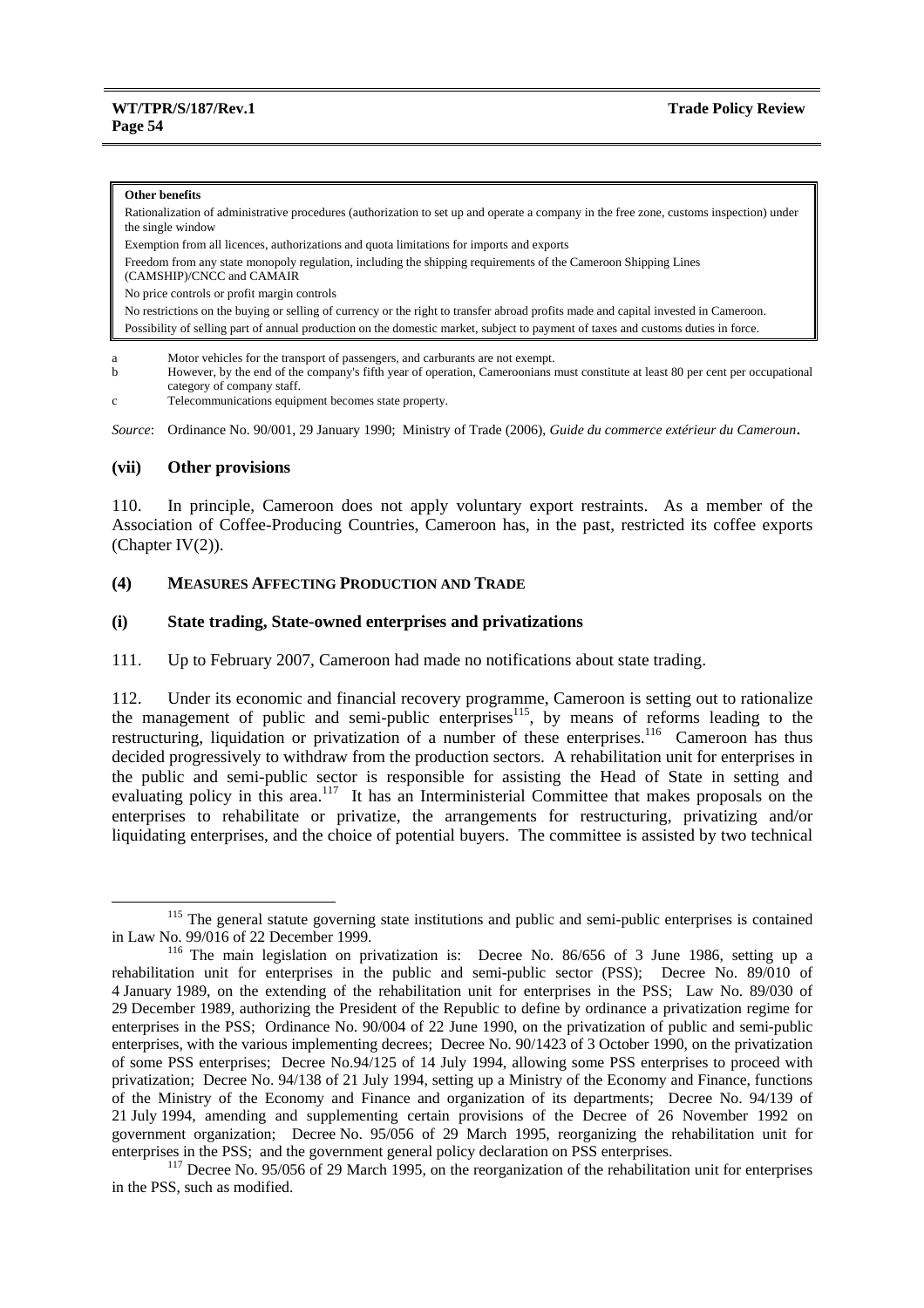| Other benefits |
|---|
| Rationalization of administrative procedures (authorization to set up and operate a company in the free zone, customs inspection) under the single window |
| Exemption from all licences, authorizations and quota limitations for imports and exports |
| Freedom from any state monopoly regulation, including the shipping requirements of the Cameroon Shipping Lines (CAMSHIP)/CNCC and CAMAIR |
| No price controls or profit margin controls |
| No restrictions on the buying or selling of currency or the right to transfer abroad profits made and capital invested in Cameroon. |
| Possibility of selling part of annual production on the domestic market, subject to payment of taxes and customs duties in force. |

a Motor vehicles for the transport of passengers, and carburants are not exempt.
b However, by the end of the company's fifth year of operation, Cameroonians must constitute at least 80 per cent per occupational category of company staff.
c Telecommunications equipment becomes state property.

*Source*: Ordinance No. 90/001, 29 January 1990; Ministry of Trade (2006), *Guide du commerce extérieur du Cameroun*.

#### (vii) Other provisions

110. In principle, Cameroon does not apply voluntary export restraints. As a member of the Association of Coffee-Producing Countries, Cameroon has, in the past, restricted its coffee exports (Chapter IV(2)).

### (4) MEASURES AFFECTING PRODUCTION AND TRADE

#### (i) State trading, State-owned enterprises and privatizations

111. Up to February 2007, Cameroon had made no notifications about state trading.

112. Under its economic and financial recovery programme, Cameroon is setting out to rationalize the management of public and semi-public enterprises[115], by means of reforms leading to the restructuring, liquidation or privatization of a number of these enterprises.[116] Cameroon has thus decided progressively to withdraw from the production sectors. A rehabilitation unit for enterprises in the public and semi-public sector is responsible for assisting the Head of State in setting and evaluating policy in this area.[117] It has an Interministerial Committee that makes proposals on the enterprises to rehabilitate or privatize, the arrangements for restructuring, privatizing and/or liquidating enterprises, and the choice of potential buyers. The committee is assisted by two technical

[115] The general statute governing state institutions and public and semi-public enterprises is contained in Law No. 99/016 of 22 December 1999.

[116] The main legislation on privatization is: Decree No. 86/656 of 3 June 1986, setting up a rehabilitation unit for enterprises in the public and semi-public sector (PSS); Decree No. 89/010 of 4 January 1989, on the extending of the rehabilitation unit for enterprises in the PSS; Law No. 89/030 of 29 December 1989, authorizing the President of the Republic to define by ordinance a privatization regime for enterprises in the PSS; Ordinance No. 90/004 of 22 June 1990, on the privatization of public and semi-public enterprises, with the various implementing decrees; Decree No. 90/1423 of 3 October 1990, on the privatization of some PSS enterprises; Decree No.94/125 of 14 July 1994, allowing some PSS enterprises to proceed with privatization; Decree No. 94/138 of 21 July 1994, setting up a Ministry of the Economy and Finance, functions of the Ministry of the Economy and Finance and organization of its departments; Decree No. 94/139 of 21 July 1994, amending and supplementing certain provisions of the Decree of 26 November 1992 on government organization; Decree No. 95/056 of 29 March 1995, reorganizing the rehabilitation unit for enterprises in the PSS; and the government general policy declaration on PSS enterprises.

[117] Decree No. 95/056 of 29 March 1995, on the reorganization of the rehabilitation unit for enterprises in the PSS, such as modified.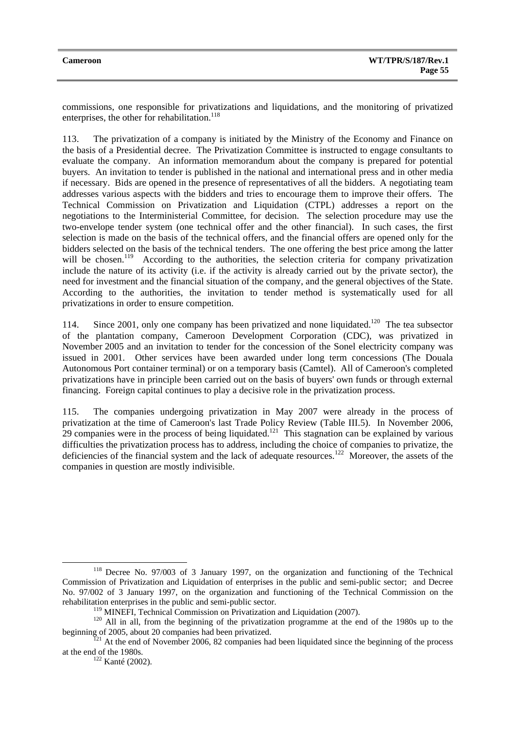commissions, one responsible for privatizations and liquidations, and the monitoring of privatized enterprises, the other for rehabilitation.[118]

113. The privatization of a company is initiated by the Ministry of the Economy and Finance on the basis of a Presidential decree. The Privatization Committee is instructed to engage consultants to evaluate the company. An information memorandum about the company is prepared for potential buyers. An invitation to tender is published in the national and international press and in other media if necessary. Bids are opened in the presence of representatives of all the bidders. A negotiating team addresses various aspects with the bidders and tries to encourage them to improve their offers. The Technical Commission on Privatization and Liquidation (CTPL) addresses a report on the negotiations to the Interministerial Committee, for decision. The selection procedure may use the two-envelope tender system (one technical offer and the other financial). In such cases, the first selection is made on the basis of the technical offers, and the financial offers are opened only for the bidders selected on the basis of the technical tenders. The one offering the best price among the latter will be chosen.[119] According to the authorities, the selection criteria for company privatization include the nature of its activity (i.e. if the activity is already carried out by the private sector), the need for investment and the financial situation of the company, and the general objectives of the State. According to the authorities, the invitation to tender method is systematically used for all privatizations in order to ensure competition.

114. Since 2001, only one company has been privatized and none liquidated.[120] The tea subsector of the plantation company, Cameroon Development Corporation (CDC), was privatized in November 2005 and an invitation to tender for the concession of the Sonel electricity company was issued in 2001. Other services have been awarded under long term concessions (The Douala Autonomous Port container terminal) or on a temporary basis (Camtel). All of Cameroon's completed privatizations have in principle been carried out on the basis of buyers' own funds or through external financing. Foreign capital continues to play a decisive role in the privatization process.

115. The companies undergoing privatization in May 2007 were already in the process of privatization at the time of Cameroon's last Trade Policy Review (Table III.5). In November 2006, 29 companies were in the process of being liquidated.[121] This stagnation can be explained by various difficulties the privatization process has to address, including the choice of companies to privatize, the deficiencies of the financial system and the lack of adequate resources.[122] Moreover, the assets of the companies in question are mostly indivisible.

---

[118] Decree No. 97/003 of 3 January 1997, on the organization and functioning of the Technical Commission of Privatization and Liquidation of enterprises in the public and semi-public sector; and Decree No. 97/002 of 3 January 1997, on the organization and functioning of the Technical Commission on the rehabilitation enterprises in the public and semi-public sector.

[119] MINEFI, Technical Commission on Privatization and Liquidation (2007).

[120] All in all, from the beginning of the privatization programme at the end of the 1980s up to the beginning of 2005, about 20 companies had been privatized.

[121] At the end of November 2006, 82 companies had been liquidated since the beginning of the process at the end of the 1980s.

[122] Kanté (2002).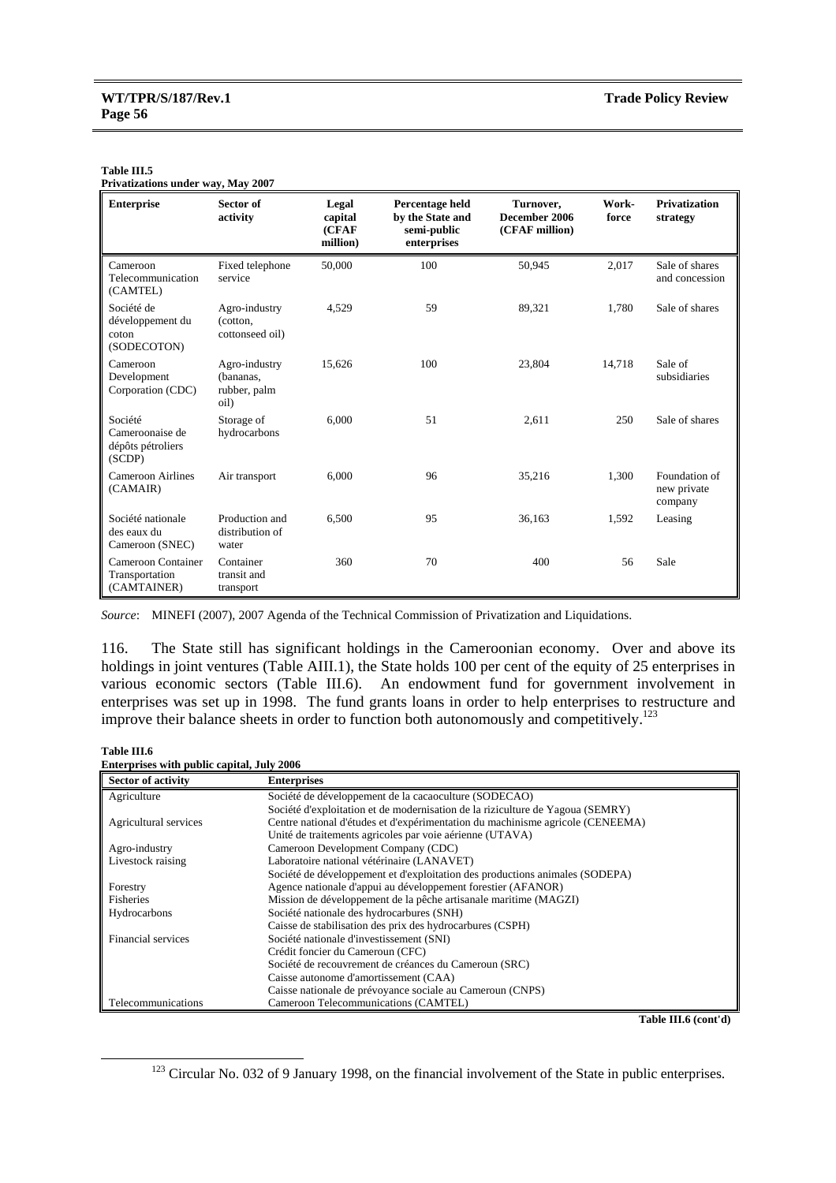**Table III.5**
**Privatizations under way, May 2007**

| Enterprise | Sector of activity | Legal capital (CFAF million) | Percentage held by the State and semi-public enterprises | Turnover, December 2006 (CFAF million) | Work-force | Privatization strategy |
|---|---|---|---|---|---|---|
| Cameroon Telecommunication (CAMTEL) | Fixed telephone service | 50,000 | 100 | 50,945 | 2,017 | Sale of shares and concession |
| Société de développement du coton (SODECOTON) | Agro-industry (cotton, cottonseed oil) | 4,529 | 59 | 89,321 | 1,780 | Sale of shares |
| Cameroon Development Corporation (CDC) | Agro-industry (bananas, rubber, palm oil) | 15,626 | 100 | 23,804 | 14,718 | Sale of subsidiaries |
| Société Cameroonaise de dépôts pétroliers (SCDP) | Storage of hydrocarbons | 6,000 | 51 | 2,611 | 250 | Sale of shares |
| Cameroon Airlines (CAMAIR) | Air transport | 6,000 | 96 | 35,216 | 1,300 | Foundation of new private company |
| Société nationale des eaux du Cameroon (SNEC) | Production and distribution of water | 6,500 | 95 | 36,163 | 1,592 | Leasing |
| Cameroon Container Transportation (CAMTAINER) | Container transit and transport | 360 | 70 | 400 | 56 | Sale |

*Source*: MINEFI (2007), 2007 Agenda of the Technical Commission of Privatization and Liquidations.

116. The State still has significant holdings in the Cameroonian economy. Over and above its holdings in joint ventures (Table AIII.1), the State holds 100 per cent of the equity of 25 enterprises in various economic sectors (Table III.6). An endowment fund for government involvement in enterprises was set up in 1998. The fund grants loans in order to help enterprises to restructure and improve their balance sheets in order to function both autonomously and competitively.[123]

**Table III.6**
**Enterprises with public capital, July 2006**

| Sector of activity | Enterprises |
|---|---|
| Agriculture | Société de développement de la cacaoculture (SODECAO) |
| | Société d'exploitation et de modernisation de la riziculture de Yagoua (SEMRY) |
| Agricultural services | Centre national d'études et d'expérimentation du machinisme agricole (CENEEMA) |
| | Unité de traitements agricoles par voie aérienne (UTAVA) |
| Agro-industry | Cameroon Development Company (CDC) |
| Livestock raising | Laboratoire national vétérinaire (LANAVET) |
| | Société de développement et d'exploitation des productions animales (SODEPA) |
| Forestry | Agence nationale d'appui au développement forestier (AFANOR) |
| Fisheries | Mission de développement de la pêche artisanale maritime (MAGZI) |
| Hydrocarbons | Société nationale des hydrocarbures (SNH) |
| | Caisse de stabilisation des prix des hydrocarbures (CSPH) |
| Financial services | Société nationale d'investissement (SNI) |
| | Crédit foncier du Cameroun (CFC) |
| | Société de recouvrement de créances du Cameroun (SRC) |
| | Caisse autonome d'amortissement (CAA) |
| | Caisse nationale de prévoyance sociale au Cameroun (CNPS) |
| Telecommunications | Cameroon Telecommunications (CAMTEL) |

**Table III.6 (cont'd)**

[123] Circular No. 032 of 9 January 1998, on the financial involvement of the State in public enterprises.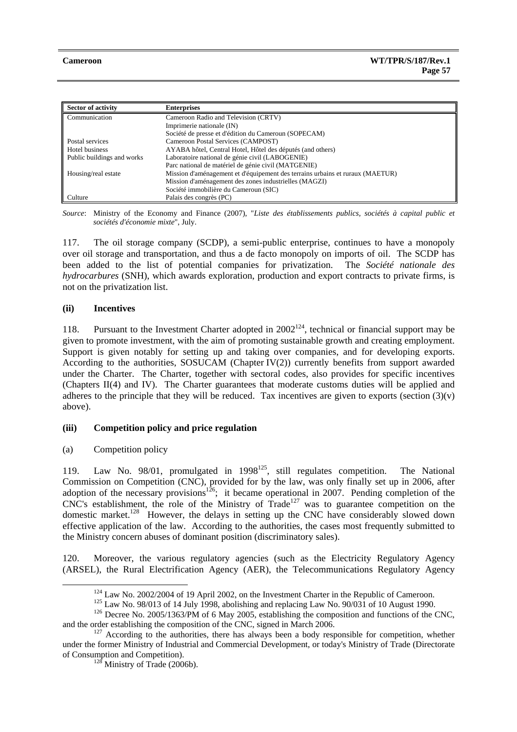| Sector of activity | Enterprises |
|---|---|
| Communication | Cameroon Radio and Television (CRTV) |
| | Imprimerie nationale (IN) |
| | Société de presse et d'édition du Cameroun (SOPECAM) |
| Postal services | Cameroon Postal Services (CAMPOST) |
| Hotel business | AYABA hôtel, Central Hotel, Hôtel des députés (and others) |
| Public buildings and works | Laboratoire national de génie civil (LABOGENIE) |
| | Parc national de matériel de génie civil (MATGENIE) |
| Housing/real estate | Mission d'aménagement et d'équipement des terrains urbains et ruraux (MAETUR) |
| | Mission d'aménagement des zones industrielles (MAGZI) |
| | Société immobilière du Cameroun (SIC) |
| Culture | Palais des congrès (PC) |

*Source*: Ministry of the Economy and Finance (2007), "*Liste des établissements publics, sociétés à capital public et sociétés d'économie mixte*", July.

117. The oil storage company (SCDP), a semi-public enterprise, continues to have a monopoly over oil storage and transportation, and thus a de facto monopoly on imports of oil. The SCDP has been added to the list of potential companies for privatization. The *Société nationale des hydrocarbures* (SNH), which awards exploration, production and export contracts to private firms, is not on the privatization list.

### (ii) Incentives

118. Pursuant to the Investment Charter adopted in 2002[124], technical or financial support may be given to promote investment, with the aim of promoting sustainable growth and creating employment. Support is given notably for setting up and taking over companies, and for developing exports. According to the authorities, SOSUCAM (Chapter IV(2)) currently benefits from support awarded under the Charter. The Charter, together with sectoral codes, also provides for specific incentives (Chapters II(4) and IV). The Charter guarantees that moderate customs duties will be applied and adheres to the principle that they will be reduced. Tax incentives are given to exports (section (3)(v) above).

### (iii) Competition policy and price regulation

#### (a) Competition policy

119. Law No. 98/01, promulgated in 1998[125], still regulates competition. The National Commission on Competition (CNC), provided for by the law, was only finally set up in 2006, after adoption of the necessary provisions[126]; it became operational in 2007. Pending completion of the CNC's establishment, the role of the Ministry of Trade[127] was to guarantee competition on the domestic market.[128] However, the delays in setting up the CNC have considerably slowed down effective application of the law. According to the authorities, the cases most frequently submitted to the Ministry concern abuses of dominant position (discriminatory sales).

120. Moreover, the various regulatory agencies (such as the Electricity Regulatory Agency (ARSEL), the Rural Electrification Agency (AER), the Telecommunications Regulatory Agency

[124] Law No. 2002/2004 of 19 April 2002, on the Investment Charter in the Republic of Cameroon.

[125] Law No. 98/013 of 14 July 1998, abolishing and replacing Law No. 90/031 of 10 August 1990.

[126] Decree No. 2005/1363/PM of 6 May 2005, establishing the composition and functions of the CNC, and the order establishing the composition of the CNC, signed in March 2006.

[127] According to the authorities, there has always been a body responsible for competition, whether under the former Ministry of Industrial and Commercial Development, or today's Ministry of Trade (Directorate of Consumption and Competition).

[128] Ministry of Trade (2006b).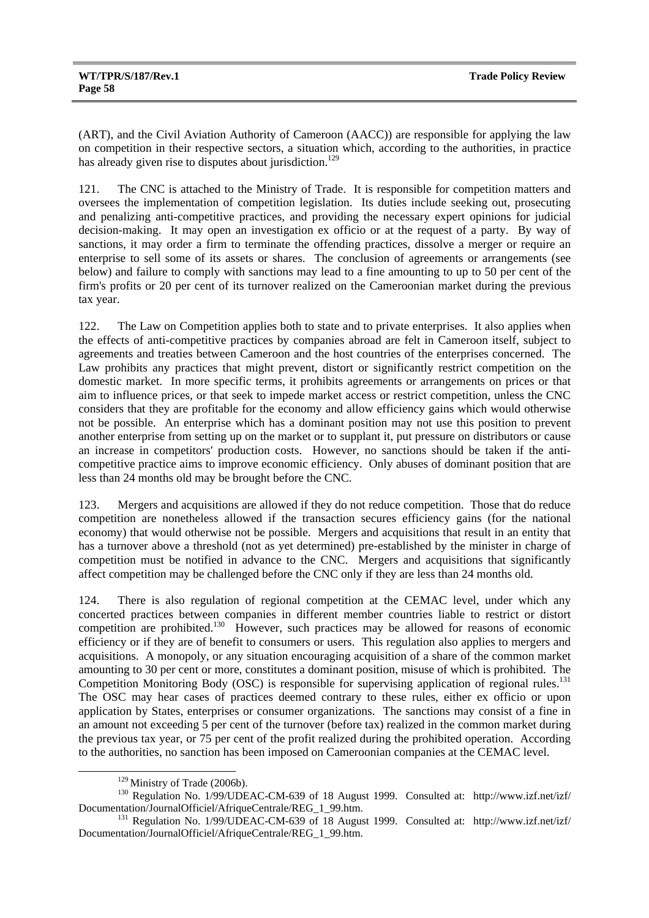(ART), and the Civil Aviation Authority of Cameroon (AACC)) are responsible for applying the law on competition in their respective sectors, a situation which, according to the authorities, in practice has already given rise to disputes about jurisdiction.[129]

121. The CNC is attached to the Ministry of Trade. It is responsible for competition matters and oversees the implementation of competition legislation. Its duties include seeking out, prosecuting and penalizing anti-competitive practices, and providing the necessary expert opinions for judicial decision-making. It may open an investigation ex officio or at the request of a party. By way of sanctions, it may order a firm to terminate the offending practices, dissolve a merger or require an enterprise to sell some of its assets or shares. The conclusion of agreements or arrangements (see below) and failure to comply with sanctions may lead to a fine amounting to up to 50 per cent of the firm's profits or 20 per cent of its turnover realized on the Cameroonian market during the previous tax year.

122. The Law on Competition applies both to state and to private enterprises. It also applies when the effects of anti-competitive practices by companies abroad are felt in Cameroon itself, subject to agreements and treaties between Cameroon and the host countries of the enterprises concerned. The Law prohibits any practices that might prevent, distort or significantly restrict competition on the domestic market. In more specific terms, it prohibits agreements or arrangements on prices or that aim to influence prices, or that seek to impede market access or restrict competition, unless the CNC considers that they are profitable for the economy and allow efficiency gains which would otherwise not be possible. An enterprise which has a dominant position may not use this position to prevent another enterprise from setting up on the market or to supplant it, put pressure on distributors or cause an increase in competitors' production costs. However, no sanctions should be taken if the anti-competitive practice aims to improve economic efficiency. Only abuses of dominant position that are less than 24 months old may be brought before the CNC.

123. Mergers and acquisitions are allowed if they do not reduce competition. Those that do reduce competition are nonetheless allowed if the transaction secures efficiency gains (for the national economy) that would otherwise not be possible. Mergers and acquisitions that result in an entity that has a turnover above a threshold (not as yet determined) pre-established by the minister in charge of competition must be notified in advance to the CNC. Mergers and acquisitions that significantly affect competition may be challenged before the CNC only if they are less than 24 months old.

124. There is also regulation of regional competition at the CEMAC level, under which any concerted practices between companies in different member countries liable to restrict or distort competition are prohibited.[130] However, such practices may be allowed for reasons of economic efficiency or if they are of benefit to consumers or users. This regulation also applies to mergers and acquisitions. A monopoly, or any situation encouraging acquisition of a share of the common market amounting to 30 per cent or more, constitutes a dominant position, misuse of which is prohibited. The Competition Monitoring Body (OSC) is responsible for supervising application of regional rules.[131] The OSC may hear cases of practices deemed contrary to these rules, either ex officio or upon application by States, enterprises or consumer organizations. The sanctions may consist of a fine in an amount not exceeding 5 per cent of the turnover (before tax) realized in the common market during the previous tax year, or 75 per cent of the profit realized during the prohibited operation. According to the authorities, no sanction has been imposed on Cameroonian companies at the CEMAC level.

---

[129] Ministry of Trade (2006b).

[130] Regulation No. 1/99/UDEAC-CM-639 of 18 August 1999. Consulted at: http://www.izf.net/izf/Documentation/JournalOfficiel/AfriqueCentrale/REG_1_99.htm.

[131] Regulation No. 1/99/UDEAC-CM-639 of 18 August 1999. Consulted at: http://www.izf.net/izf/Documentation/JournalOfficiel/AfriqueCentrale/REG_1_99.htm.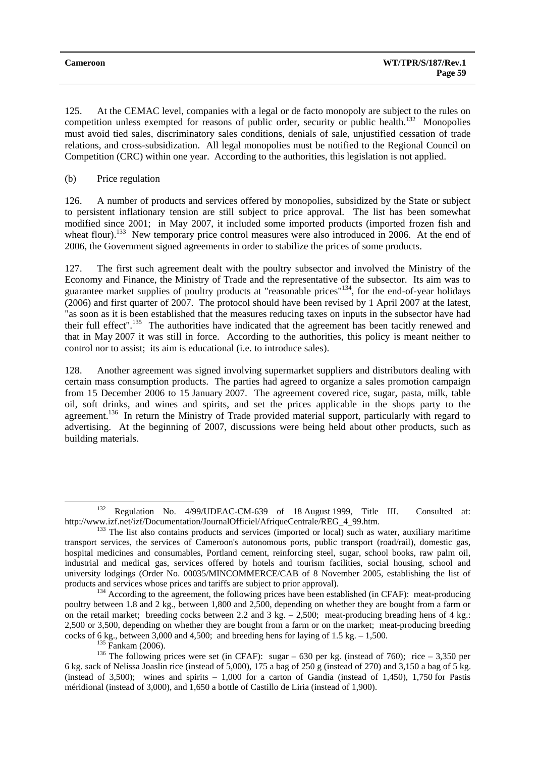125. At the CEMAC level, companies with a legal or de facto monopoly are subject to the rules on competition unless exempted for reasons of public order, security or public health.[132] Monopolies must avoid tied sales, discriminatory sales conditions, denials of sale, unjustified cessation of trade relations, and cross-subsidization. All legal monopolies must be notified to the Regional Council on Competition (CRC) within one year. According to the authorities, this legislation is not applied.

(b) Price regulation

126. A number of products and services offered by monopolies, subsidized by the State or subject to persistent inflationary tension are still subject to price approval. The list has been somewhat modified since 2001; in May 2007, it included some imported products (imported frozen fish and wheat flour).[133] New temporary price control measures were also introduced in 2006. At the end of 2006, the Government signed agreements in order to stabilize the prices of some products.

127. The first such agreement dealt with the poultry subsector and involved the Ministry of the Economy and Finance, the Ministry of Trade and the representative of the subsector. Its aim was to guarantee market supplies of poultry products at "reasonable prices"[134], for the end-of-year holidays (2006) and first quarter of 2007. The protocol should have been revised by 1 April 2007 at the latest, "as soon as it is been established that the measures reducing taxes on inputs in the subsector have had their full effect".[135] The authorities have indicated that the agreement has been tacitly renewed and that in May 2007 it was still in force. According to the authorities, this policy is meant neither to control nor to assist; its aim is educational (i.e. to introduce sales).

128. Another agreement was signed involving supermarket suppliers and distributors dealing with certain mass consumption products. The parties had agreed to organize a sales promotion campaign from 15 December 2006 to 15 January 2007. The agreement covered rice, sugar, pasta, milk, table oil, soft drinks, and wines and spirits, and set the prices applicable in the shops party to the agreement.[136] In return the Ministry of Trade provided material support, particularly with regard to advertising. At the beginning of 2007, discussions were being held about other products, such as building materials.

---

[132] Regulation No. 4/99/UDEAC-CM-639 of 18 August 1999, Title III. Consulted at: http://www.izf.net/izf/Documentation/JournalOfficiel/AfriqueCentrale/REG_4_99.htm.

[133] The list also contains products and services (imported or local) such as water, auxiliary maritime transport services, the services of Cameroon's autonomous ports, public transport (road/rail), domestic gas, hospital medicines and consumables, Portland cement, reinforcing steel, sugar, school books, raw palm oil, industrial and medical gas, services offered by hotels and tourism facilities, social housing, school and university lodgings (Order No. 00035/MINCOMMERCE/CAB of 8 November 2005, establishing the list of products and services whose prices and tariffs are subject to prior approval).

[134] According to the agreement, the following prices have been established (in CFAF): meat-producing poultry between 1.8 and 2 kg., between 1,800 and 2,500, depending on whether they are bought from a farm or on the retail market; breeding cocks between 2.2 and 3 kg. – 2,500; meat-producing breading hens of 4 kg.: 2,500 or 3,500, depending on whether they are bought from a farm or on the market; meat-producing breeding cocks of 6 kg., between 3,000 and 4,500; and breeding hens for laying of 1.5 kg. – 1,500.

[135] Fankam (2006).

[136] The following prices were set (in CFAF): sugar – 630 per kg. (instead of 760); rice – 3,350 per 6 kg. sack of Nelissa Joaslin rice (instead of 5,000), 175 a bag of 250 g (instead of 270) and 3,150 a bag of 5 kg. (instead of 3,500); wines and spirits – 1,000 for a carton of Gandia (instead of 1,450), 1,750 for Pastis méridional (instead of 3,000), and 1,650 a bottle of Castillo de Liria (instead of 1,900).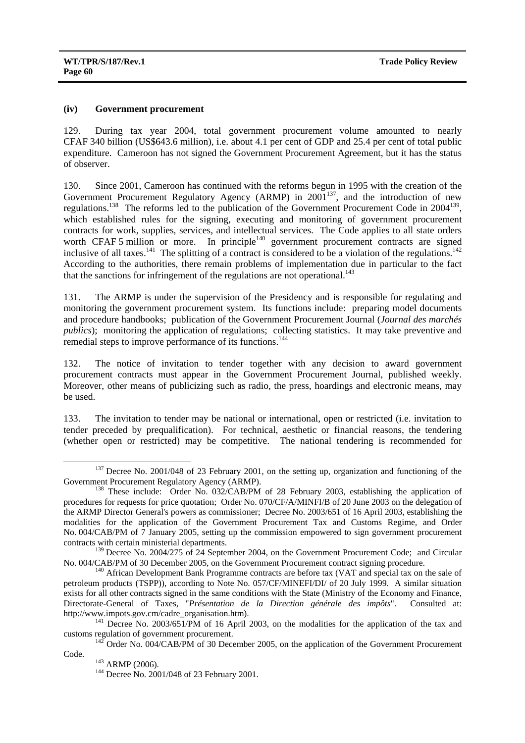#### (iv) Government procurement

129. During tax year 2004, total government procurement volume amounted to nearly CFAF 340 billion (US$643.6 million), i.e. about 4.1 per cent of GDP and 25.4 per cent of total public expenditure. Cameroon has not signed the Government Procurement Agreement, but it has the status of observer.

130. Since 2001, Cameroon has continued with the reforms begun in 1995 with the creation of the Government Procurement Regulatory Agency (ARMP) in 2001[137], and the introduction of new regulations.[138] The reforms led to the publication of the Government Procurement Code in 2004[139], which established rules for the signing, executing and monitoring of government procurement contracts for work, supplies, services, and intellectual services. The Code applies to all state orders worth CFAF 5 million or more. In principle[140] government procurement contracts are signed inclusive of all taxes.[141] The splitting of a contract is considered to be a violation of the regulations.[142] According to the authorities, there remain problems of implementation due in particular to the fact that the sanctions for infringement of the regulations are not operational.[143]

131. The ARMP is under the supervision of the Presidency and is responsible for regulating and monitoring the government procurement system. Its functions include: preparing model documents and procedure handbooks; publication of the Government Procurement Journal (*Journal des marchés publics*); monitoring the application of regulations; collecting statistics. It may take preventive and remedial steps to improve performance of its functions.[144]

132. The notice of invitation to tender together with any decision to award government procurement contracts must appear in the Government Procurement Journal, published weekly. Moreover, other means of publicizing such as radio, the press, hoardings and electronic means, may be used.

133. The invitation to tender may be national or international, open or restricted (i.e. invitation to tender preceded by prequalification). For technical, aesthetic or financial reasons, the tendering (whether open or restricted) may be competitive. The national tendering is recommended for

---

[137] Decree No. 2001/048 of 23 February 2001, on the setting up, organization and functioning of the Government Procurement Regulatory Agency (ARMP).

[138] These include: Order No. 032/CAB/PM of 28 February 2003, establishing the application of procedures for requests for price quotation; Order No. 070/CF/A/MINFI/B of 20 June 2003 on the delegation of the ARMP Director General's powers as commissioner; Decree No. 2003/651 of 16 April 2003, establishing the modalities for the application of the Government Procurement Tax and Customs Regime, and Order No. 004/CAB/PM of 7 January 2005, setting up the commission empowered to sign government procurement contracts with certain ministerial departments.

[139] Decree No. 2004/275 of 24 September 2004, on the Government Procurement Code; and Circular No. 004/CAB/PM of 30 December 2005, on the Government Procurement contract signing procedure.

[140] African Development Bank Programme contracts are before tax (VAT and special tax on the sale of petroleum products (TSPP)), according to Note No. 057/CF/MINEFI/DI/ of 20 July 1999. A similar situation exists for all other contracts signed in the same conditions with the State (Ministry of the Economy and Finance, Directorate-General of Taxes, "*Présentation de la Direction générale des impôts*". Consulted at: http://www.impots.gov.cm/cadre_organisation.htm).

[141] Decree No. 2003/651/PM of 16 April 2003, on the modalities for the application of the tax and customs regulation of government procurement.

[142] Order No. 004/CAB/PM of 30 December 2005, on the application of the Government Procurement Code.

[143] ARMP (2006).

[144] Decree No. 2001/048 of 23 February 2001.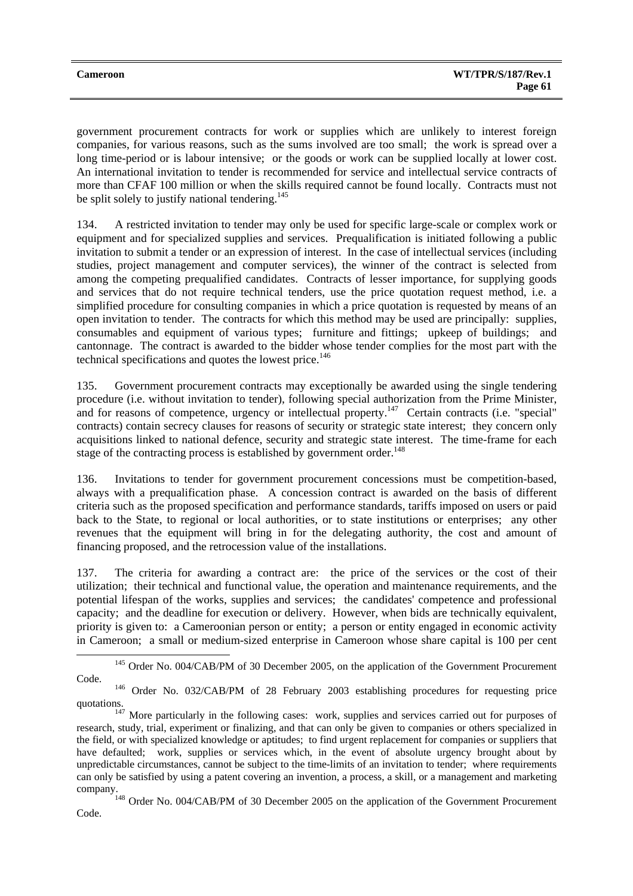government procurement contracts for work or supplies which are unlikely to interest foreign companies, for various reasons, such as the sums involved are too small; the work is spread over a long time-period or is labour intensive; or the goods or work can be supplied locally at lower cost. An international invitation to tender is recommended for service and intellectual service contracts of more than CFAF 100 million or when the skills required cannot be found locally. Contracts must not be split solely to justify national tendering.[145]

134. A restricted invitation to tender may only be used for specific large-scale or complex work or equipment and for specialized supplies and services. Prequalification is initiated following a public invitation to submit a tender or an expression of interest. In the case of intellectual services (including studies, project management and computer services), the winner of the contract is selected from among the competing prequalified candidates. Contracts of lesser importance, for supplying goods and services that do not require technical tenders, use the price quotation request method, i.e. a simplified procedure for consulting companies in which a price quotation is requested by means of an open invitation to tender. The contracts for which this method may be used are principally: supplies, consumables and equipment of various types; furniture and fittings; upkeep of buildings; and cantonnage. The contract is awarded to the bidder whose tender complies for the most part with the technical specifications and quotes the lowest price.[146]

135. Government procurement contracts may exceptionally be awarded using the single tendering procedure (i.e. without invitation to tender), following special authorization from the Prime Minister, and for reasons of competence, urgency or intellectual property.[147] Certain contracts (i.e. "special" contracts) contain secrecy clauses for reasons of security or strategic state interest; they concern only acquisitions linked to national defence, security and strategic state interest. The time-frame for each stage of the contracting process is established by government order.[148]

136. Invitations to tender for government procurement concessions must be competition-based, always with a prequalification phase. A concession contract is awarded on the basis of different criteria such as the proposed specification and performance standards, tariffs imposed on users or paid back to the State, to regional or local authorities, or to state institutions or enterprises; any other revenues that the equipment will bring in for the delegating authority, the cost and amount of financing proposed, and the retrocession value of the installations.

137. The criteria for awarding a contract are: the price of the services or the cost of their utilization; their technical and functional value, the operation and maintenance requirements, and the potential lifespan of the works, supplies and services; the candidates' competence and professional capacity; and the deadline for execution or delivery. However, when bids are technically equivalent, priority is given to: a Cameroonian person or entity; a person or entity engaged in economic activity in Cameroon; a small or medium-sized enterprise in Cameroon whose share capital is 100 per cent

---

[145] Order No. 004/CAB/PM of 30 December 2005, on the application of the Government Procurement Code.

[146] Order No. 032/CAB/PM of 28 February 2003 establishing procedures for requesting price quotations.

[147] More particularly in the following cases: work, supplies and services carried out for purposes of research, study, trial, experiment or finalizing, and that can only be given to companies or others specialized in the field, or with specialized knowledge or aptitudes; to find urgent replacement for companies or suppliers that have defaulted; work, supplies or services which, in the event of absolute urgency brought about by unpredictable circumstances, cannot be subject to the time-limits of an invitation to tender; where requirements can only be satisfied by using a patent covering an invention, a process, a skill, or a management and marketing company.

[148] Order No. 004/CAB/PM of 30 December 2005 on the application of the Government Procurement Code.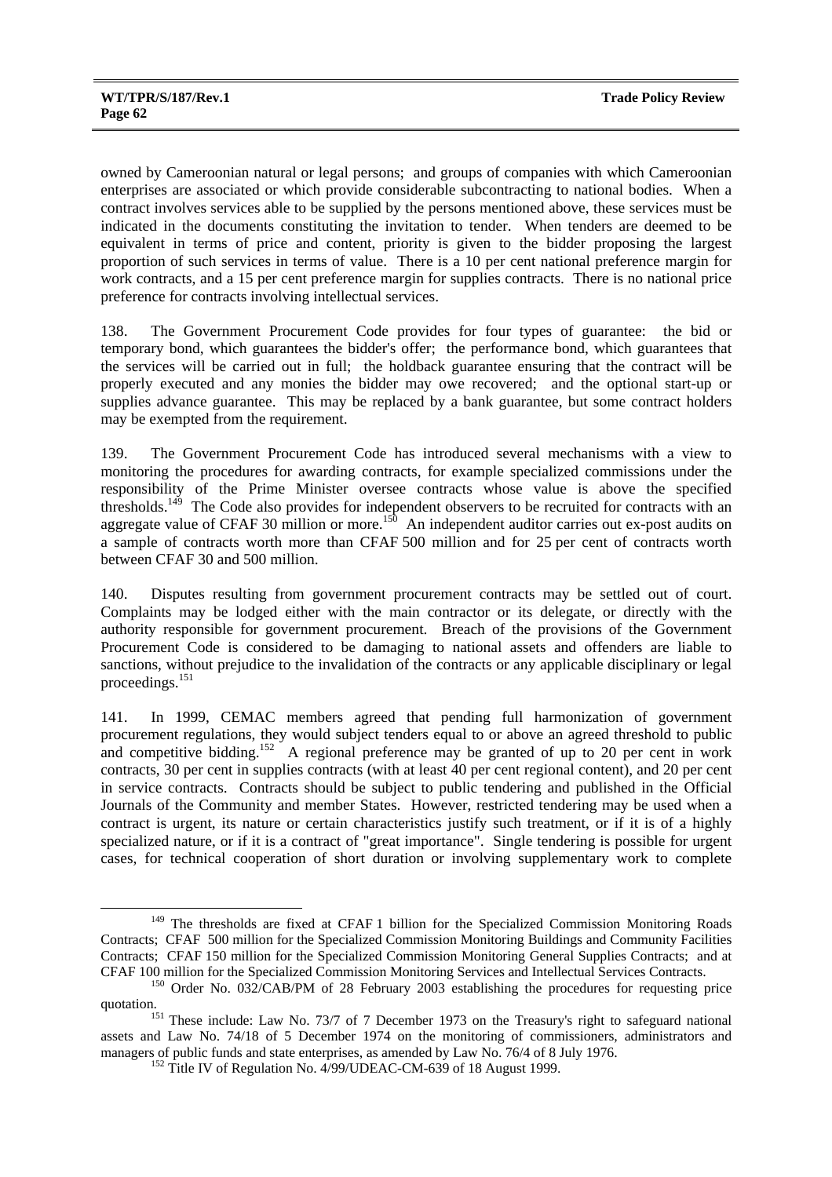owned by Cameroonian natural or legal persons; and groups of companies with which Cameroonian enterprises are associated or which provide considerable subcontracting to national bodies. When a contract involves services able to be supplied by the persons mentioned above, these services must be indicated in the documents constituting the invitation to tender. When tenders are deemed to be equivalent in terms of price and content, priority is given to the bidder proposing the largest proportion of such services in terms of value. There is a 10 per cent national preference margin for work contracts, and a 15 per cent preference margin for supplies contracts. There is no national price preference for contracts involving intellectual services.

138. The Government Procurement Code provides for four types of guarantee: the bid or temporary bond, which guarantees the bidder's offer; the performance bond, which guarantees that the services will be carried out in full; the holdback guarantee ensuring that the contract will be properly executed and any monies the bidder may owe recovered; and the optional start-up or supplies advance guarantee. This may be replaced by a bank guarantee, but some contract holders may be exempted from the requirement.

139. The Government Procurement Code has introduced several mechanisms with a view to monitoring the procedures for awarding contracts, for example specialized commissions under the responsibility of the Prime Minister oversee contracts whose value is above the specified thresholds.[149] The Code also provides for independent observers to be recruited for contracts with an aggregate value of CFAF 30 million or more.[150] An independent auditor carries out ex-post audits on a sample of contracts worth more than CFAF 500 million and for 25 per cent of contracts worth between CFAF 30 and 500 million.

140. Disputes resulting from government procurement contracts may be settled out of court. Complaints may be lodged either with the main contractor or its delegate, or directly with the authority responsible for government procurement. Breach of the provisions of the Government Procurement Code is considered to be damaging to national assets and offenders are liable to sanctions, without prejudice to the invalidation of the contracts or any applicable disciplinary or legal proceedings.[151]

141. In 1999, CEMAC members agreed that pending full harmonization of government procurement regulations, they would subject tenders equal to or above an agreed threshold to public and competitive bidding.[152] A regional preference may be granted of up to 20 per cent in work contracts, 30 per cent in supplies contracts (with at least 40 per cent regional content), and 20 per cent in service contracts. Contracts should be subject to public tendering and published in the Official Journals of the Community and member States. However, restricted tendering may be used when a contract is urgent, its nature or certain characteristics justify such treatment, or if it is of a highly specialized nature, or if it is a contract of "great importance". Single tendering is possible for urgent cases, for technical cooperation of short duration or involving supplementary work to complete

---

[149] The thresholds are fixed at CFAF 1 billion for the Specialized Commission Monitoring Roads Contracts; CFAF 500 million for the Specialized Commission Monitoring Buildings and Community Facilities Contracts; CFAF 150 million for the Specialized Commission Monitoring General Supplies Contracts; and at CFAF 100 million for the Specialized Commission Monitoring Services and Intellectual Services Contracts.

[150] Order No. 032/CAB/PM of 28 February 2003 establishing the procedures for requesting price quotation.

[151] These include: Law No. 73/7 of 7 December 1973 on the Treasury's right to safeguard national assets and Law No. 74/18 of 5 December 1974 on the monitoring of commissioners, administrators and managers of public funds and state enterprises, as amended by Law No. 76/4 of 8 July 1976.

[152] Title IV of Regulation No. 4/99/UDEAC-CM-639 of 18 August 1999.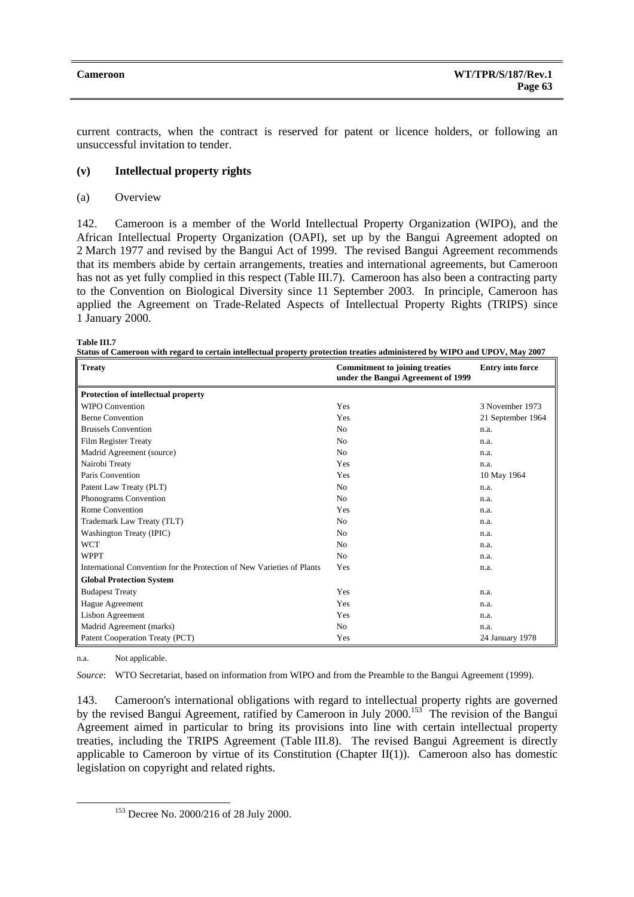current contracts, when the contract is reserved for patent or licence holders, or following an unsuccessful invitation to tender.

### (v) Intellectual property rights

#### (a) Overview

142. Cameroon is a member of the World Intellectual Property Organization (WIPO), and the African Intellectual Property Organization (OAPI), set up by the Bangui Agreement adopted on 2 March 1977 and revised by the Bangui Act of 1999. The revised Bangui Agreement recommends that its members abide by certain arrangements, treaties and international agreements, but Cameroon has not as yet fully complied in this respect (Table III.7). Cameroon has also been a contracting party to the Convention on Biological Diversity since 11 September 2003. In principle, Cameroon has applied the Agreement on Trade-Related Aspects of Intellectual Property Rights (TRIPS) since 1 January 2000.

**Table III.7**
**Status of Cameroon with regard to certain intellectual property protection treaties administered by WIPO and UPOV, May 2007**

| Treaty | Commitment to joining treaties under the Bangui Agreement of 1999 | Entry into force |
|---|---|---|
| **Protection of intellectual property** | | |
| WIPO Convention | Yes | 3 November 1973 |
| Berne Convention | Yes | 21 September 1964 |
| Brussels Convention | No | n.a. |
| Film Register Treaty | No | n.a. |
| Madrid Agreement (source) | No | n.a. |
| Nairobi Treaty | Yes | n.a. |
| Paris Convention | Yes | 10 May 1964 |
| Patent Law Treaty (PLT) | No | n.a. |
| Phonograms Convention | No | n.a. |
| Rome Convention | Yes | n.a. |
| Trademark Law Treaty (TLT) | No | n.a. |
| Washington Treaty (IPIC) | No | n.a. |
| WCT | No | n.a. |
| WPPT | No | n.a. |
| International Convention for the Protection of New Varieties of Plants | Yes | n.a. |
| **Global Protection System** | | |
| Budapest Treaty | Yes | n.a. |
| Hague Agreement | Yes | n.a. |
| Lisbon Agreement | Yes | n.a. |
| Madrid Agreement (marks) | No | n.a. |
| Patent Cooperation Treaty (PCT) | Yes | 24 January 1978 |

n.a. Not applicable.

*Source*: WTO Secretariat, based on information from WIPO and from the Preamble to the Bangui Agreement (1999).

143. Cameroon's international obligations with regard to intellectual property rights are governed by the revised Bangui Agreement, ratified by Cameroon in July 2000.[153] The revision of the Bangui Agreement aimed in particular to bring its provisions into line with certain intellectual property treaties, including the TRIPS Agreement (Table III.8). The revised Bangui Agreement is directly applicable to Cameroon by virtue of its Constitution (Chapter II(1)). Cameroon also has domestic legislation on copyright and related rights.

[153] Decree No. 2000/216 of 28 July 2000.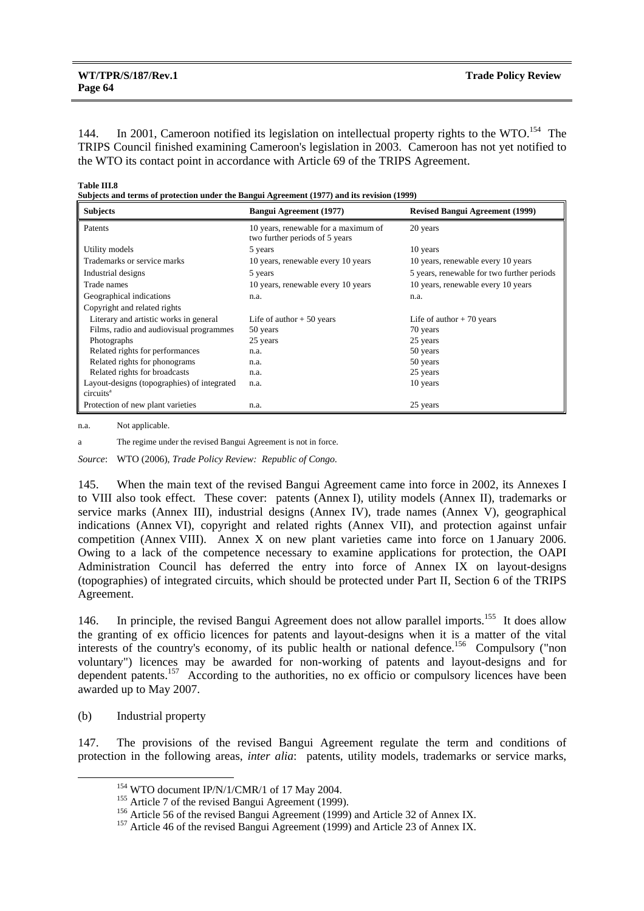144. In 2001, Cameroon notified its legislation on intellectual property rights to the WTO.[154] The TRIPS Council finished examining Cameroon's legislation in 2003. Cameroon has not yet notified to the WTO its contact point in accordance with Article 69 of the TRIPS Agreement.

**Table III.8**
**Subjects and terms of protection under the Bangui Agreement (1977) and its revision (1999)**

| Subjects | Bangui Agreement (1977) | Revised Bangui Agreement (1999) |
|---|---|---|
| Patents | 10 years, renewable for a maximum of two further periods of 5 years | 20 years |
| Utility models | 5 years | 10 years |
| Trademarks or service marks | 10 years, renewable every 10 years | 10 years, renewable every 10 years |
| Industrial designs | 5 years | 5 years, renewable for two further periods |
| Trade names | 10 years, renewable every 10 years | 10 years, renewable every 10 years |
| Geographical indications | n.a. | n.a. |
| Copyright and related rights | | |
| Literary and artistic works in general | Life of author + 50 years | Life of author + 70 years |
| Films, radio and audiovisual programmes | 50 years | 70 years |
| Photographs | 25 years | 25 years |
| Related rights for performances | n.a. | 50 years |
| Related rights for phonograms | n.a. | 50 years |
| Related rights for broadcasts | n.a. | 25 years |
| Layout-designs (topographies) of integrated circuits[a] | n.a. | 10 years |
| Protection of new plant varieties | n.a. | 25 years |

n.a. Not applicable.

a The regime under the revised Bangui Agreement is not in force.

*Source*: WTO (2006), *Trade Policy Review: Republic of Congo.*

145. When the main text of the revised Bangui Agreement came into force in 2002, its Annexes I to VIII also took effect. These cover: patents (Annex I), utility models (Annex II), trademarks or service marks (Annex III), industrial designs (Annex IV), trade names (Annex V), geographical indications (Annex VI), copyright and related rights (Annex VII), and protection against unfair competition (Annex VIII). Annex X on new plant varieties came into force on 1 January 2006. Owing to a lack of the competence necessary to examine applications for protection, the OAPI Administration Council has deferred the entry into force of Annex IX on layout-designs (topographies) of integrated circuits, which should be protected under Part II, Section 6 of the TRIPS Agreement.

146. In principle, the revised Bangui Agreement does not allow parallel imports.[155] It does allow the granting of ex officio licences for patents and layout-designs when it is a matter of the vital interests of the country's economy, of its public health or national defence.[156] Compulsory ("non voluntary") licences may be awarded for non-working of patents and layout-designs and for dependent patents.[157] According to the authorities, no ex officio or compulsory licences have been awarded up to May 2007.

(b) Industrial property

147. The provisions of the revised Bangui Agreement regulate the term and conditions of protection in the following areas, *inter alia*: patents, utility models, trademarks or service marks,

[154] WTO document IP/N/1/CMR/1 of 17 May 2004.

[155] Article 7 of the revised Bangui Agreement (1999).

[156] Article 56 of the revised Bangui Agreement (1999) and Article 32 of Annex IX.

[157] Article 46 of the revised Bangui Agreement (1999) and Article 23 of Annex IX.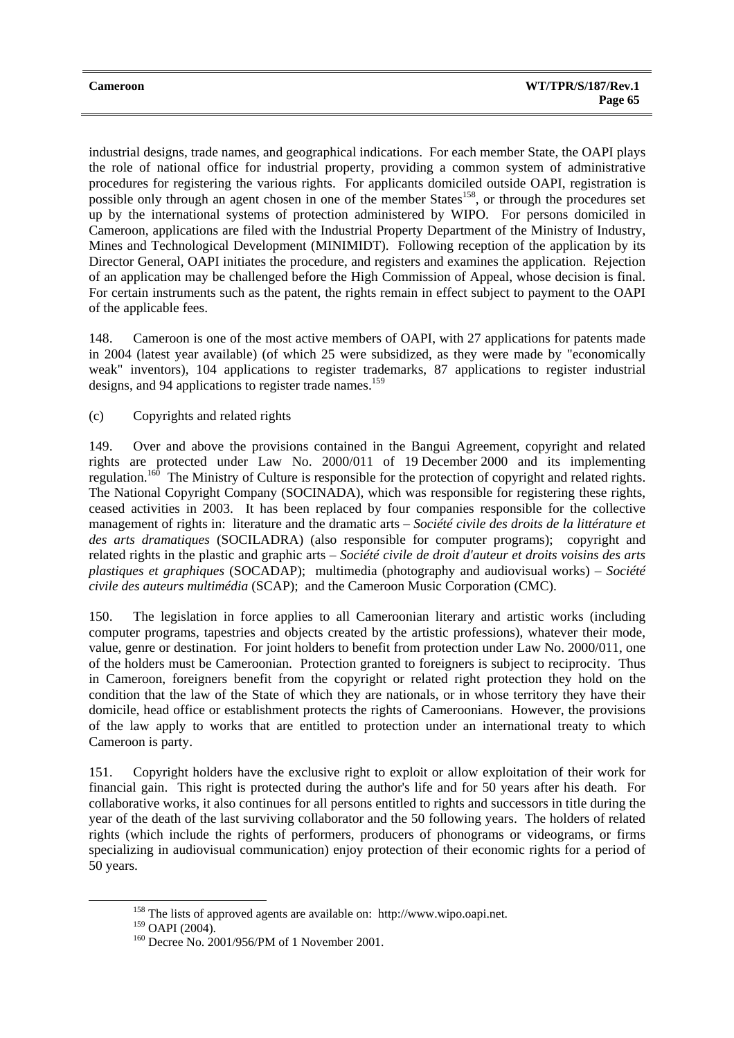industrial designs, trade names, and geographical indications. For each member State, the OAPI plays the role of national office for industrial property, providing a common system of administrative procedures for registering the various rights. For applicants domiciled outside OAPI, registration is possible only through an agent chosen in one of the member States[158], or through the procedures set up by the international systems of protection administered by WIPO. For persons domiciled in Cameroon, applications are filed with the Industrial Property Department of the Ministry of Industry, Mines and Technological Development (MINIMIDT). Following reception of the application by its Director General, OAPI initiates the procedure, and registers and examines the application. Rejection of an application may be challenged before the High Commission of Appeal, whose decision is final. For certain instruments such as the patent, the rights remain in effect subject to payment to the OAPI of the applicable fees.

148. Cameroon is one of the most active members of OAPI, with 27 applications for patents made in 2004 (latest year available) (of which 25 were subsidized, as they were made by "economically weak" inventors), 104 applications to register trademarks, 87 applications to register industrial designs, and 94 applications to register trade names.[159]

(c) Copyrights and related rights

149. Over and above the provisions contained in the Bangui Agreement, copyright and related rights are protected under Law No. 2000/011 of 19 December 2000 and its implementing regulation.[160] The Ministry of Culture is responsible for the protection of copyright and related rights. The National Copyright Company (SOCINADA), which was responsible for registering these rights, ceased activities in 2003. It has been replaced by four companies responsible for the collective management of rights in: literature and the dramatic arts – *Société civile des droits de la littérature et des arts dramatiques* (SOCILADRA) (also responsible for computer programs); copyright and related rights in the plastic and graphic arts – *Société civile de droit d'auteur et droits voisins des arts plastiques et graphiques* (SOCADAP); multimedia (photography and audiovisual works) – *Société civile des auteurs multimédia* (SCAP); and the Cameroon Music Corporation (CMC).

150. The legislation in force applies to all Cameroonian literary and artistic works (including computer programs, tapestries and objects created by the artistic professions), whatever their mode, value, genre or destination. For joint holders to benefit from protection under Law No. 2000/011, one of the holders must be Cameroonian. Protection granted to foreigners is subject to reciprocity. Thus in Cameroon, foreigners benefit from the copyright or related right protection they hold on the condition that the law of the State of which they are nationals, or in whose territory they have their domicile, head office or establishment protects the rights of Cameroonians. However, the provisions of the law apply to works that are entitled to protection under an international treaty to which Cameroon is party.

151. Copyright holders have the exclusive right to exploit or allow exploitation of their work for financial gain. This right is protected during the author's life and for 50 years after his death. For collaborative works, it also continues for all persons entitled to rights and successors in title during the year of the death of the last surviving collaborator and the 50 following years. The holders of related rights (which include the rights of performers, producers of phonograms or videograms, or firms specializing in audiovisual communication) enjoy protection of their economic rights for a period of 50 years.

[158] The lists of approved agents are available on: http://www.wipo.oapi.net.

[159] OAPI (2004).

[160] Decree No. 2001/956/PM of 1 November 2001.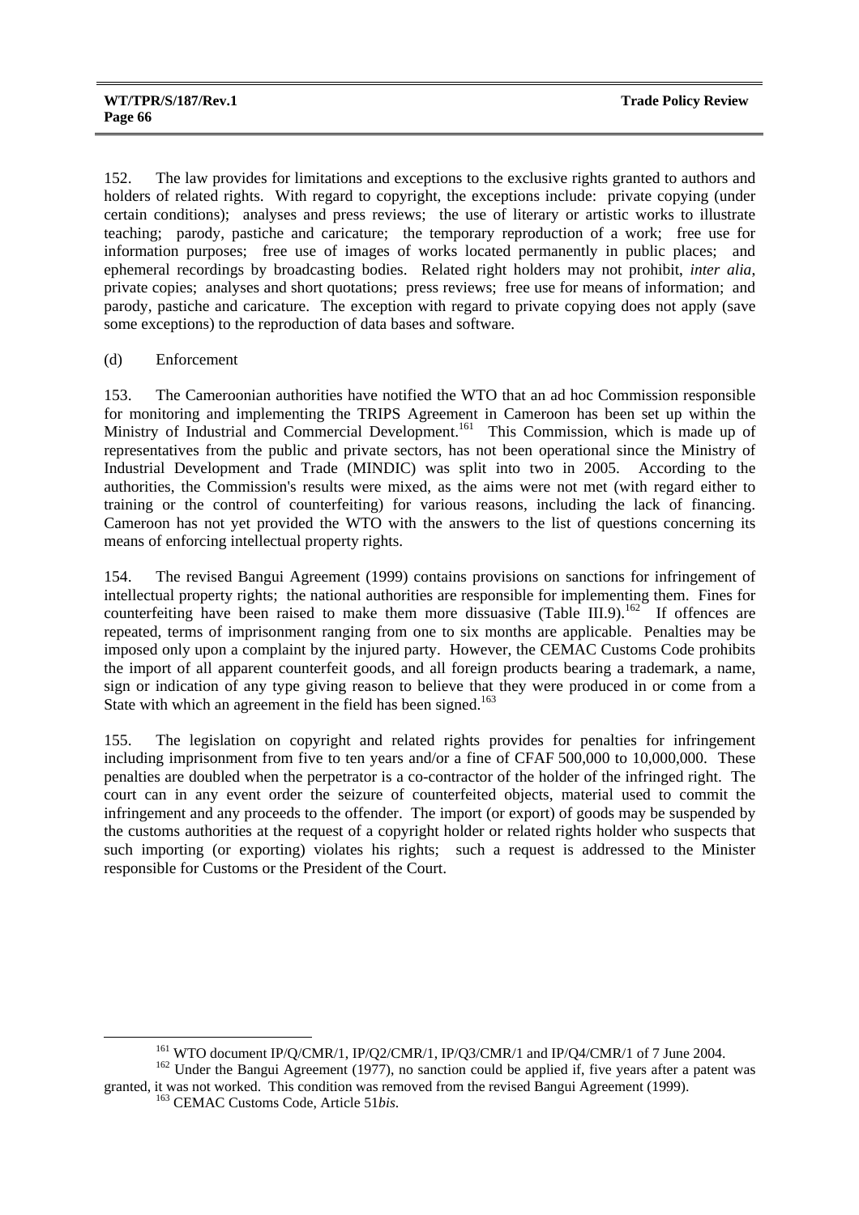152. The law provides for limitations and exceptions to the exclusive rights granted to authors and holders of related rights. With regard to copyright, the exceptions include: private copying (under certain conditions); analyses and press reviews; the use of literary or artistic works to illustrate teaching; parody, pastiche and caricature; the temporary reproduction of a work; free use for information purposes; free use of images of works located permanently in public places; and ephemeral recordings by broadcasting bodies. Related right holders may not prohibit, *inter alia*, private copies; analyses and short quotations; press reviews; free use for means of information; and parody, pastiche and caricature. The exception with regard to private copying does not apply (save some exceptions) to the reproduction of data bases and software.

(d) Enforcement

153. The Cameroonian authorities have notified the WTO that an ad hoc Commission responsible for monitoring and implementing the TRIPS Agreement in Cameroon has been set up within the Ministry of Industrial and Commercial Development.[161] This Commission, which is made up of representatives from the public and private sectors, has not been operational since the Ministry of Industrial Development and Trade (MINDIC) was split into two in 2005. According to the authorities, the Commission's results were mixed, as the aims were not met (with regard either to training or the control of counterfeiting) for various reasons, including the lack of financing. Cameroon has not yet provided the WTO with the answers to the list of questions concerning its means of enforcing intellectual property rights.

154. The revised Bangui Agreement (1999) contains provisions on sanctions for infringement of intellectual property rights; the national authorities are responsible for implementing them. Fines for counterfeiting have been raised to make them more dissuasive (Table III.9).[162] If offences are repeated, terms of imprisonment ranging from one to six months are applicable. Penalties may be imposed only upon a complaint by the injured party. However, the CEMAC Customs Code prohibits the import of all apparent counterfeit goods, and all foreign products bearing a trademark, a name, sign or indication of any type giving reason to believe that they were produced in or come from a State with which an agreement in the field has been signed.[163]

155. The legislation on copyright and related rights provides for penalties for infringement including imprisonment from five to ten years and/or a fine of CFAF 500,000 to 10,000,000. These penalties are doubled when the perpetrator is a co-contractor of the holder of the infringed right. The court can in any event order the seizure of counterfeited objects, material used to commit the infringement and any proceeds to the offender. The import (or export) of goods may be suspended by the customs authorities at the request of a copyright holder or related rights holder who suspects that such importing (or exporting) violates his rights; such a request is addressed to the Minister responsible for Customs or the President of the Court.

---

[161] WTO document IP/Q/CMR/1, IP/Q2/CMR/1, IP/Q3/CMR/1 and IP/Q4/CMR/1 of 7 June 2004.

[162] Under the Bangui Agreement (1977), no sanction could be applied if, five years after a patent was granted, it was not worked. This condition was removed from the revised Bangui Agreement (1999).

[163] CEMAC Customs Code, Article 51*bis*.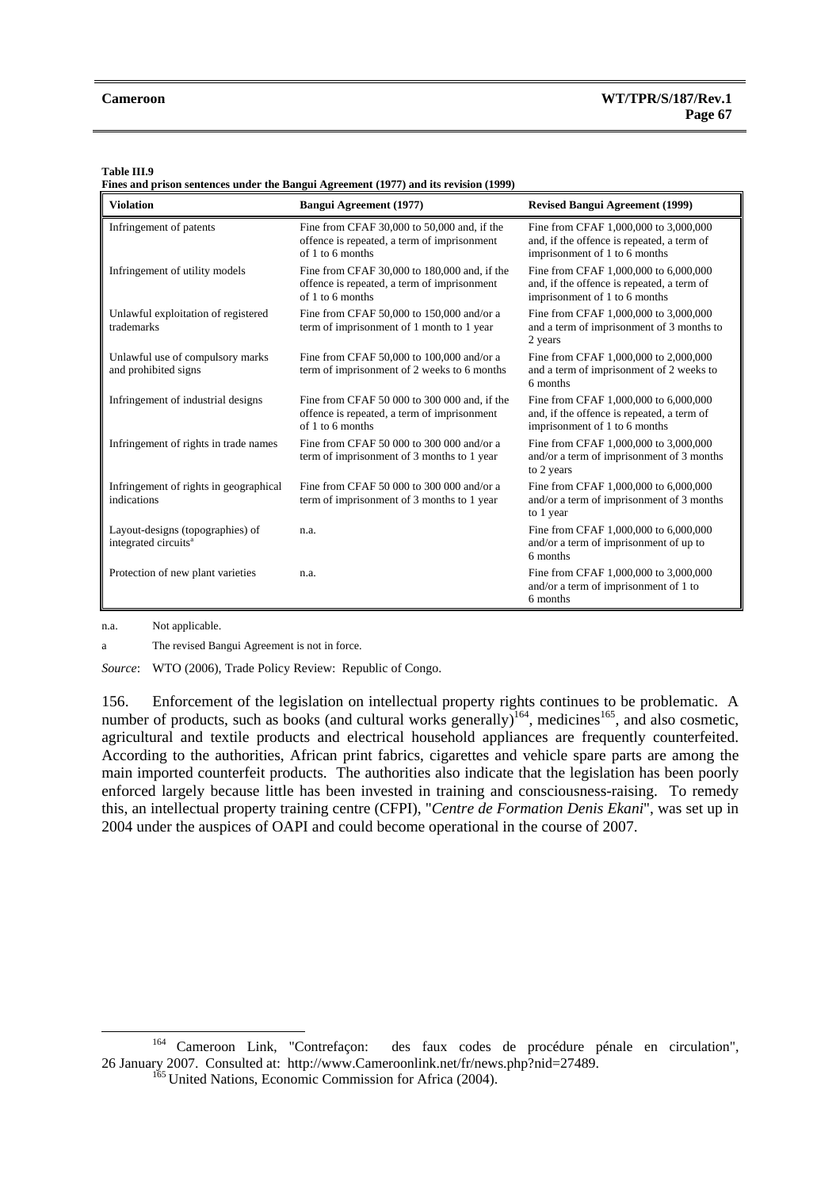**Table III.9**
**Fines and prison sentences under the Bangui Agreement (1977) and its revision (1999)**

| Violation | Bangui Agreement (1977) | Revised Bangui Agreement (1999) |
|---|---|---|
| Infringement of patents | Fine from CFAF 30,000 to 50,000 and, if the offence is repeated, a term of imprisonment of 1 to 6 months | Fine from CFAF 1,000,000 to 3,000,000 and, if the offence is repeated, a term of imprisonment of 1 to 6 months |
| Infringement of utility models | Fine from CFAF 30,000 to 180,000 and, if the offence is repeated, a term of imprisonment of 1 to 6 months | Fine from CFAF 1,000,000 to 6,000,000 and, if the offence is repeated, a term of imprisonment of 1 to 6 months |
| Unlawful exploitation of registered trademarks | Fine from CFAF 50,000 to 150,000 and/or a term of imprisonment of 1 month to 1 year | Fine from CFAF 1,000,000 to 3,000,000 and a term of imprisonment of 3 months to 2 years |
| Unlawful use of compulsory marks and prohibited signs | Fine from CFAF 50,000 to 100,000 and/or a term of imprisonment of 2 weeks to 6 months | Fine from CFAF 1,000,000 to 2,000,000 and a term of imprisonment of 2 weeks to 6 months |
| Infringement of industrial designs | Fine from CFAF 50 000 to 300 000 and, if the offence is repeated, a term of imprisonment of 1 to 6 months | Fine from CFAF 1,000,000 to 6,000,000 and, if the offence is repeated, a term of imprisonment of 1 to 6 months |
| Infringement of rights in trade names | Fine from CFAF 50 000 to 300 000 and/or a term of imprisonment of 3 months to 1 year | Fine from CFAF 1,000,000 to 3,000,000 and/or a term of imprisonment of 3 months to 2 years |
| Infringement of rights in geographical indications | Fine from CFAF 50 000 to 300 000 and/or a term of imprisonment of 3 months to 1 year | Fine from CFAF 1,000,000 to 6,000,000 and/or a term of imprisonment of 3 months to 1 year |
| Layout-designs (topographies) of integrated circuits[a] | n.a. | Fine from CFAF 1,000,000 to 6,000,000 and/or a term of imprisonment of up to 6 months |
| Protection of new plant varieties | n.a. | Fine from CFAF 1,000,000 to 3,000,000 and/or a term of imprisonment of 1 to 6 months |

n.a. Not applicable.

a The revised Bangui Agreement is not in force.

*Source*: WTO (2006), Trade Policy Review: Republic of Congo.

156. Enforcement of the legislation on intellectual property rights continues to be problematic. A number of products, such as books (and cultural works generally)[164], medicines[165], and also cosmetic, agricultural and textile products and electrical household appliances are frequently counterfeited. According to the authorities, African print fabrics, cigarettes and vehicle spare parts are among the main imported counterfeit products. The authorities also indicate that the legislation has been poorly enforced largely because little has been invested in training and consciousness-raising. To remedy this, an intellectual property training centre (CFPI), "*Centre de Formation Denis Ekani*", was set up in 2004 under the auspices of OAPI and could become operational in the course of 2007.

[164] Cameroon Link, "Contrefaçon: des faux codes de procédure pénale en circulation", 26 January 2007. Consulted at: http://www.Cameroonlink.net/fr/news.php?nid=27489.

[165] United Nations, Economic Commission for Africa (2004).